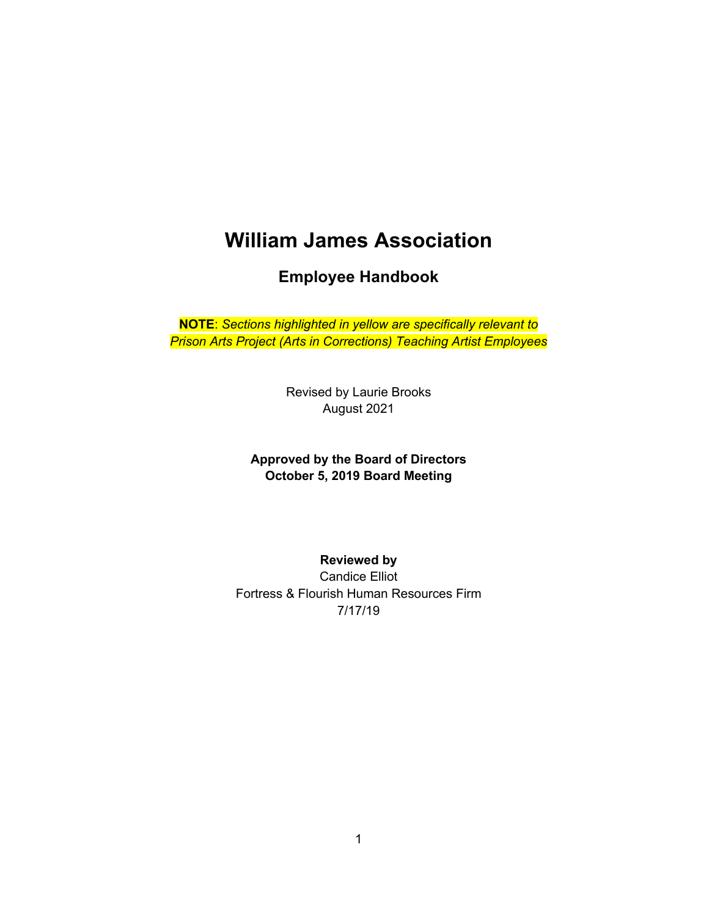# William James Association

## Employee Handbook

**NOTE**: *Sections highlighted in yellow are specifically relevant to Prison Arts Project (Arts in Corrections) Teaching Artist Employees*

Revised by Laurie Brooks
August 2021

**Approved by the Board of Directors**
**October 5, 2019 Board Meeting**

**Reviewed by**
Candice Elliot
Fortress & Flourish Human Resources Firm
7/17/19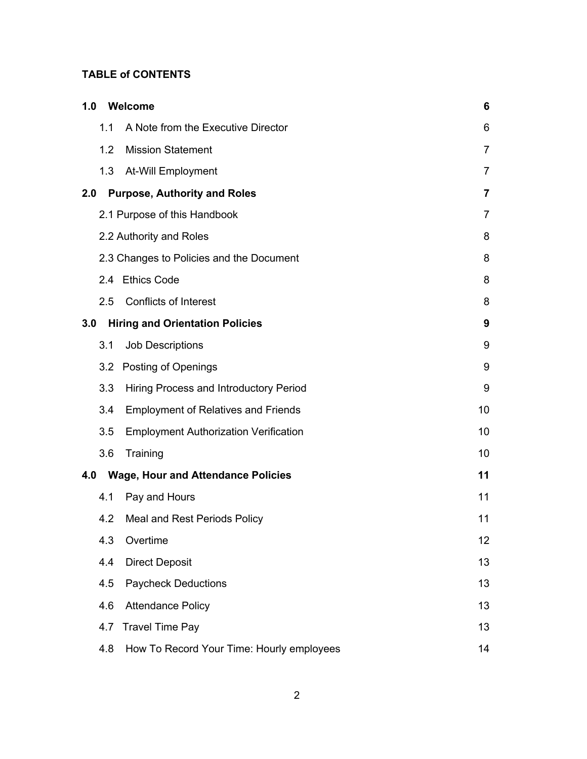**TABLE of CONTENTS**

| | | |
|---|---|---|
| **1.0** | **Welcome** | **6** |
| 1.1 | A Note from the Executive Director | 6 |
| 1.2 | Mission Statement | 7 |
| 1.3 | At-Will Employment | 7 |
| **2.0** | **Purpose, Authority and Roles** | **7** |
| 2.1 | Purpose of this Handbook | 7 |
| 2.2 | Authority and Roles | 8 |
| 2.3 | Changes to Policies and the Document | 8 |
| 2.4 | Ethics Code | 8 |
| 2.5 | Conflicts of Interest | 8 |
| **3.0** | **Hiring and Orientation Policies** | **9** |
| 3.1 | Job Descriptions | 9 |
| 3.2 | Posting of Openings | 9 |
| 3.3 | Hiring Process and Introductory Period | 9 |
| 3.4 | Employment of Relatives and Friends | 10 |
| 3.5 | Employment Authorization Verification | 10 |
| 3.6 | Training | 10 |
| **4.0** | **Wage, Hour and Attendance Policies** | **11** |
| 4.1 | Pay and Hours | 11 |
| 4.2 | Meal and Rest Periods Policy | 11 |
| 4.3 | Overtime | 12 |
| 4.4 | Direct Deposit | 13 |
| 4.5 | Paycheck Deductions | 13 |
| 4.6 | Attendance Policy | 13 |
| 4.7 | Travel Time Pay | 13 |
| 4.8 | How To Record Your Time: Hourly employees | 14 |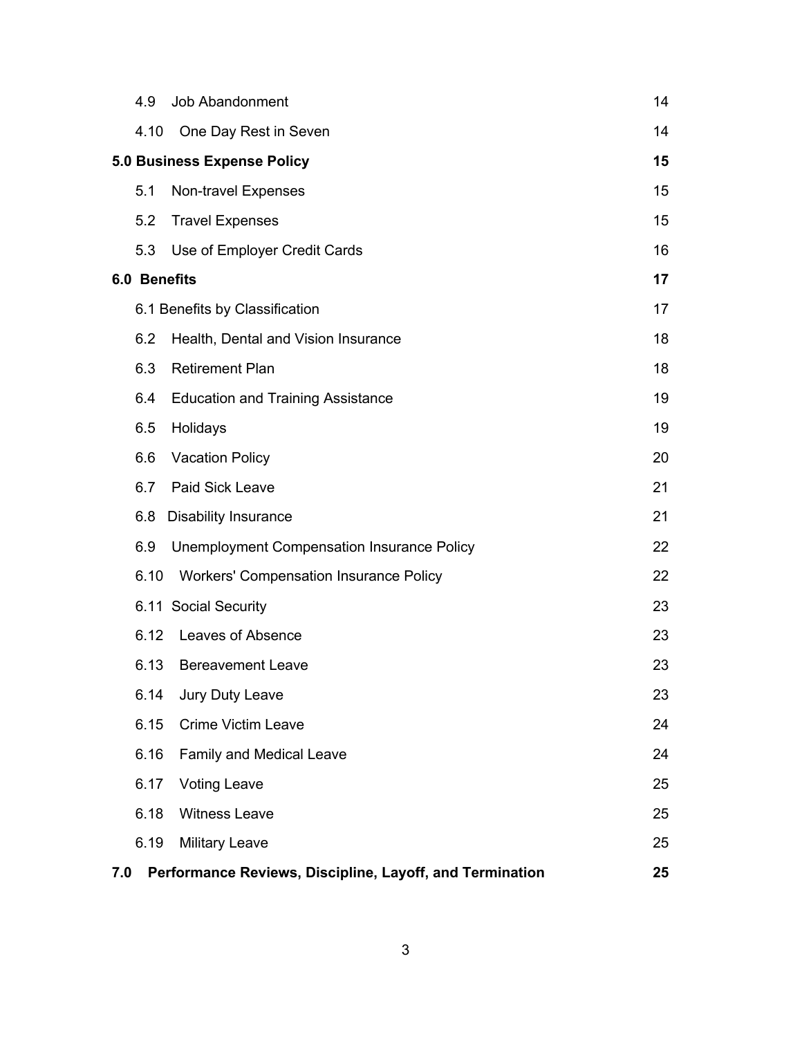| | |
|---|---|
| 4.9 Job Abandonment | 14 |
| 4.10 One Day Rest in Seven | 14 |
| **5.0 Business Expense Policy** | **15** |
| 5.1 Non-travel Expenses | 15 |
| 5.2 Travel Expenses | 15 |
| 5.3 Use of Employer Credit Cards | 16 |
| **6.0 Benefits** | **17** |
| 6.1 Benefits by Classification | 17 |
| 6.2 Health, Dental and Vision Insurance | 18 |
| 6.3 Retirement Plan | 18 |
| 6.4 Education and Training Assistance | 19 |
| 6.5 Holidays | 19 |
| 6.6 Vacation Policy | 20 |
| 6.7 Paid Sick Leave | 21 |
| 6.8 Disability Insurance | 21 |
| 6.9 Unemployment Compensation Insurance Policy | 22 |
| 6.10 Workers' Compensation Insurance Policy | 22 |
| 6.11 Social Security | 23 |
| 6.12 Leaves of Absence | 23 |
| 6.13 Bereavement Leave | 23 |
| 6.14 Jury Duty Leave | 23 |
| 6.15 Crime Victim Leave | 24 |
| 6.16 Family and Medical Leave | 24 |
| 6.17 Voting Leave | 25 |
| 6.18 Witness Leave | 25 |
| 6.19 Military Leave | 25 |
| **7.0 Performance Reviews, Discipline, Layoff, and Termination** | **25** |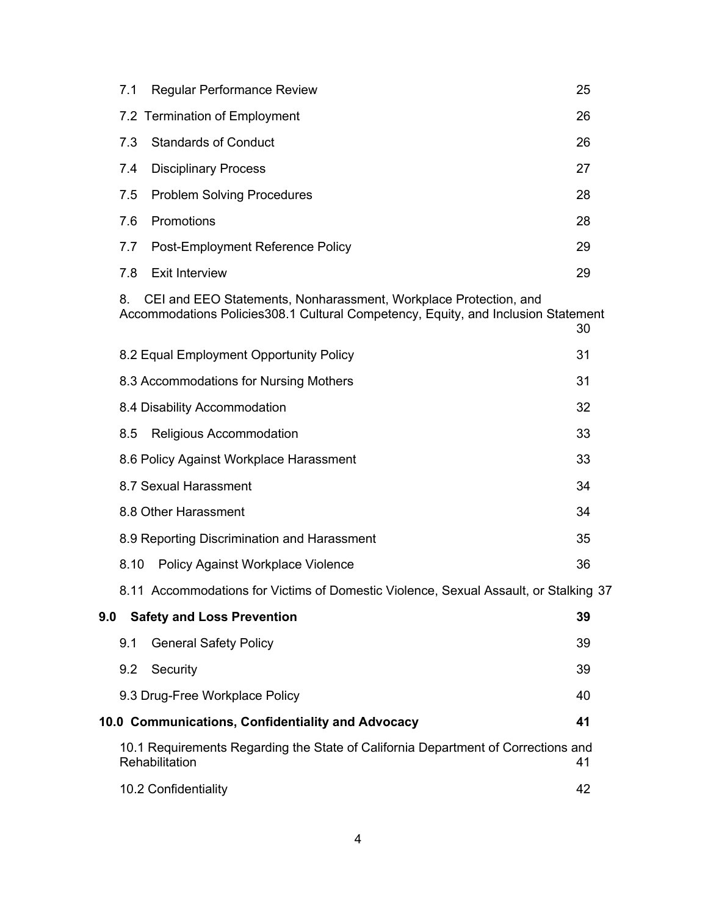| | |
|---|---|
| 7.1 Regular Performance Review | 25 |
| 7.2 Termination of Employment | 26 |
| 7.3 Standards of Conduct | 26 |
| 7.4 Disciplinary Process | 27 |
| 7.5 Problem Solving Procedures | 28 |
| 7.6 Promotions | 28 |
| 7.7 Post-Employment Reference Policy | 29 |
| 7.8 Exit Interview | 29 |
| 8. CEI and EEO Statements, Nonharassment, Workplace Protection, and Accommodations Policies308.1 Cultural Competency, Equity, and Inclusion Statement | 30 |
| 8.2 Equal Employment Opportunity Policy | 31 |
| 8.3 Accommodations for Nursing Mothers | 31 |
| 8.4 Disability Accommodation | 32 |
| 8.5 Religious Accommodation | 33 |
| 8.6 Policy Against Workplace Harassment | 33 |
| 8.7 Sexual Harassment | 34 |
| 8.8 Other Harassment | 34 |
| 8.9 Reporting Discrimination and Harassment | 35 |
| 8.10 Policy Against Workplace Violence | 36 |
| 8.11 Accommodations for Victims of Domestic Violence, Sexual Assault, or Stalking | 37 |
| **9.0 Safety and Loss Prevention** | **39** |
| 9.1 General Safety Policy | 39 |
| 9.2 Security | 39 |
| 9.3 Drug-Free Workplace Policy | 40 |
| **10.0 Communications, Confidentiality and Advocacy** | **41** |
| 10.1 Requirements Regarding the State of California Department of Corrections and Rehabilitation | 41 |
| 10.2 Confidentiality | 42 |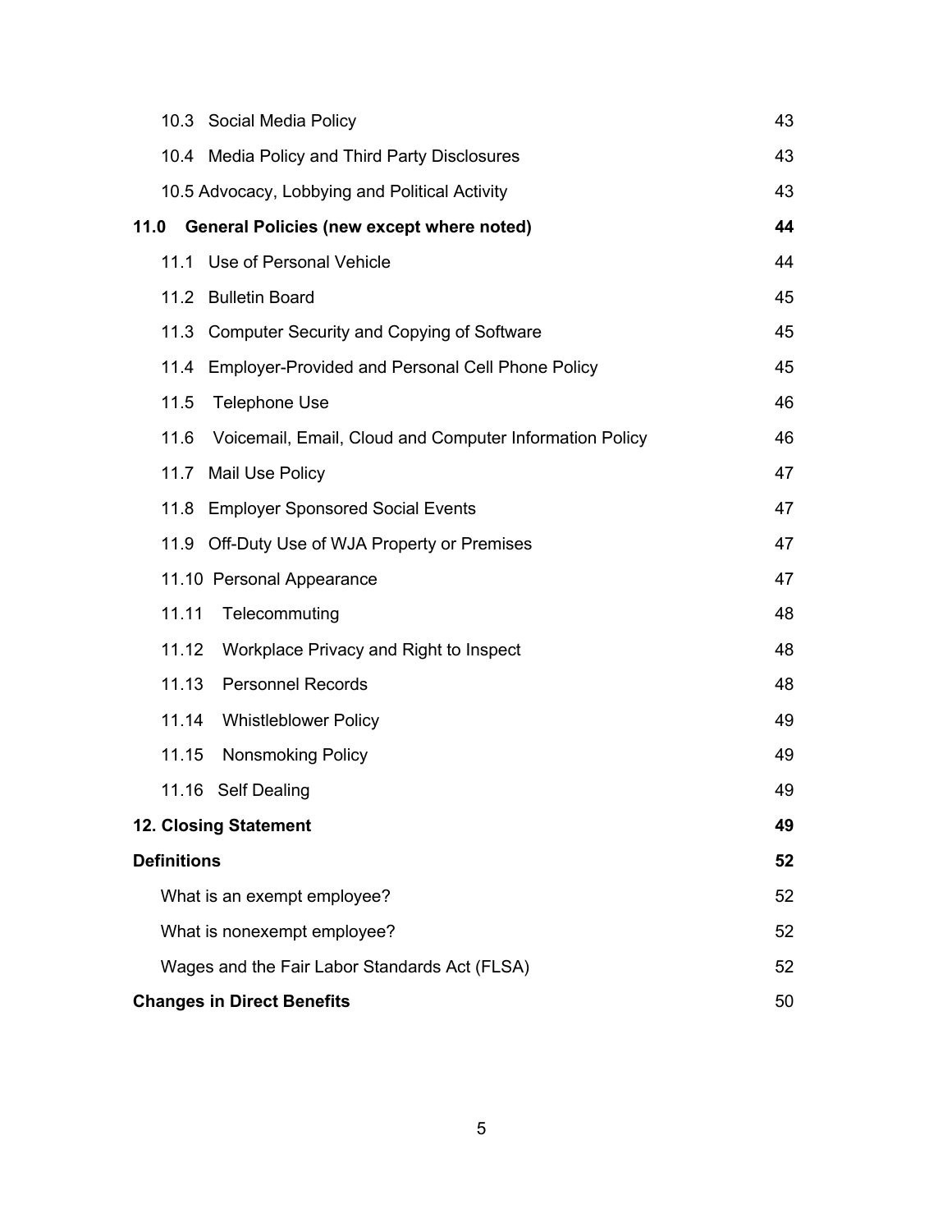| | |
|---|---|
| 10.3 Social Media Policy | 43 |
| 10.4 Media Policy and Third Party Disclosures | 43 |
| 10.5 Advocacy, Lobbying and Political Activity | 43 |
| **11.0 General Policies (new except where noted)** | **44** |
| 11.1 Use of Personal Vehicle | 44 |
| 11.2 Bulletin Board | 45 |
| 11.3 Computer Security and Copying of Software | 45 |
| 11.4 Employer-Provided and Personal Cell Phone Policy | 45 |
| 11.5 Telephone Use | 46 |
| 11.6 Voicemail, Email, Cloud and Computer Information Policy | 46 |
| 11.7 Mail Use Policy | 47 |
| 11.8 Employer Sponsored Social Events | 47 |
| 11.9 Off-Duty Use of WJA Property or Premises | 47 |
| 11.10 Personal Appearance | 47 |
| 11.11 Telecommuting | 48 |
| 11.12 Workplace Privacy and Right to Inspect | 48 |
| 11.13 Personnel Records | 48 |
| 11.14 Whistleblower Policy | 49 |
| 11.15 Nonsmoking Policy | 49 |
| 11.16 Self Dealing | 49 |
| **12. Closing Statement** | **49** |
| **Definitions** | **52** |
| What is an exempt employee? | 52 |
| What is nonexempt employee? | 52 |
| Wages and the Fair Labor Standards Act (FLSA) | 52 |
| **Changes in Direct Benefits** | 50 |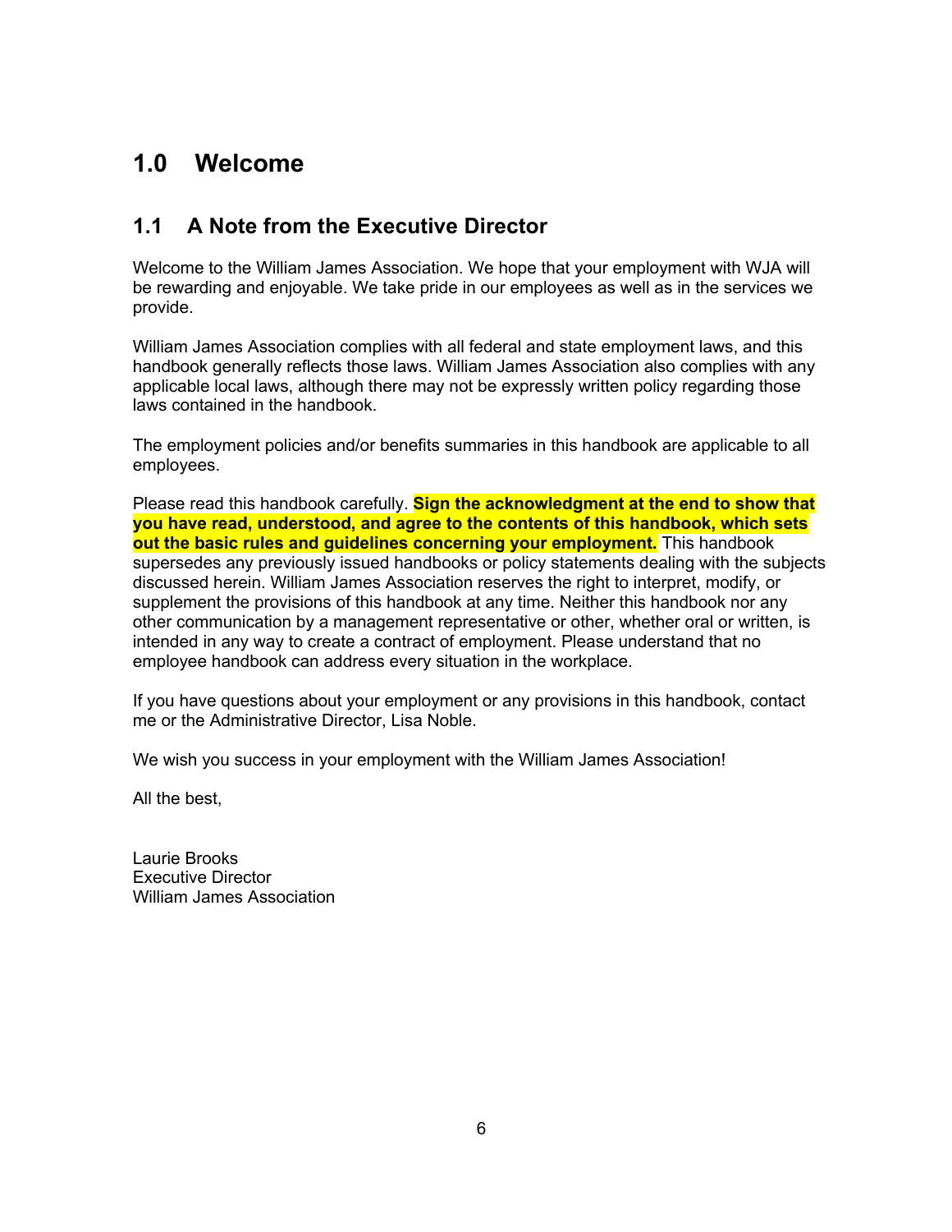# 1.0 Welcome

## 1.1 A Note from the Executive Director

Welcome to the William James Association. We hope that your employment with WJA will be rewarding and enjoyable. We take pride in our employees as well as in the services we provide.

William James Association complies with all federal and state employment laws, and this handbook generally reflects those laws. William James Association also complies with any applicable local laws, although there may not be expressly written policy regarding those laws contained in the handbook.

The employment policies and/or benefits summaries in this handbook are applicable to all employees.

Please read this handbook carefully. **Sign the acknowledgment at the end to show that you have read, understood, and agree to the contents of this handbook, which sets out the basic rules and guidelines concerning your employment.** This handbook supersedes any previously issued handbooks or policy statements dealing with the subjects discussed herein. William James Association reserves the right to interpret, modify, or supplement the provisions of this handbook at any time. Neither this handbook nor any other communication by a management representative or other, whether oral or written, is intended in any way to create a contract of employment. Please understand that no employee handbook can address every situation in the workplace.

If you have questions about your employment or any provisions in this handbook, contact me or the Administrative Director, Lisa Noble.

We wish you success in your employment with the William James Association!

All the best,

Laurie Brooks
Executive Director
William James Association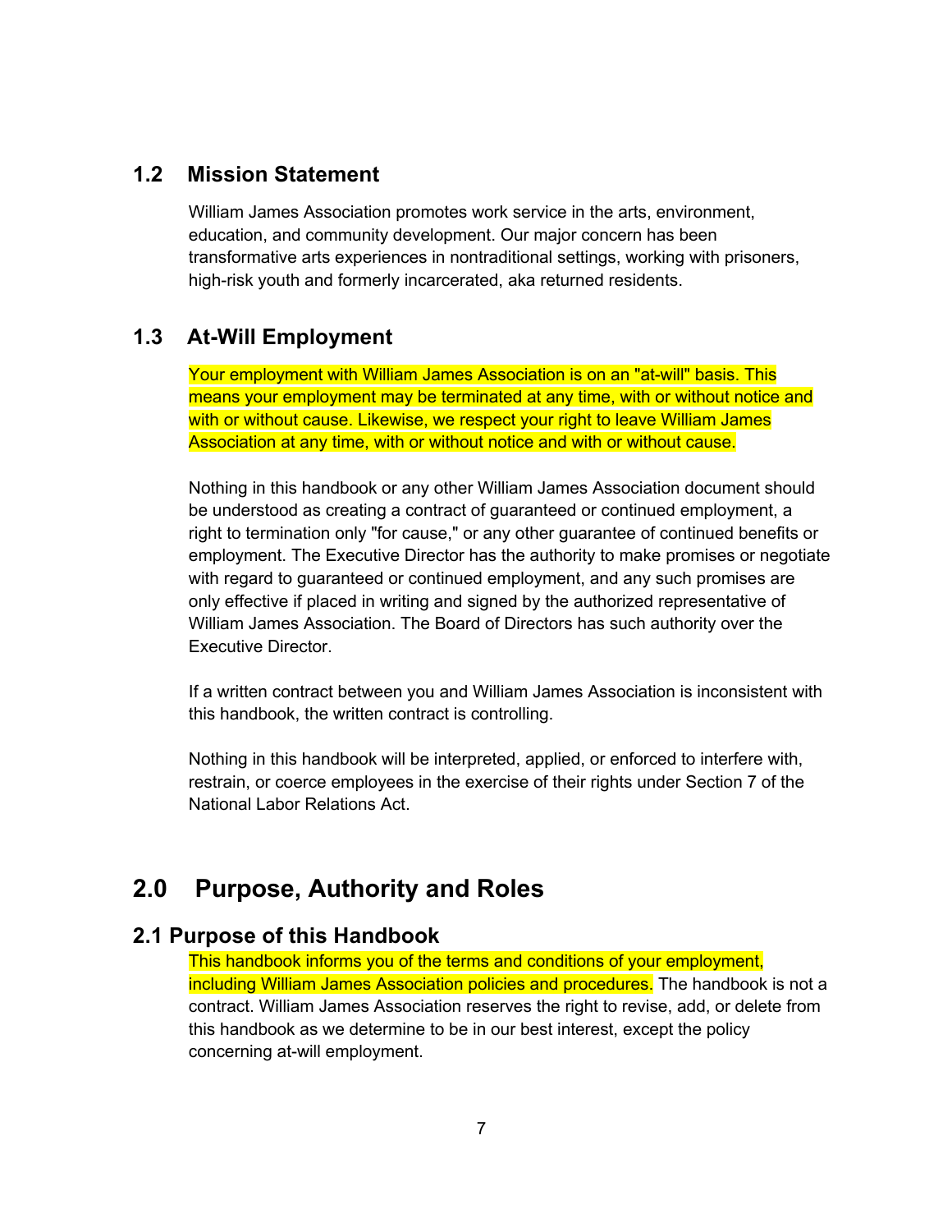## 1.2 Mission Statement

William James Association promotes work service in the arts, environment, education, and community development. Our major concern has been transformative arts experiences in nontraditional settings, working with prisoners, high-risk youth and formerly incarcerated, aka returned residents.

## 1.3 At-Will Employment

Your employment with William James Association is on an "at-will" basis. This means your employment may be terminated at any time, with or without notice and with or without cause. Likewise, we respect your right to leave William James Association at any time, with or without notice and with or without cause.

Nothing in this handbook or any other William James Association document should be understood as creating a contract of guaranteed or continued employment, a right to termination only "for cause," or any other guarantee of continued benefits or employment. The Executive Director has the authority to make promises or negotiate with regard to guaranteed or continued employment, and any such promises are only effective if placed in writing and signed by the authorized representative of William James Association. The Board of Directors has such authority over the Executive Director.

If a written contract between you and William James Association is inconsistent with this handbook, the written contract is controlling.

Nothing in this handbook will be interpreted, applied, or enforced to interfere with, restrain, or coerce employees in the exercise of their rights under Section 7 of the National Labor Relations Act.

# 2.0 Purpose, Authority and Roles

## 2.1 Purpose of this Handbook

This handbook informs you of the terms and conditions of your employment, including William James Association policies and procedures. The handbook is not a contract. William James Association reserves the right to revise, add, or delete from this handbook as we determine to be in our best interest, except the policy concerning at-will employment.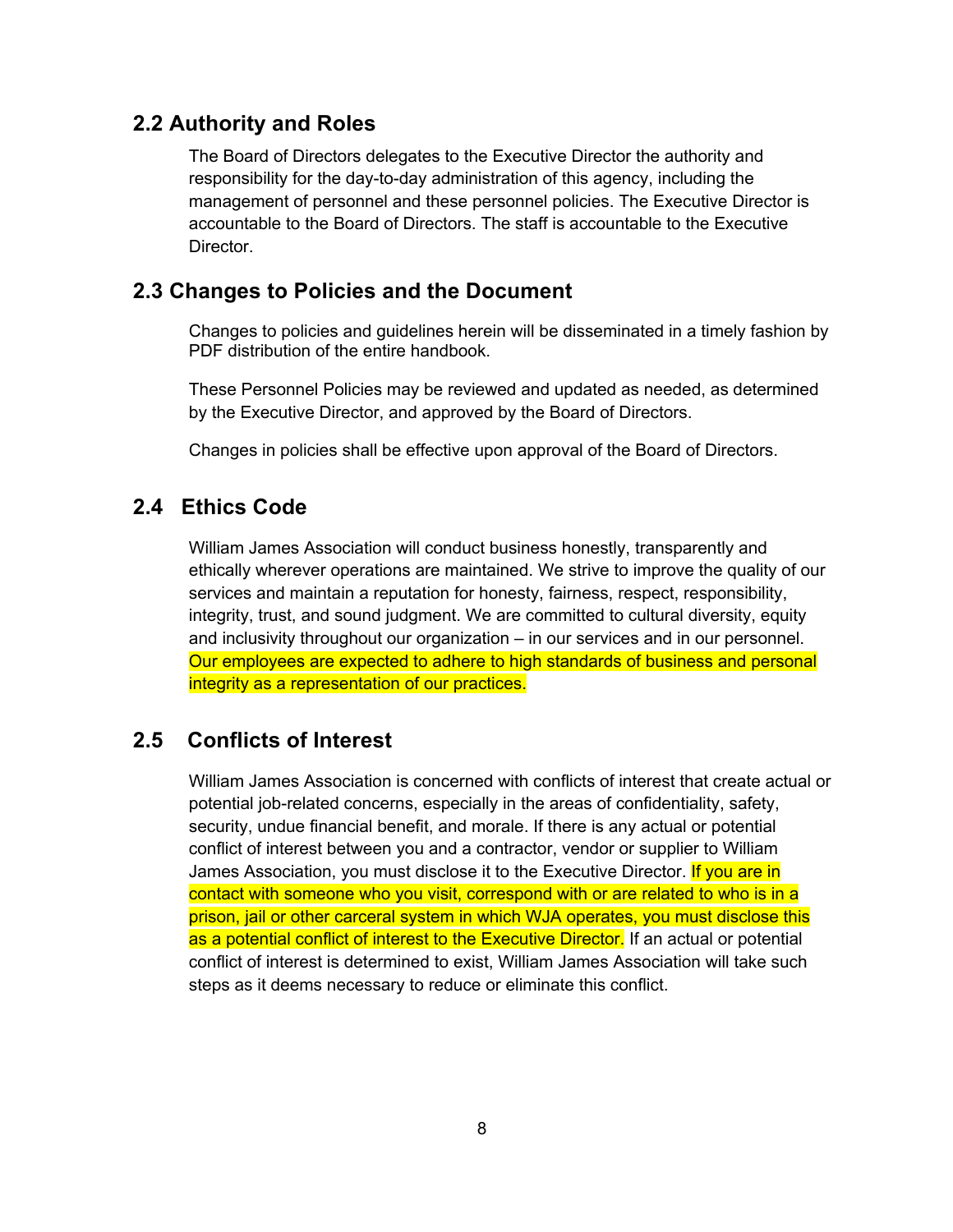## 2.2 Authority and Roles

The Board of Directors delegates to the Executive Director the authority and responsibility for the day-to-day administration of this agency, including the management of personnel and these personnel policies. The Executive Director is accountable to the Board of Directors. The staff is accountable to the Executive Director.

## 2.3 Changes to Policies and the Document

Changes to policies and guidelines herein will be disseminated in a timely fashion by PDF distribution of the entire handbook.

These Personnel Policies may be reviewed and updated as needed, as determined by the Executive Director, and approved by the Board of Directors.

Changes in policies shall be effective upon approval of the Board of Directors.

## 2.4 Ethics Code

William James Association will conduct business honestly, transparently and ethically wherever operations are maintained. We strive to improve the quality of our services and maintain a reputation for honesty, fairness, respect, responsibility, integrity, trust, and sound judgment. We are committed to cultural diversity, equity and inclusivity throughout our organization – in our services and in our personnel. Our employees are expected to adhere to high standards of business and personal integrity as a representation of our practices.

## 2.5 Conflicts of Interest

William James Association is concerned with conflicts of interest that create actual or potential job-related concerns, especially in the areas of confidentiality, safety, security, undue financial benefit, and morale. If there is any actual or potential conflict of interest between you and a contractor, vendor or supplier to William James Association, you must disclose it to the Executive Director. If you are in contact with someone who you visit, correspond with or are related to who is in a prison, jail or other carceral system in which WJA operates, you must disclose this as a potential conflict of interest to the Executive Director. If an actual or potential conflict of interest is determined to exist, William James Association will take such steps as it deems necessary to reduce or eliminate this conflict.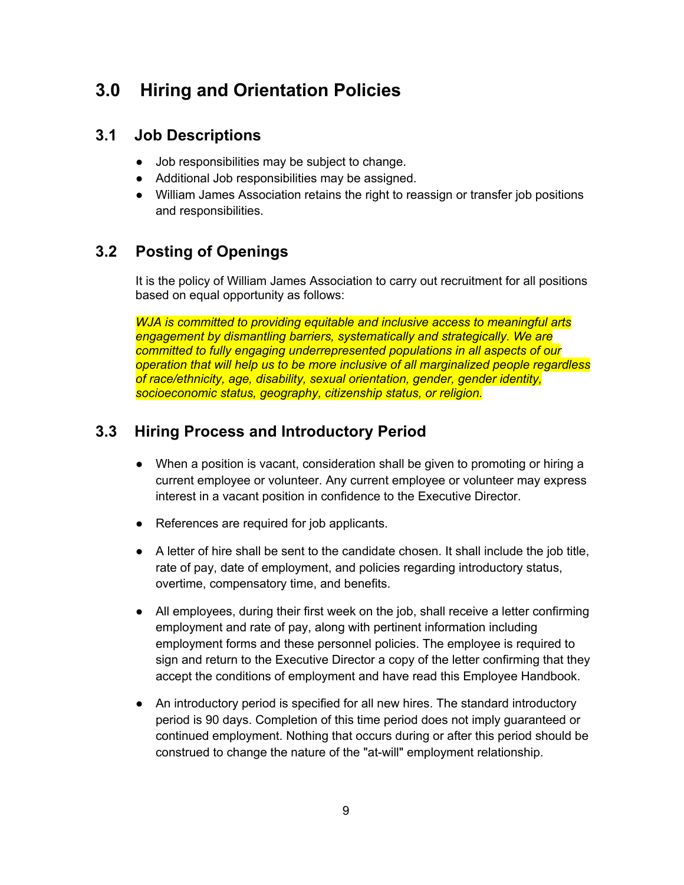# 3.0 Hiring and Orientation Policies

## 3.1 Job Descriptions

- Job responsibilities may be subject to change.
- Additional Job responsibilities may be assigned.
- William James Association retains the right to reassign or transfer job positions and responsibilities.

## 3.2 Posting of Openings

It is the policy of William James Association to carry out recruitment for all positions based on equal opportunity as follows:

*WJA is committed to providing equitable and inclusive access to meaningful arts engagement by dismantling barriers, systematically and strategically. We are committed to fully engaging underrepresented populations in all aspects of our operation that will help us to be more inclusive of all marginalized people regardless of race/ethnicity, age, disability, sexual orientation, gender, gender identity, socioeconomic status, geography, citizenship status, or religion.*

## 3.3 Hiring Process and Introductory Period

- When a position is vacant, consideration shall be given to promoting or hiring a current employee or volunteer. Any current employee or volunteer may express interest in a vacant position in confidence to the Executive Director.

- References are required for job applicants.

- A letter of hire shall be sent to the candidate chosen. It shall include the job title, rate of pay, date of employment, and policies regarding introductory status, overtime, compensatory time, and benefits.

- All employees, during their first week on the job, shall receive a letter confirming employment and rate of pay, along with pertinent information including employment forms and these personnel policies. The employee is required to sign and return to the Executive Director a copy of the letter confirming that they accept the conditions of employment and have read this Employee Handbook.

- An introductory period is specified for all new hires. The standard introductory period is 90 days. Completion of this time period does not imply guaranteed or continued employment. Nothing that occurs during or after this period should be construed to change the nature of the "at-will" employment relationship.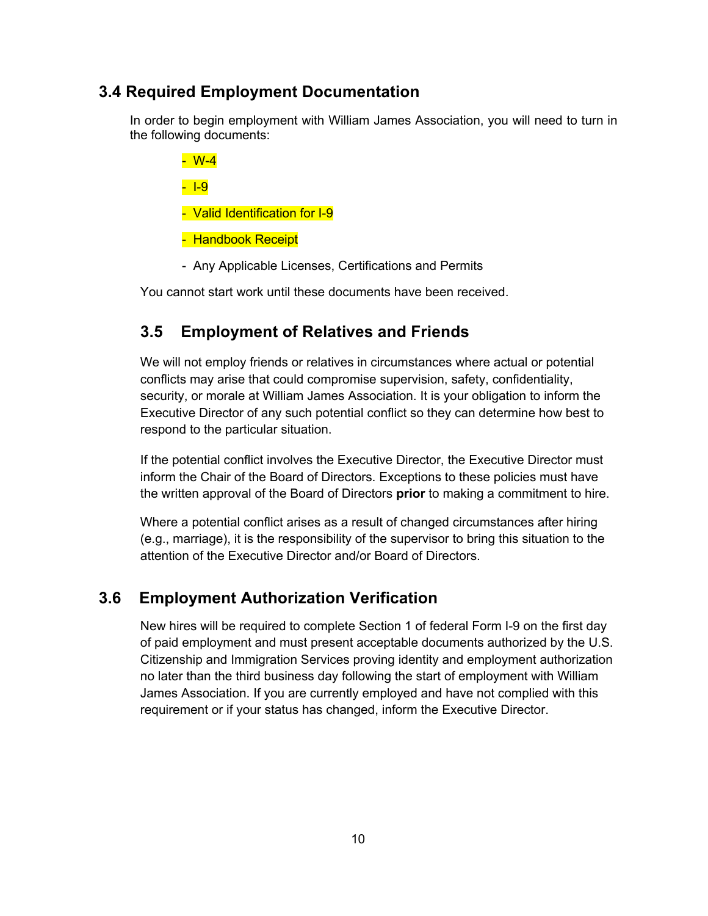## 3.4 Required Employment Documentation

In order to begin employment with William James Association, you will need to turn in the following documents:

- W-4
- I-9
- Valid Identification for I-9
- Handbook Receipt
- Any Applicable Licenses, Certifications and Permits

You cannot start work until these documents have been received.

## 3.5 Employment of Relatives and Friends

We will not employ friends or relatives in circumstances where actual or potential conflicts may arise that could compromise supervision, safety, confidentiality, security, or morale at William James Association. It is your obligation to inform the Executive Director of any such potential conflict so they can determine how best to respond to the particular situation.

If the potential conflict involves the Executive Director, the Executive Director must inform the Chair of the Board of Directors. Exceptions to these policies must have the written approval of the Board of Directors **prior** to making a commitment to hire.

Where a potential conflict arises as a result of changed circumstances after hiring (e.g., marriage), it is the responsibility of the supervisor to bring this situation to the attention of the Executive Director and/or Board of Directors.

## 3.6 Employment Authorization Verification

New hires will be required to complete Section 1 of federal Form I-9 on the first day of paid employment and must present acceptable documents authorized by the U.S. Citizenship and Immigration Services proving identity and employment authorization no later than the third business day following the start of employment with William James Association. If you are currently employed and have not complied with this requirement or if your status has changed, inform the Executive Director.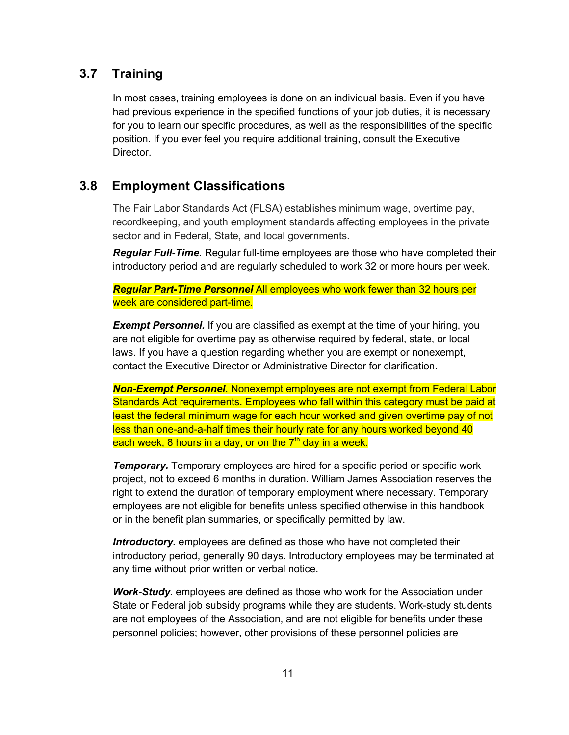## 3.7 Training

In most cases, training employees is done on an individual basis. Even if you have had previous experience in the specified functions of your job duties, it is necessary for you to learn our specific procedures, as well as the responsibilities of the specific position. If you ever feel you require additional training, consult the Executive Director.

## 3.8 Employment Classifications

The Fair Labor Standards Act (FLSA) establishes minimum wage, overtime pay, recordkeeping, and youth employment standards affecting employees in the private sector and in Federal, State, and local governments.

***Regular Full-Time.*** Regular full-time employees are those who have completed their introductory period and are regularly scheduled to work 32 or more hours per week.

***Regular Part-Time Personnel*** All employees who work fewer than 32 hours per week are considered part-time.

***Exempt Personnel.*** If you are classified as exempt at the time of your hiring, you are not eligible for overtime pay as otherwise required by federal, state, or local laws. If you have a question regarding whether you are exempt or nonexempt, contact the Executive Director or Administrative Director for clarification.

***Non-Exempt Personnel.*** Nonexempt employees are not exempt from Federal Labor Standards Act requirements. Employees who fall within this category must be paid at least the federal minimum wage for each hour worked and given overtime pay of not less than one-and-a-half times their hourly rate for any hours worked beyond 40 each week, 8 hours in a day, or on the 7th day in a week.

***Temporary.*** Temporary employees are hired for a specific period or specific work project, not to exceed 6 months in duration. William James Association reserves the right to extend the duration of temporary employment where necessary. Temporary employees are not eligible for benefits unless specified otherwise in this handbook or in the benefit plan summaries, or specifically permitted by law.

***Introductory.*** employees are defined as those who have not completed their introductory period, generally 90 days. Introductory employees may be terminated at any time without prior written or verbal notice.

***Work-Study.*** employees are defined as those who work for the Association under State or Federal job subsidy programs while they are students. Work-study students are not employees of the Association, and are not eligible for benefits under these personnel policies; however, other provisions of these personnel policies are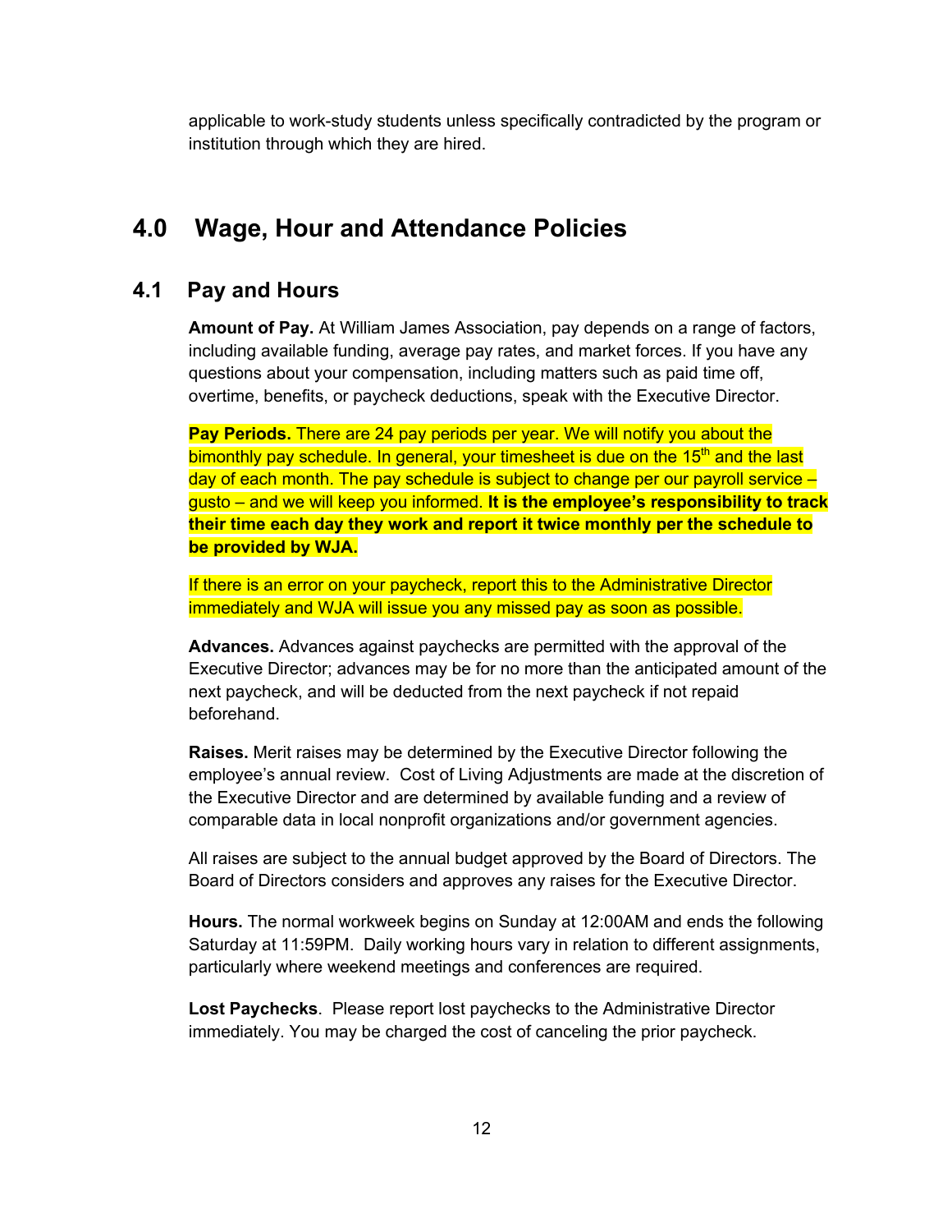applicable to work-study students unless specifically contradicted by the program or institution through which they are hired.

# 4.0 Wage, Hour and Attendance Policies

## 4.1 Pay and Hours

**Amount of Pay.** At William James Association, pay depends on a range of factors, including available funding, average pay rates, and market forces. If you have any questions about your compensation, including matters such as paid time off, overtime, benefits, or paycheck deductions, speak with the Executive Director.

**Pay Periods.** There are 24 pay periods per year. We will notify you about the bimonthly pay schedule. In general, your timesheet is due on the 15th and the last day of each month. The pay schedule is subject to change per our payroll service – gusto – and we will keep you informed. **It is the employee's responsibility to track their time each day they work and report it twice monthly per the schedule to be provided by WJA.**

If there is an error on your paycheck, report this to the Administrative Director immediately and WJA will issue you any missed pay as soon as possible.

**Advances.** Advances against paychecks are permitted with the approval of the Executive Director; advances may be for no more than the anticipated amount of the next paycheck, and will be deducted from the next paycheck if not repaid beforehand.

**Raises.** Merit raises may be determined by the Executive Director following the employee's annual review. Cost of Living Adjustments are made at the discretion of the Executive Director and are determined by available funding and a review of comparable data in local nonprofit organizations and/or government agencies.

All raises are subject to the annual budget approved by the Board of Directors. The Board of Directors considers and approves any raises for the Executive Director.

**Hours.** The normal workweek begins on Sunday at 12:00AM and ends the following Saturday at 11:59PM. Daily working hours vary in relation to different assignments, particularly where weekend meetings and conferences are required.

**Lost Paychecks**. Please report lost paychecks to the Administrative Director immediately. You may be charged the cost of canceling the prior paycheck.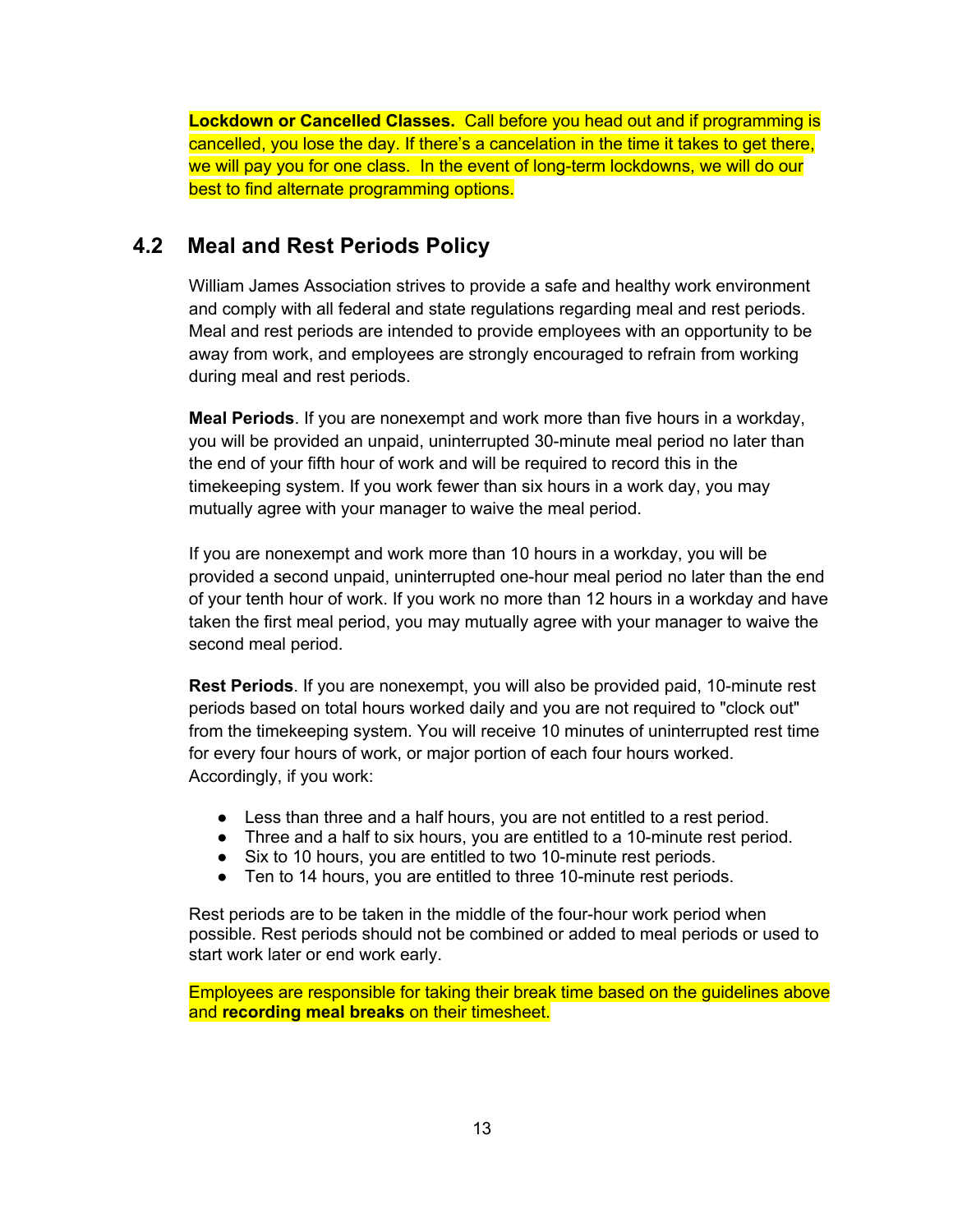**Lockdown or Cancelled Classes.** Call before you head out and if programming is cancelled, you lose the day. If there's a cancelation in the time it takes to get there, we will pay you for one class. In the event of long-term lockdowns, we will do our best to find alternate programming options.

## 4.2 Meal and Rest Periods Policy

William James Association strives to provide a safe and healthy work environment and comply with all federal and state regulations regarding meal and rest periods. Meal and rest periods are intended to provide employees with an opportunity to be away from work, and employees are strongly encouraged to refrain from working during meal and rest periods.

**Meal Periods**. If you are nonexempt and work more than five hours in a workday, you will be provided an unpaid, uninterrupted 30-minute meal period no later than the end of your fifth hour of work and will be required to record this in the timekeeping system. If you work fewer than six hours in a work day, you may mutually agree with your manager to waive the meal period.

If you are nonexempt and work more than 10 hours in a workday, you will be provided a second unpaid, uninterrupted one-hour meal period no later than the end of your tenth hour of work. If you work no more than 12 hours in a workday and have taken the first meal period, you may mutually agree with your manager to waive the second meal period.

**Rest Periods**. If you are nonexempt, you will also be provided paid, 10-minute rest periods based on total hours worked daily and you are not required to "clock out" from the timekeeping system. You will receive 10 minutes of uninterrupted rest time for every four hours of work, or major portion of each four hours worked. Accordingly, if you work:

- Less than three and a half hours, you are not entitled to a rest period.
- Three and a half to six hours, you are entitled to a 10-minute rest period.
- Six to 10 hours, you are entitled to two 10-minute rest periods.
- Ten to 14 hours, you are entitled to three 10-minute rest periods.

Rest periods are to be taken in the middle of the four-hour work period when possible. Rest periods should not be combined or added to meal periods or used to start work later or end work early.

Employees are responsible for taking their break time based on the guidelines above and **recording meal breaks** on their timesheet.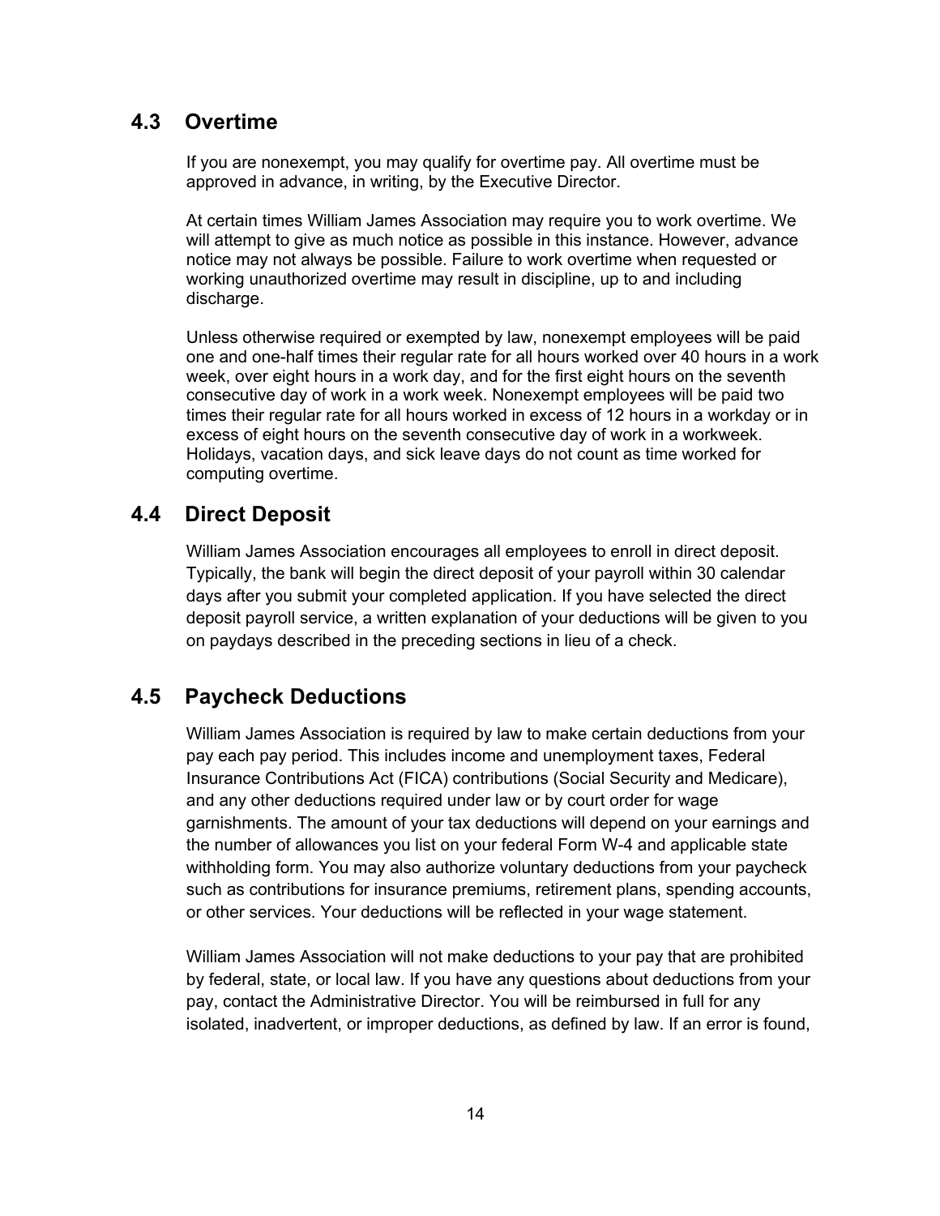## 4.3 Overtime

If you are nonexempt, you may qualify for overtime pay. All overtime must be approved in advance, in writing, by the Executive Director.

At certain times William James Association may require you to work overtime. We will attempt to give as much notice as possible in this instance. However, advance notice may not always be possible. Failure to work overtime when requested or working unauthorized overtime may result in discipline, up to and including discharge.

Unless otherwise required or exempted by law, nonexempt employees will be paid one and one-half times their regular rate for all hours worked over 40 hours in a work week, over eight hours in a work day, and for the first eight hours on the seventh consecutive day of work in a work week. Nonexempt employees will be paid two times their regular rate for all hours worked in excess of 12 hours in a workday or in excess of eight hours on the seventh consecutive day of work in a workweek. Holidays, vacation days, and sick leave days do not count as time worked for computing overtime.

## 4.4 Direct Deposit

William James Association encourages all employees to enroll in direct deposit. Typically, the bank will begin the direct deposit of your payroll within 30 calendar days after you submit your completed application. If you have selected the direct deposit payroll service, a written explanation of your deductions will be given to you on paydays described in the preceding sections in lieu of a check.

## 4.5 Paycheck Deductions

William James Association is required by law to make certain deductions from your pay each pay period. This includes income and unemployment taxes, Federal Insurance Contributions Act (FICA) contributions (Social Security and Medicare), and any other deductions required under law or by court order for wage garnishments. The amount of your tax deductions will depend on your earnings and the number of allowances you list on your federal Form W-4 and applicable state withholding form. You may also authorize voluntary deductions from your paycheck such as contributions for insurance premiums, retirement plans, spending accounts, or other services. Your deductions will be reflected in your wage statement.

William James Association will not make deductions to your pay that are prohibited by federal, state, or local law. If you have any questions about deductions from your pay, contact the Administrative Director. You will be reimbursed in full for any isolated, inadvertent, or improper deductions, as defined by law. If an error is found,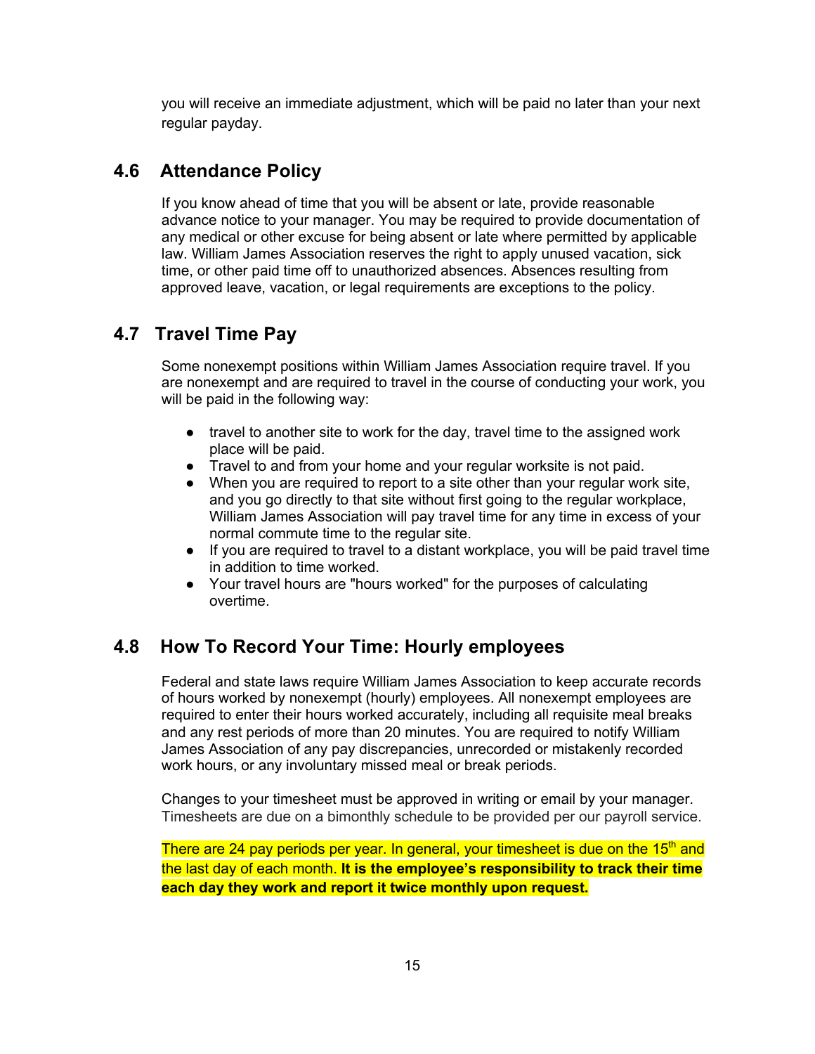you will receive an immediate adjustment, which will be paid no later than your next regular payday.

## 4.6 Attendance Policy

If you know ahead of time that you will be absent or late, provide reasonable advance notice to your manager. You may be required to provide documentation of any medical or other excuse for being absent or late where permitted by applicable law. William James Association reserves the right to apply unused vacation, sick time, or other paid time off to unauthorized absences. Absences resulting from approved leave, vacation, or legal requirements are exceptions to the policy.

## 4.7 Travel Time Pay

Some nonexempt positions within William James Association require travel. If you are nonexempt and are required to travel in the course of conducting your work, you will be paid in the following way:

- travel to another site to work for the day, travel time to the assigned work place will be paid.
- Travel to and from your home and your regular worksite is not paid.
- When you are required to report to a site other than your regular work site, and you go directly to that site without first going to the regular workplace, William James Association will pay travel time for any time in excess of your normal commute time to the regular site.
- If you are required to travel to a distant workplace, you will be paid travel time in addition to time worked.
- Your travel hours are "hours worked" for the purposes of calculating overtime.

## 4.8 How To Record Your Time: Hourly employees

Federal and state laws require William James Association to keep accurate records of hours worked by nonexempt (hourly) employees. All nonexempt employees are required to enter their hours worked accurately, including all requisite meal breaks and any rest periods of more than 20 minutes. You are required to notify William James Association of any pay discrepancies, unrecorded or mistakenly recorded work hours, or any involuntary missed meal or break periods.

Changes to your timesheet must be approved in writing or email by your manager. Timesheets are due on a bimonthly schedule to be provided per our payroll service.

There are 24 pay periods per year. In general, your timesheet is due on the 15th and the last day of each month. **It is the employee's responsibility to track their time each day they work and report it twice monthly upon request.**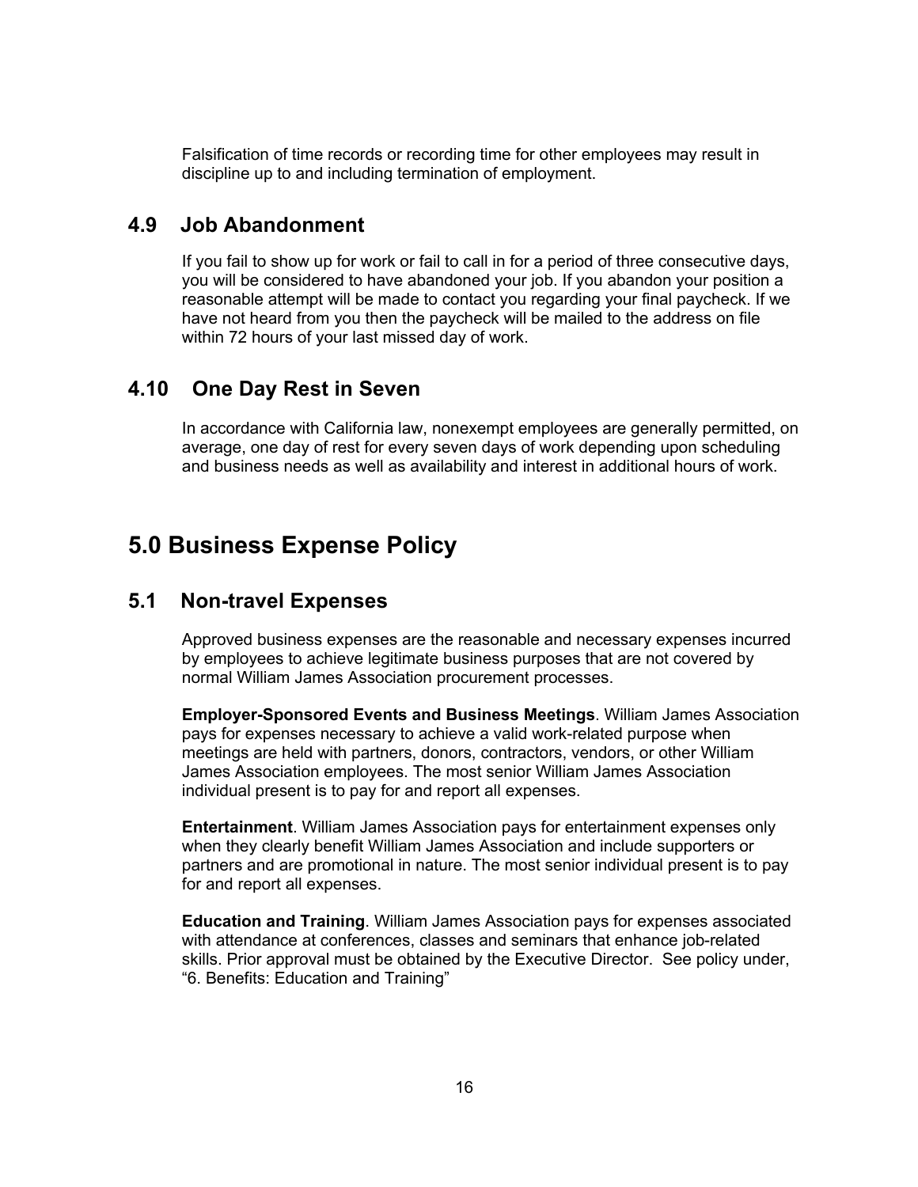Falsification of time records or recording time for other employees may result in discipline up to and including termination of employment.

## 4.9 Job Abandonment

If you fail to show up for work or fail to call in for a period of three consecutive days, you will be considered to have abandoned your job. If you abandon your position a reasonable attempt will be made to contact you regarding your final paycheck. If we have not heard from you then the paycheck will be mailed to the address on file within 72 hours of your last missed day of work.

## 4.10 One Day Rest in Seven

In accordance with California law, nonexempt employees are generally permitted, on average, one day of rest for every seven days of work depending upon scheduling and business needs as well as availability and interest in additional hours of work.

# 5.0 Business Expense Policy

## 5.1 Non-travel Expenses

Approved business expenses are the reasonable and necessary expenses incurred by employees to achieve legitimate business purposes that are not covered by normal William James Association procurement processes.

**Employer-Sponsored Events and Business Meetings**. William James Association pays for expenses necessary to achieve a valid work-related purpose when meetings are held with partners, donors, contractors, vendors, or other William James Association employees. The most senior William James Association individual present is to pay for and report all expenses.

**Entertainment**. William James Association pays for entertainment expenses only when they clearly benefit William James Association and include supporters or partners and are promotional in nature. The most senior individual present is to pay for and report all expenses.

**Education and Training**. William James Association pays for expenses associated with attendance at conferences, classes and seminars that enhance job-related skills. Prior approval must be obtained by the Executive Director. See policy under, "6. Benefits: Education and Training"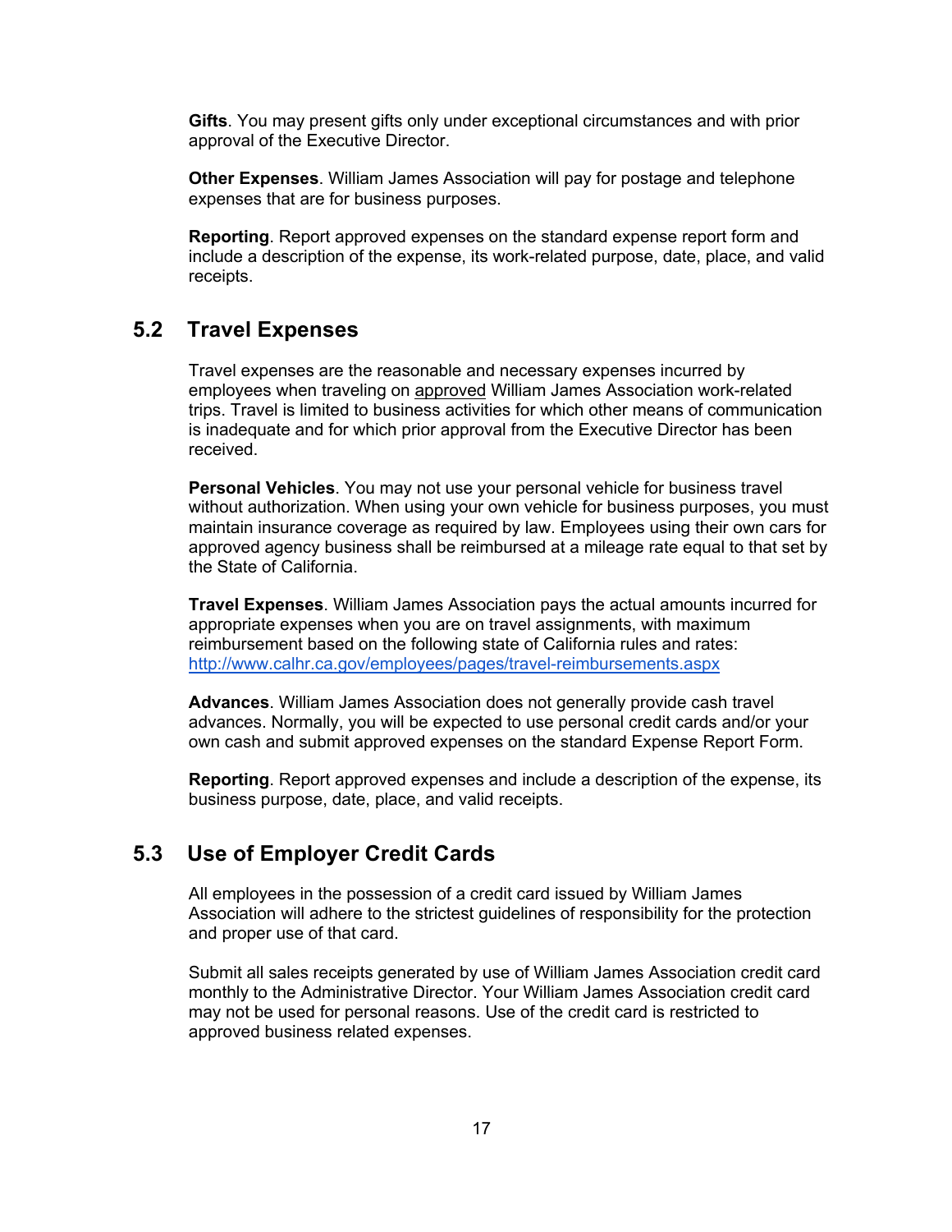**Gifts**. You may present gifts only under exceptional circumstances and with prior approval of the Executive Director.

**Other Expenses**. William James Association will pay for postage and telephone expenses that are for business purposes.

**Reporting**. Report approved expenses on the standard expense report form and include a description of the expense, its work-related purpose, date, place, and valid receipts.

## 5.2 Travel Expenses

Travel expenses are the reasonable and necessary expenses incurred by employees when traveling on approved William James Association work-related trips. Travel is limited to business activities for which other means of communication is inadequate and for which prior approval from the Executive Director has been received.

**Personal Vehicles**. You may not use your personal vehicle for business travel without authorization. When using your own vehicle for business purposes, you must maintain insurance coverage as required by law. Employees using their own cars for approved agency business shall be reimbursed at a mileage rate equal to that set by the State of California.

**Travel Expenses**. William James Association pays the actual amounts incurred for appropriate expenses when you are on travel assignments, with maximum reimbursement based on the following state of California rules and rates: http://www.calhr.ca.gov/employees/pages/travel-reimbursements.aspx

**Advances**. William James Association does not generally provide cash travel advances. Normally, you will be expected to use personal credit cards and/or your own cash and submit approved expenses on the standard Expense Report Form.

**Reporting**. Report approved expenses and include a description of the expense, its business purpose, date, place, and valid receipts.

## 5.3 Use of Employer Credit Cards

All employees in the possession of a credit card issued by William James Association will adhere to the strictest guidelines of responsibility for the protection and proper use of that card.

Submit all sales receipts generated by use of William James Association credit card monthly to the Administrative Director. Your William James Association credit card may not be used for personal reasons. Use of the credit card is restricted to approved business related expenses.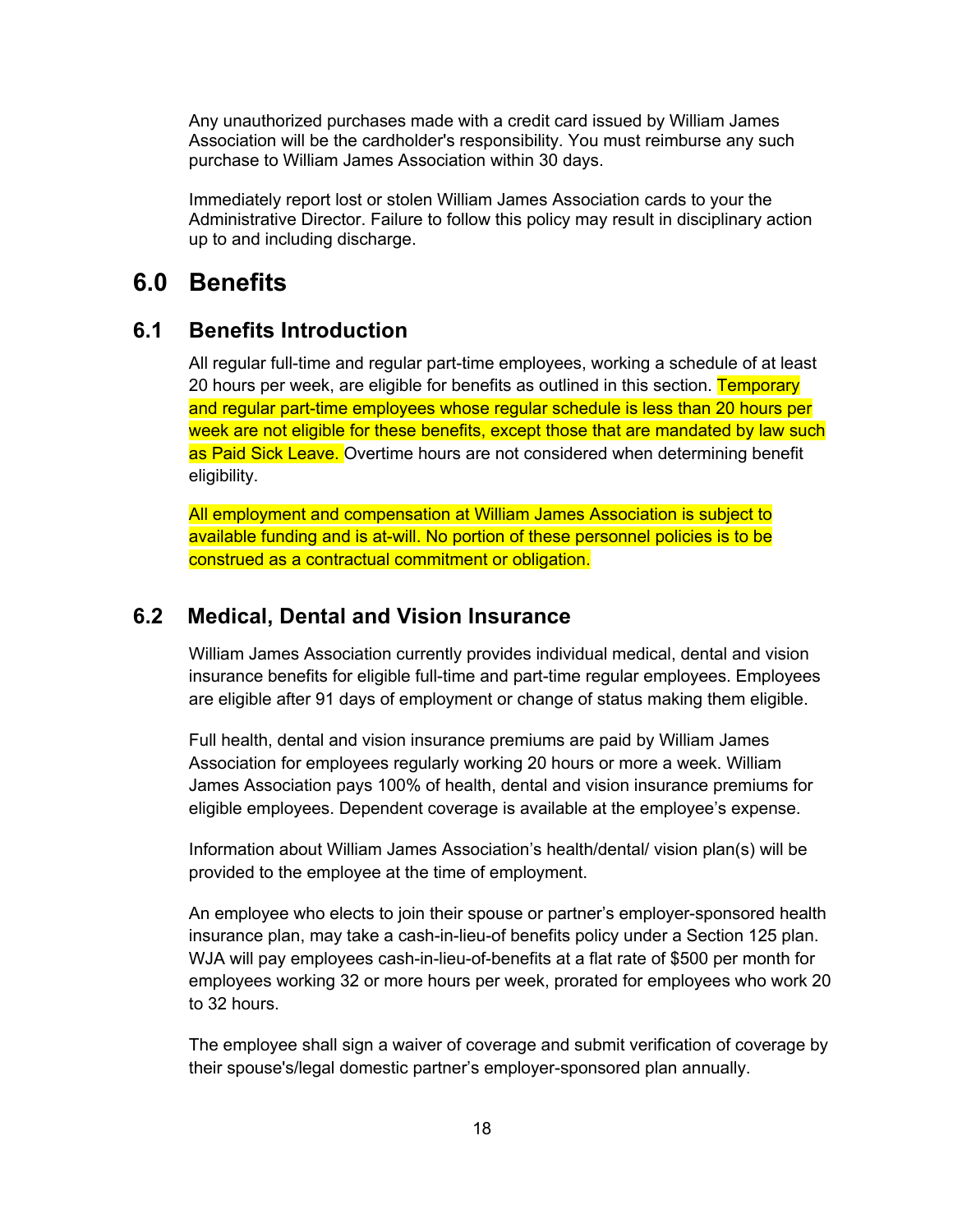Any unauthorized purchases made with a credit card issued by William James Association will be the cardholder's responsibility. You must reimburse any such purchase to William James Association within 30 days.

Immediately report lost or stolen William James Association cards to your the Administrative Director. Failure to follow this policy may result in disciplinary action up to and including discharge.

# 6.0 Benefits

## 6.1 Benefits Introduction

All regular full-time and regular part-time employees, working a schedule of at least 20 hours per week, are eligible for benefits as outlined in this section. Temporary and regular part-time employees whose regular schedule is less than 20 hours per week are not eligible for these benefits, except those that are mandated by law such as Paid Sick Leave. Overtime hours are not considered when determining benefit eligibility.

All employment and compensation at William James Association is subject to available funding and is at-will. No portion of these personnel policies is to be construed as a contractual commitment or obligation.

## 6.2 Medical, Dental and Vision Insurance

William James Association currently provides individual medical, dental and vision insurance benefits for eligible full-time and part-time regular employees. Employees are eligible after 91 days of employment or change of status making them eligible.

Full health, dental and vision insurance premiums are paid by William James Association for employees regularly working 20 hours or more a week. William James Association pays 100% of health, dental and vision insurance premiums for eligible employees. Dependent coverage is available at the employee's expense.

Information about William James Association's health/dental/ vision plan(s) will be provided to the employee at the time of employment.

An employee who elects to join their spouse or partner's employer-sponsored health insurance plan, may take a cash-in-lieu-of benefits policy under a Section 125 plan. WJA will pay employees cash-in-lieu-of-benefits at a flat rate of $500 per month for employees working 32 or more hours per week, prorated for employees who work 20 to 32 hours.

The employee shall sign a waiver of coverage and submit verification of coverage by their spouse's/legal domestic partner's employer-sponsored plan annually.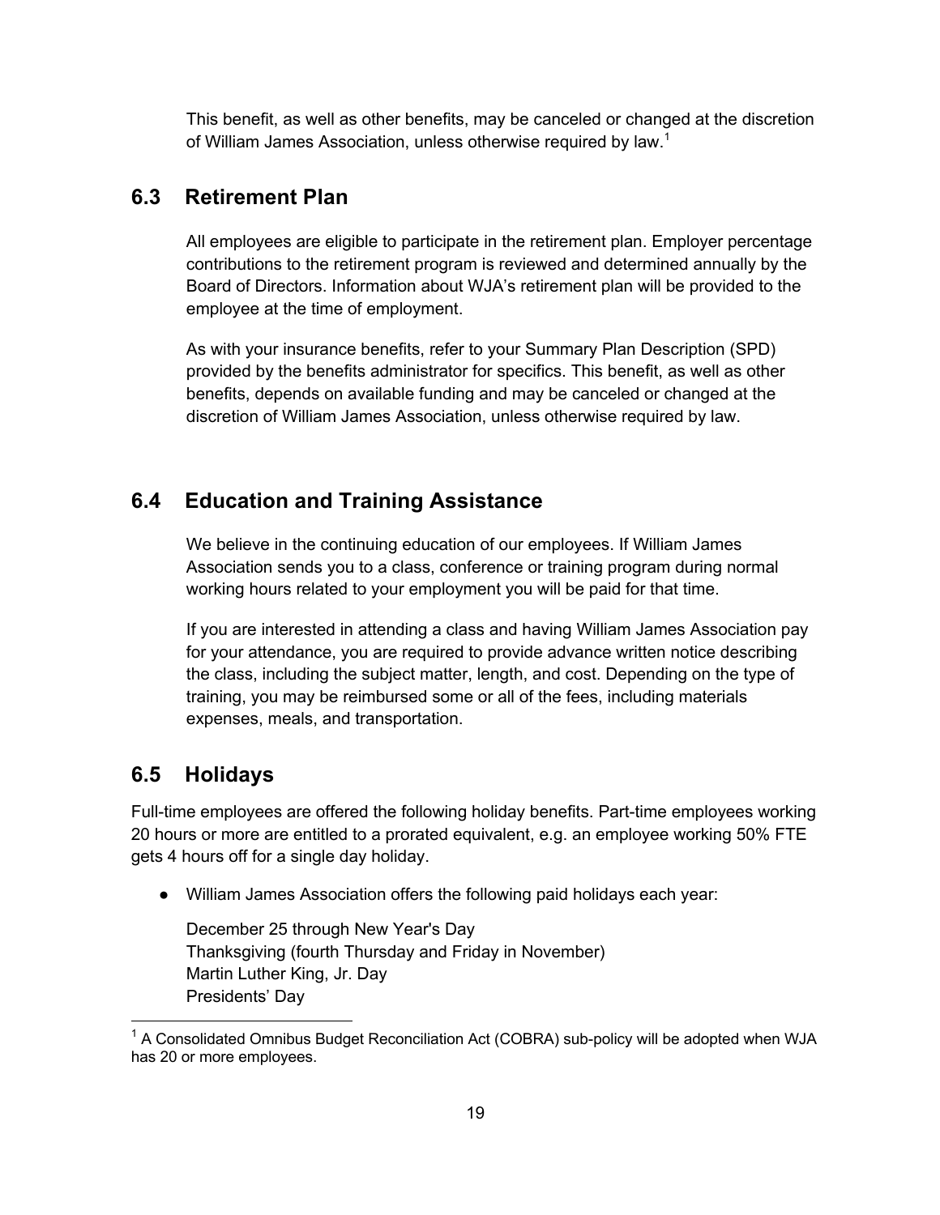This benefit, as well as other benefits, may be canceled or changed at the discretion of William James Association, unless otherwise required by law.[1]

## 6.3 Retirement Plan

All employees are eligible to participate in the retirement plan. Employer percentage contributions to the retirement program is reviewed and determined annually by the Board of Directors. Information about WJA's retirement plan will be provided to the employee at the time of employment.

As with your insurance benefits, refer to your Summary Plan Description (SPD) provided by the benefits administrator for specifics. This benefit, as well as other benefits, depends on available funding and may be canceled or changed at the discretion of William James Association, unless otherwise required by law.

## 6.4 Education and Training Assistance

We believe in the continuing education of our employees. If William James Association sends you to a class, conference or training program during normal working hours related to your employment you will be paid for that time.

If you are interested in attending a class and having William James Association pay for your attendance, you are required to provide advance written notice describing the class, including the subject matter, length, and cost. Depending on the type of training, you may be reimbursed some or all of the fees, including materials expenses, meals, and transportation.

## 6.5 Holidays

Full-time employees are offered the following holiday benefits. Part-time employees working 20 hours or more are entitled to a prorated equivalent, e.g. an employee working 50% FTE gets 4 hours off for a single day holiday.

- William James Association offers the following paid holidays each year:

  December 25 through New Year's Day
  Thanksgiving (fourth Thursday and Friday in November)
  Martin Luther King, Jr. Day
  Presidents' Day

---

[1] A Consolidated Omnibus Budget Reconciliation Act (COBRA) sub-policy will be adopted when WJA has 20 or more employees.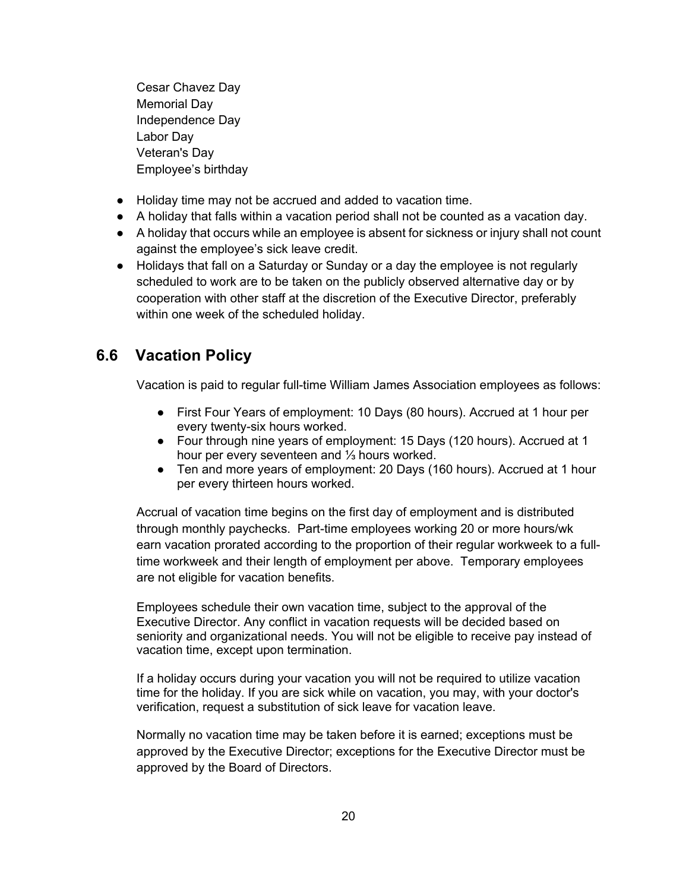Cesar Chavez Day
Memorial Day
Independence Day
Labor Day
Veteran's Day
Employee's birthday

- Holiday time may not be accrued and added to vacation time.
- A holiday that falls within a vacation period shall not be counted as a vacation day.
- A holiday that occurs while an employee is absent for sickness or injury shall not count against the employee's sick leave credit.
- Holidays that fall on a Saturday or Sunday or a day the employee is not regularly scheduled to work are to be taken on the publicly observed alternative day or by cooperation with other staff at the discretion of the Executive Director, preferably within one week of the scheduled holiday.

## 6.6 Vacation Policy

Vacation is paid to regular full-time William James Association employees as follows:

- First Four Years of employment: 10 Days (80 hours). Accrued at 1 hour per every twenty-six hours worked.
- Four through nine years of employment: 15 Days (120 hours). Accrued at 1 hour per every seventeen and ⅓ hours worked.
- Ten and more years of employment: 20 Days (160 hours). Accrued at 1 hour per every thirteen hours worked.

Accrual of vacation time begins on the first day of employment and is distributed through monthly paychecks. Part-time employees working 20 or more hours/wk earn vacation prorated according to the proportion of their regular workweek to a full-time workweek and their length of employment per above. Temporary employees are not eligible for vacation benefits.

Employees schedule their own vacation time, subject to the approval of the Executive Director. Any conflict in vacation requests will be decided based on seniority and organizational needs. You will not be eligible to receive pay instead of vacation time, except upon termination.

If a holiday occurs during your vacation you will not be required to utilize vacation time for the holiday. If you are sick while on vacation, you may, with your doctor's verification, request a substitution of sick leave for vacation leave.

Normally no vacation time may be taken before it is earned; exceptions must be approved by the Executive Director; exceptions for the Executive Director must be approved by the Board of Directors.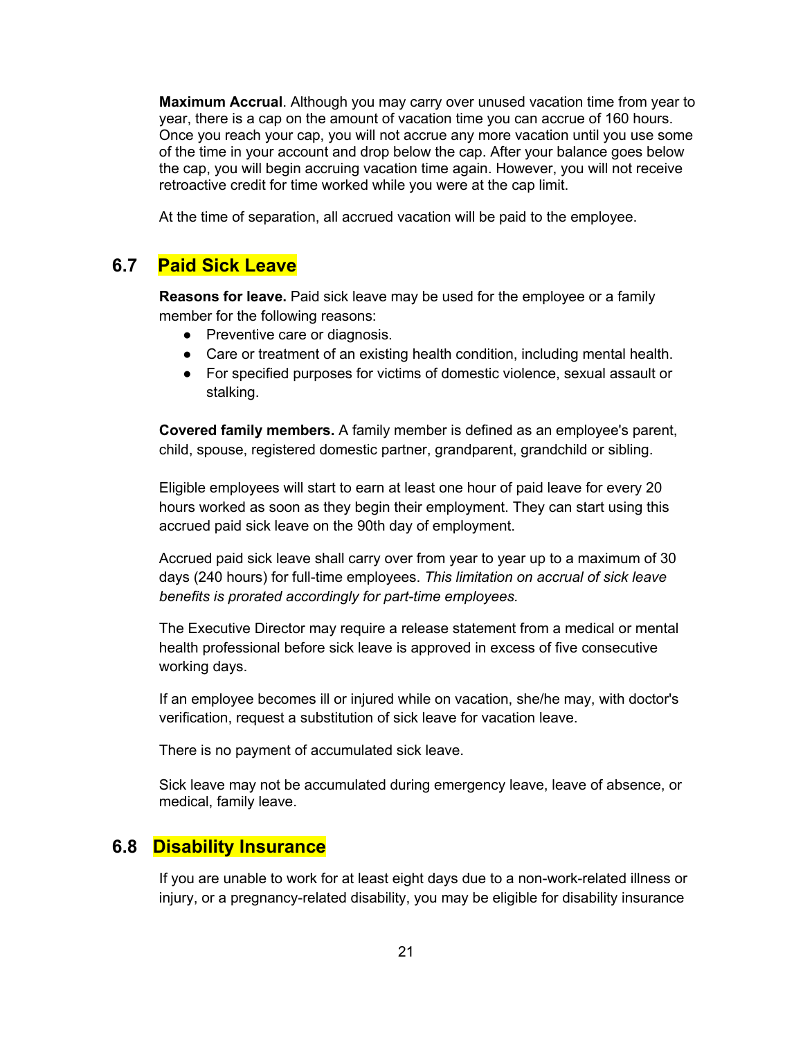**Maximum Accrual**. Although you may carry over unused vacation time from year to year, there is a cap on the amount of vacation time you can accrue of 160 hours. Once you reach your cap, you will not accrue any more vacation until you use some of the time in your account and drop below the cap. After your balance goes below the cap, you will begin accruing vacation time again. However, you will not receive retroactive credit for time worked while you were at the cap limit.

At the time of separation, all accrued vacation will be paid to the employee.

## 6.7 Paid Sick Leave

**Reasons for leave.** Paid sick leave may be used for the employee or a family member for the following reasons:

- Preventive care or diagnosis.
- Care or treatment of an existing health condition, including mental health.
- For specified purposes for victims of domestic violence, sexual assault or stalking.

**Covered family members.** A family member is defined as an employee's parent, child, spouse, registered domestic partner, grandparent, grandchild or sibling.

Eligible employees will start to earn at least one hour of paid leave for every 20 hours worked as soon as they begin their employment. They can start using this accrued paid sick leave on the 90th day of employment.

Accrued paid sick leave shall carry over from year to year up to a maximum of 30 days (240 hours) for full-time employees. *This limitation on accrual of sick leave benefits is prorated accordingly for part-time employees.*

The Executive Director may require a release statement from a medical or mental health professional before sick leave is approved in excess of five consecutive working days.

If an employee becomes ill or injured while on vacation, she/he may, with doctor's verification, request a substitution of sick leave for vacation leave.

There is no payment of accumulated sick leave.

Sick leave may not be accumulated during emergency leave, leave of absence, or medical, family leave.

## 6.8 Disability Insurance

If you are unable to work for at least eight days due to a non-work-related illness or injury, or a pregnancy-related disability, you may be eligible for disability insurance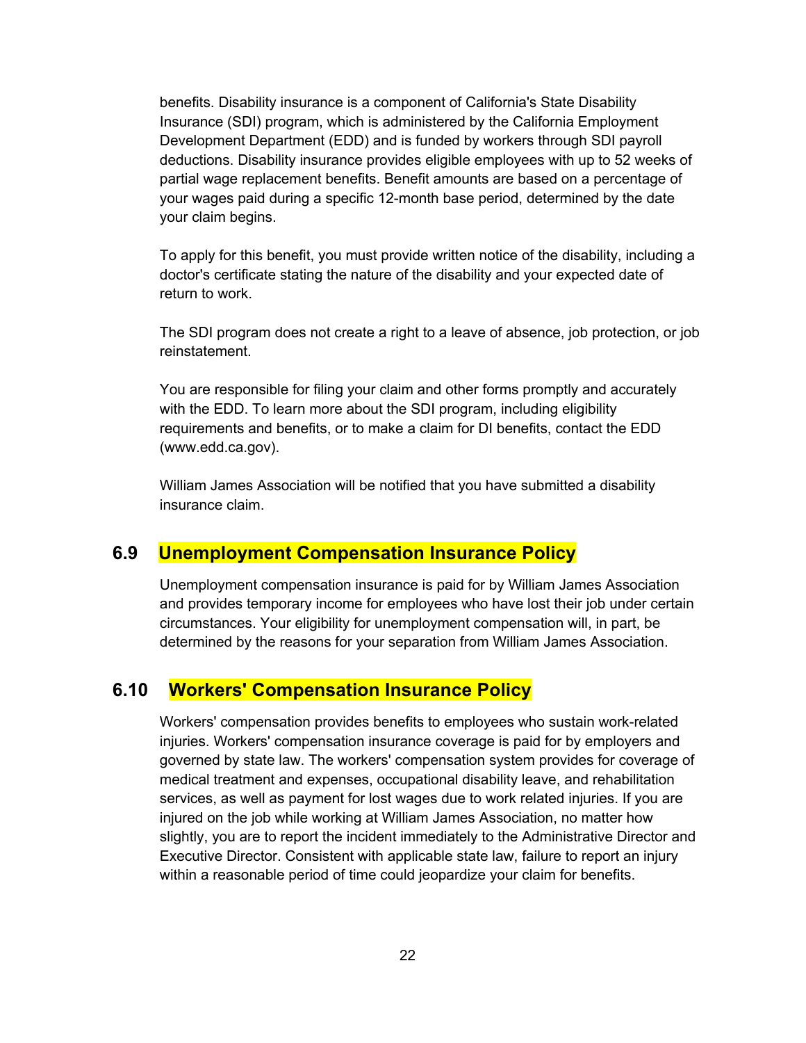benefits. Disability insurance is a component of California's State Disability Insurance (SDI) program, which is administered by the California Employment Development Department (EDD) and is funded by workers through SDI payroll deductions. Disability insurance provides eligible employees with up to 52 weeks of partial wage replacement benefits. Benefit amounts are based on a percentage of your wages paid during a specific 12-month base period, determined by the date your claim begins.

To apply for this benefit, you must provide written notice of the disability, including a doctor's certificate stating the nature of the disability and your expected date of return to work.

The SDI program does not create a right to a leave of absence, job protection, or job reinstatement.

You are responsible for filing your claim and other forms promptly and accurately with the EDD. To learn more about the SDI program, including eligibility requirements and benefits, or to make a claim for DI benefits, contact the EDD (www.edd.ca.gov).

William James Association will be notified that you have submitted a disability insurance claim.

## 6.9 Unemployment Compensation Insurance Policy

Unemployment compensation insurance is paid for by William James Association and provides temporary income for employees who have lost their job under certain circumstances. Your eligibility for unemployment compensation will, in part, be determined by the reasons for your separation from William James Association.

## 6.10 Workers' Compensation Insurance Policy

Workers' compensation provides benefits to employees who sustain work-related injuries. Workers' compensation insurance coverage is paid for by employers and governed by state law. The workers' compensation system provides for coverage of medical treatment and expenses, occupational disability leave, and rehabilitation services, as well as payment for lost wages due to work related injuries. If you are injured on the job while working at William James Association, no matter how slightly, you are to report the incident immediately to the Administrative Director and Executive Director. Consistent with applicable state law, failure to report an injury within a reasonable period of time could jeopardize your claim for benefits.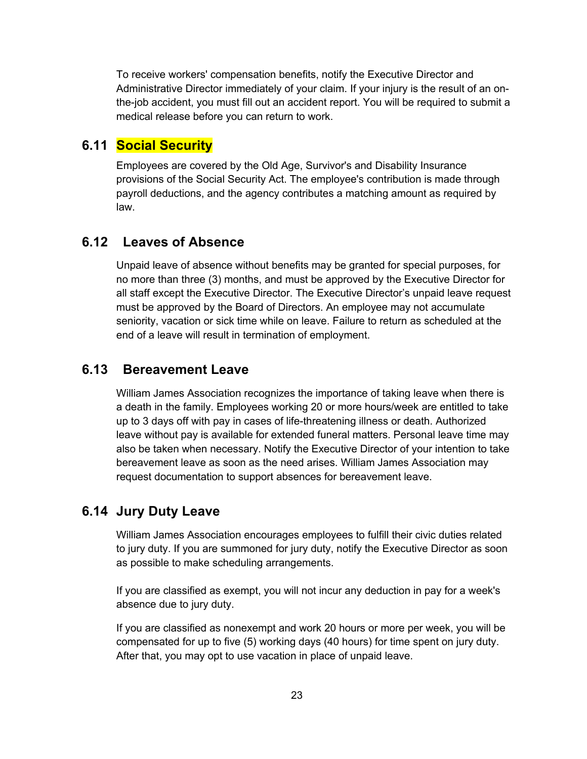To receive workers' compensation benefits, notify the Executive Director and Administrative Director immediately of your claim. If your injury is the result of an on-the-job accident, you must fill out an accident report. You will be required to submit a medical release before you can return to work.

## 6.11 Social Security

Employees are covered by the Old Age, Survivor's and Disability Insurance provisions of the Social Security Act. The employee's contribution is made through payroll deductions, and the agency contributes a matching amount as required by law.

## 6.12 Leaves of Absence

Unpaid leave of absence without benefits may be granted for special purposes, for no more than three (3) months, and must be approved by the Executive Director for all staff except the Executive Director. The Executive Director's unpaid leave request must be approved by the Board of Directors. An employee may not accumulate seniority, vacation or sick time while on leave. Failure to return as scheduled at the end of a leave will result in termination of employment.

## 6.13 Bereavement Leave

William James Association recognizes the importance of taking leave when there is a death in the family. Employees working 20 or more hours/week are entitled to take up to 3 days off with pay in cases of life-threatening illness or death. Authorized leave without pay is available for extended funeral matters. Personal leave time may also be taken when necessary. Notify the Executive Director of your intention to take bereavement leave as soon as the need arises. William James Association may request documentation to support absences for bereavement leave.

## 6.14 Jury Duty Leave

William James Association encourages employees to fulfill their civic duties related to jury duty. If you are summoned for jury duty, notify the Executive Director as soon as possible to make scheduling arrangements.

If you are classified as exempt, you will not incur any deduction in pay for a week's absence due to jury duty.

If you are classified as nonexempt and work 20 hours or more per week, you will be compensated for up to five (5) working days (40 hours) for time spent on jury duty. After that, you may opt to use vacation in place of unpaid leave.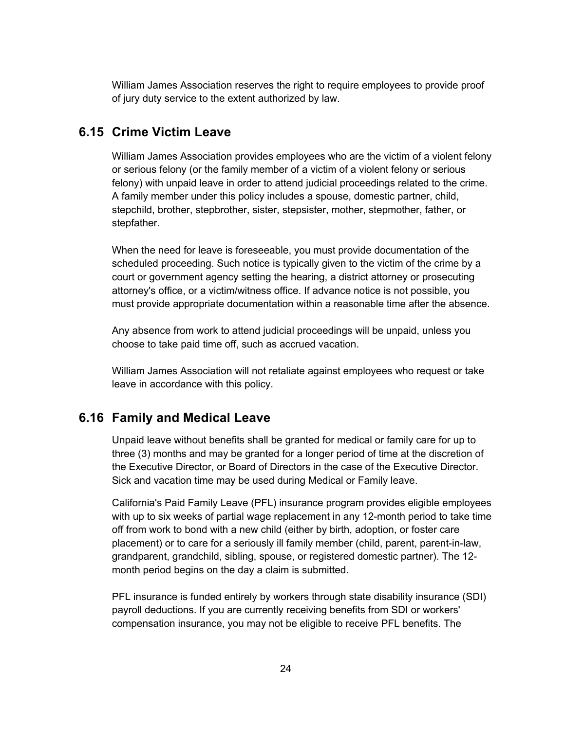William James Association reserves the right to require employees to provide proof of jury duty service to the extent authorized by law.

## 6.15 Crime Victim Leave

William James Association provides employees who are the victim of a violent felony or serious felony (or the family member of a victim of a violent felony or serious felony) with unpaid leave in order to attend judicial proceedings related to the crime. A family member under this policy includes a spouse, domestic partner, child, stepchild, brother, stepbrother, sister, stepsister, mother, stepmother, father, or stepfather.

When the need for leave is foreseeable, you must provide documentation of the scheduled proceeding. Such notice is typically given to the victim of the crime by a court or government agency setting the hearing, a district attorney or prosecuting attorney's office, or a victim/witness office. If advance notice is not possible, you must provide appropriate documentation within a reasonable time after the absence.

Any absence from work to attend judicial proceedings will be unpaid, unless you choose to take paid time off, such as accrued vacation.

William James Association will not retaliate against employees who request or take leave in accordance with this policy.

## 6.16 Family and Medical Leave

Unpaid leave without benefits shall be granted for medical or family care for up to three (3) months and may be granted for a longer period of time at the discretion of the Executive Director, or Board of Directors in the case of the Executive Director. Sick and vacation time may be used during Medical or Family leave.

California's Paid Family Leave (PFL) insurance program provides eligible employees with up to six weeks of partial wage replacement in any 12-month period to take time off from work to bond with a new child (either by birth, adoption, or foster care placement) or to care for a seriously ill family member (child, parent, parent-in-law, grandparent, grandchild, sibling, spouse, or registered domestic partner). The 12-month period begins on the day a claim is submitted.

PFL insurance is funded entirely by workers through state disability insurance (SDI) payroll deductions. If you are currently receiving benefits from SDI or workers' compensation insurance, you may not be eligible to receive PFL benefits. The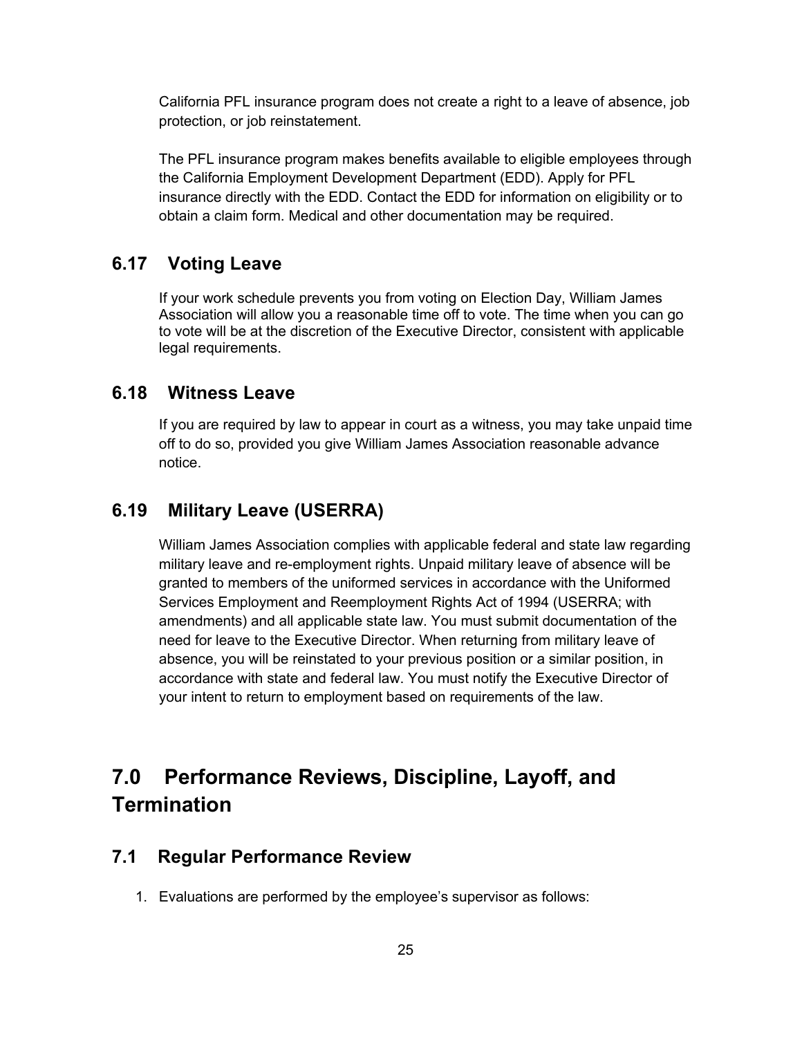California PFL insurance program does not create a right to a leave of absence, job protection, or job reinstatement.

The PFL insurance program makes benefits available to eligible employees through the California Employment Development Department (EDD). Apply for PFL insurance directly with the EDD. Contact the EDD for information on eligibility or to obtain a claim form. Medical and other documentation may be required.

## 6.17 Voting Leave

If your work schedule prevents you from voting on Election Day, William James Association will allow you a reasonable time off to vote. The time when you can go to vote will be at the discretion of the Executive Director, consistent with applicable legal requirements.

## 6.18 Witness Leave

If you are required by law to appear in court as a witness, you may take unpaid time off to do so, provided you give William James Association reasonable advance notice.

## 6.19 Military Leave (USERRA)

William James Association complies with applicable federal and state law regarding military leave and re-employment rights. Unpaid military leave of absence will be granted to members of the uniformed services in accordance with the Uniformed Services Employment and Reemployment Rights Act of 1994 (USERRA; with amendments) and all applicable state law. You must submit documentation of the need for leave to the Executive Director. When returning from military leave of absence, you will be reinstated to your previous position or a similar position, in accordance with state and federal law. You must notify the Executive Director of your intent to return to employment based on requirements of the law.

# 7.0 Performance Reviews, Discipline, Layoff, and Termination

## 7.1 Regular Performance Review

1. Evaluations are performed by the employee's supervisor as follows: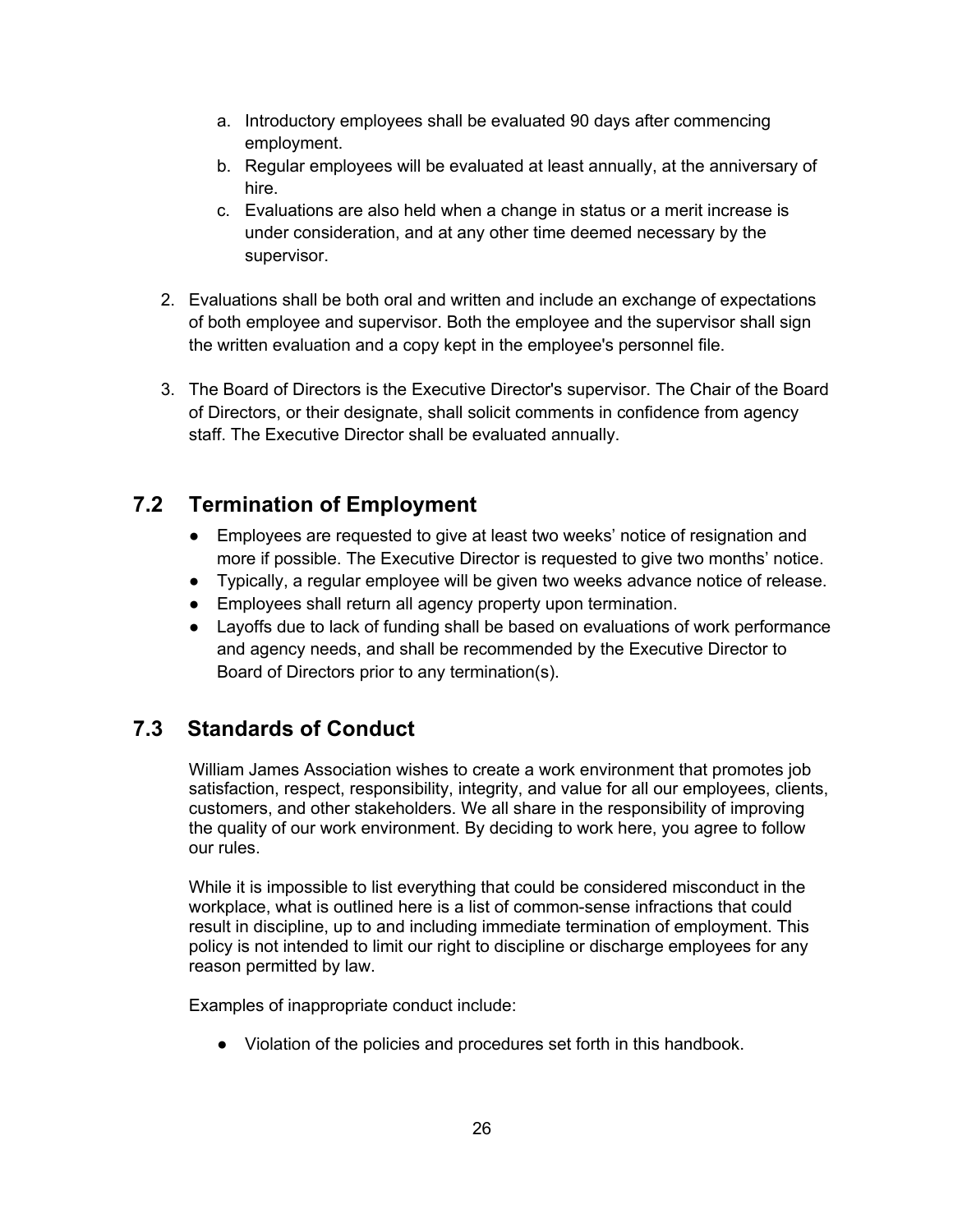a. Introductory employees shall be evaluated 90 days after commencing employment.
   b. Regular employees will be evaluated at least annually, at the anniversary of hire.
   c. Evaluations are also held when a change in status or a merit increase is under consideration, and at any other time deemed necessary by the supervisor.

2. Evaluations shall be both oral and written and include an exchange of expectations of both employee and supervisor. Both the employee and the supervisor shall sign the written evaluation and a copy kept in the employee's personnel file.

3. The Board of Directors is the Executive Director's supervisor. The Chair of the Board of Directors, or their designate, shall solicit comments in confidence from agency staff. The Executive Director shall be evaluated annually.

## 7.2 Termination of Employment

- Employees are requested to give at least two weeks' notice of resignation and more if possible. The Executive Director is requested to give two months' notice.
- Typically, a regular employee will be given two weeks advance notice of release.
- Employees shall return all agency property upon termination.
- Layoffs due to lack of funding shall be based on evaluations of work performance and agency needs, and shall be recommended by the Executive Director to Board of Directors prior to any termination(s).

## 7.3 Standards of Conduct

William James Association wishes to create a work environment that promotes job satisfaction, respect, responsibility, integrity, and value for all our employees, clients, customers, and other stakeholders. We all share in the responsibility of improving the quality of our work environment. By deciding to work here, you agree to follow our rules.

While it is impossible to list everything that could be considered misconduct in the workplace, what is outlined here is a list of common-sense infractions that could result in discipline, up to and including immediate termination of employment. This policy is not intended to limit our right to discipline or discharge employees for any reason permitted by law.

Examples of inappropriate conduct include:

- Violation of the policies and procedures set forth in this handbook.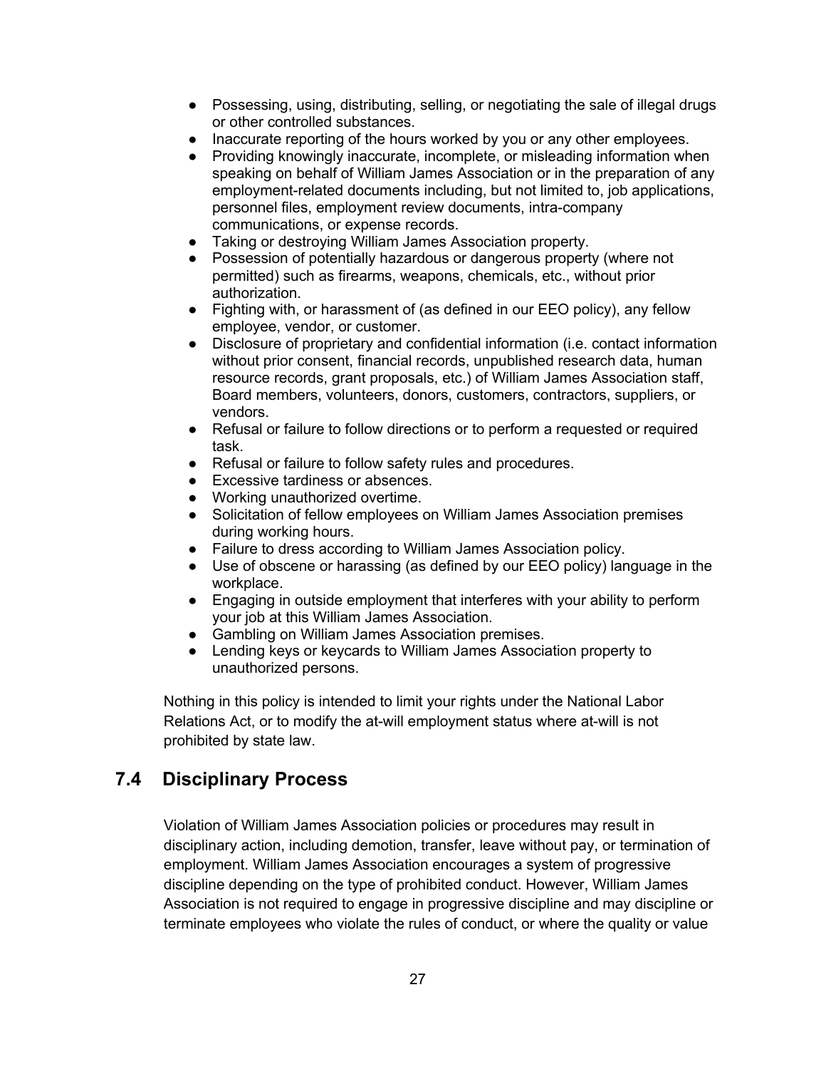- Possessing, using, distributing, selling, or negotiating the sale of illegal drugs or other controlled substances.
- Inaccurate reporting of the hours worked by you or any other employees.
- Providing knowingly inaccurate, incomplete, or misleading information when speaking on behalf of William James Association or in the preparation of any employment-related documents including, but not limited to, job applications, personnel files, employment review documents, intra-company communications, or expense records.
- Taking or destroying William James Association property.
- Possession of potentially hazardous or dangerous property (where not permitted) such as firearms, weapons, chemicals, etc., without prior authorization.
- Fighting with, or harassment of (as defined in our EEO policy), any fellow employee, vendor, or customer.
- Disclosure of proprietary and confidential information (i.e. contact information without prior consent, financial records, unpublished research data, human resource records, grant proposals, etc.) of William James Association staff, Board members, volunteers, donors, customers, contractors, suppliers, or vendors.
- Refusal or failure to follow directions or to perform a requested or required task.
- Refusal or failure to follow safety rules and procedures.
- Excessive tardiness or absences.
- Working unauthorized overtime.
- Solicitation of fellow employees on William James Association premises during working hours.
- Failure to dress according to William James Association policy.
- Use of obscene or harassing (as defined by our EEO policy) language in the workplace.
- Engaging in outside employment that interferes with your ability to perform your job at this William James Association.
- Gambling on William James Association premises.
- Lending keys or keycards to William James Association property to unauthorized persons.

Nothing in this policy is intended to limit your rights under the National Labor Relations Act, or to modify the at-will employment status where at-will is not prohibited by state law.

## 7.4 Disciplinary Process

Violation of William James Association policies or procedures may result in disciplinary action, including demotion, transfer, leave without pay, or termination of employment. William James Association encourages a system of progressive discipline depending on the type of prohibited conduct. However, William James Association is not required to engage in progressive discipline and may discipline or terminate employees who violate the rules of conduct, or where the quality or value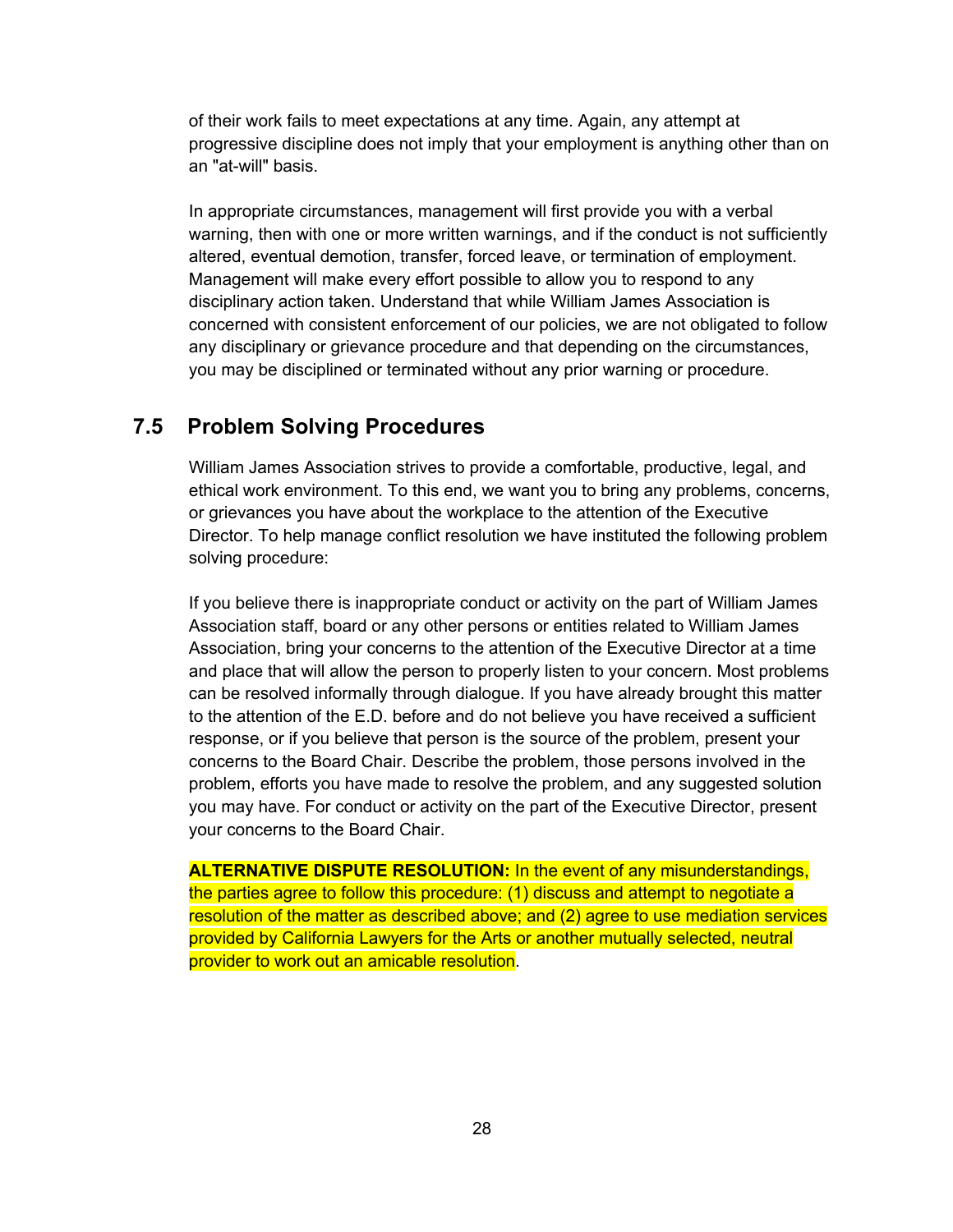of their work fails to meet expectations at any time. Again, any attempt at progressive discipline does not imply that your employment is anything other than on an "at-will" basis.

In appropriate circumstances, management will first provide you with a verbal warning, then with one or more written warnings, and if the conduct is not sufficiently altered, eventual demotion, transfer, forced leave, or termination of employment. Management will make every effort possible to allow you to respond to any disciplinary action taken. Understand that while William James Association is concerned with consistent enforcement of our policies, we are not obligated to follow any disciplinary or grievance procedure and that depending on the circumstances, you may be disciplined or terminated without any prior warning or procedure.

## 7.5 Problem Solving Procedures

William James Association strives to provide a comfortable, productive, legal, and ethical work environment. To this end, we want you to bring any problems, concerns, or grievances you have about the workplace to the attention of the Executive Director. To help manage conflict resolution we have instituted the following problem solving procedure:

If you believe there is inappropriate conduct or activity on the part of William James Association staff, board or any other persons or entities related to William James Association, bring your concerns to the attention of the Executive Director at a time and place that will allow the person to properly listen to your concern. Most problems can be resolved informally through dialogue. If you have already brought this matter to the attention of the E.D. before and do not believe you have received a sufficient response, or if you believe that person is the source of the problem, present your concerns to the Board Chair. Describe the problem, those persons involved in the problem, efforts you have made to resolve the problem, and any suggested solution you may have. For conduct or activity on the part of the Executive Director, present your concerns to the Board Chair.

**ALTERNATIVE DISPUTE RESOLUTION:** In the event of any misunderstandings, the parties agree to follow this procedure: (1) discuss and attempt to negotiate a resolution of the matter as described above; and (2) agree to use mediation services provided by California Lawyers for the Arts or another mutually selected, neutral provider to work out an amicable resolution.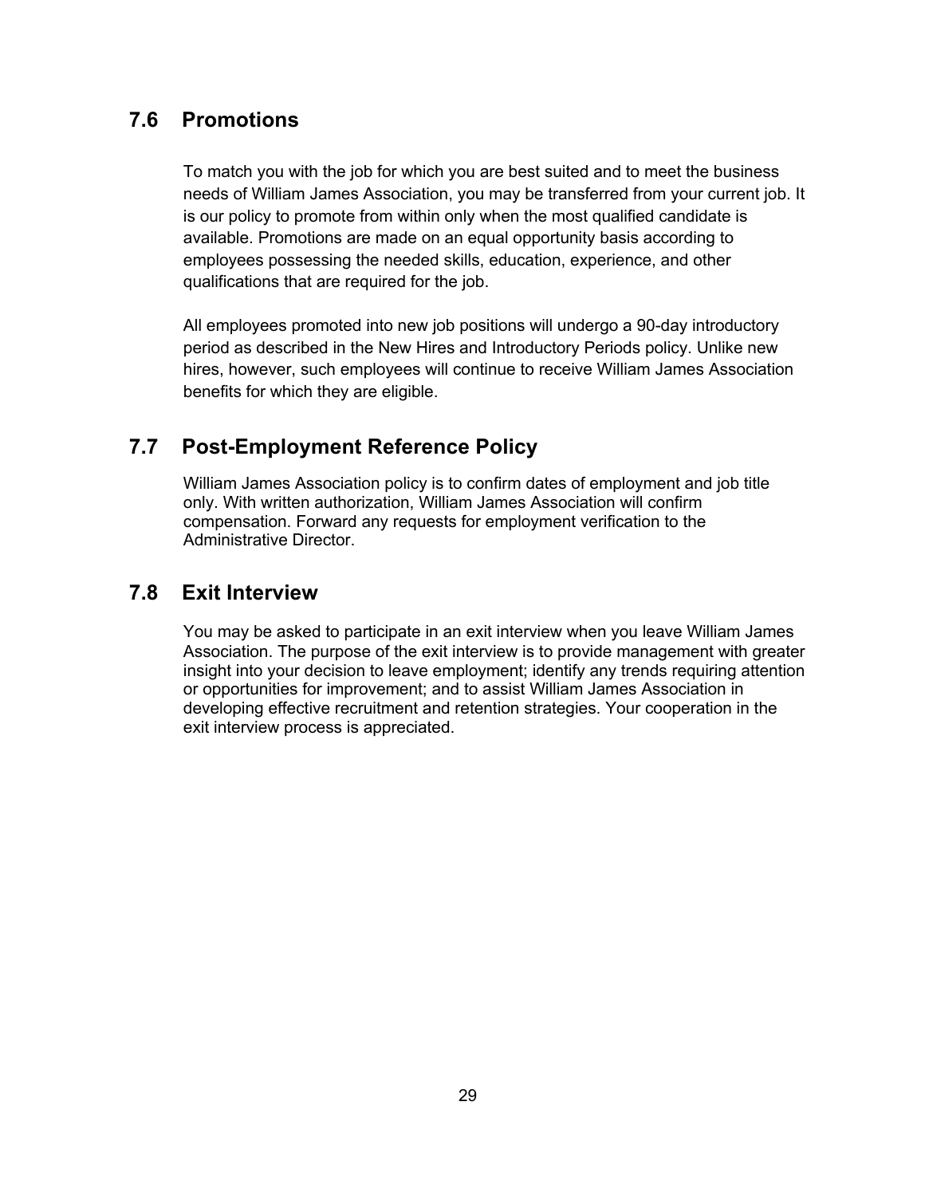## 7.6 Promotions

To match you with the job for which you are best suited and to meet the business needs of William James Association, you may be transferred from your current job. It is our policy to promote from within only when the most qualified candidate is available. Promotions are made on an equal opportunity basis according to employees possessing the needed skills, education, experience, and other qualifications that are required for the job.

All employees promoted into new job positions will undergo a 90-day introductory period as described in the New Hires and Introductory Periods policy. Unlike new hires, however, such employees will continue to receive William James Association benefits for which they are eligible.

## 7.7 Post-Employment Reference Policy

William James Association policy is to confirm dates of employment and job title only. With written authorization, William James Association will confirm compensation. Forward any requests for employment verification to the Administrative Director.

## 7.8 Exit Interview

You may be asked to participate in an exit interview when you leave William James Association. The purpose of the exit interview is to provide management with greater insight into your decision to leave employment; identify any trends requiring attention or opportunities for improvement; and to assist William James Association in developing effective recruitment and retention strategies. Your cooperation in the exit interview process is appreciated.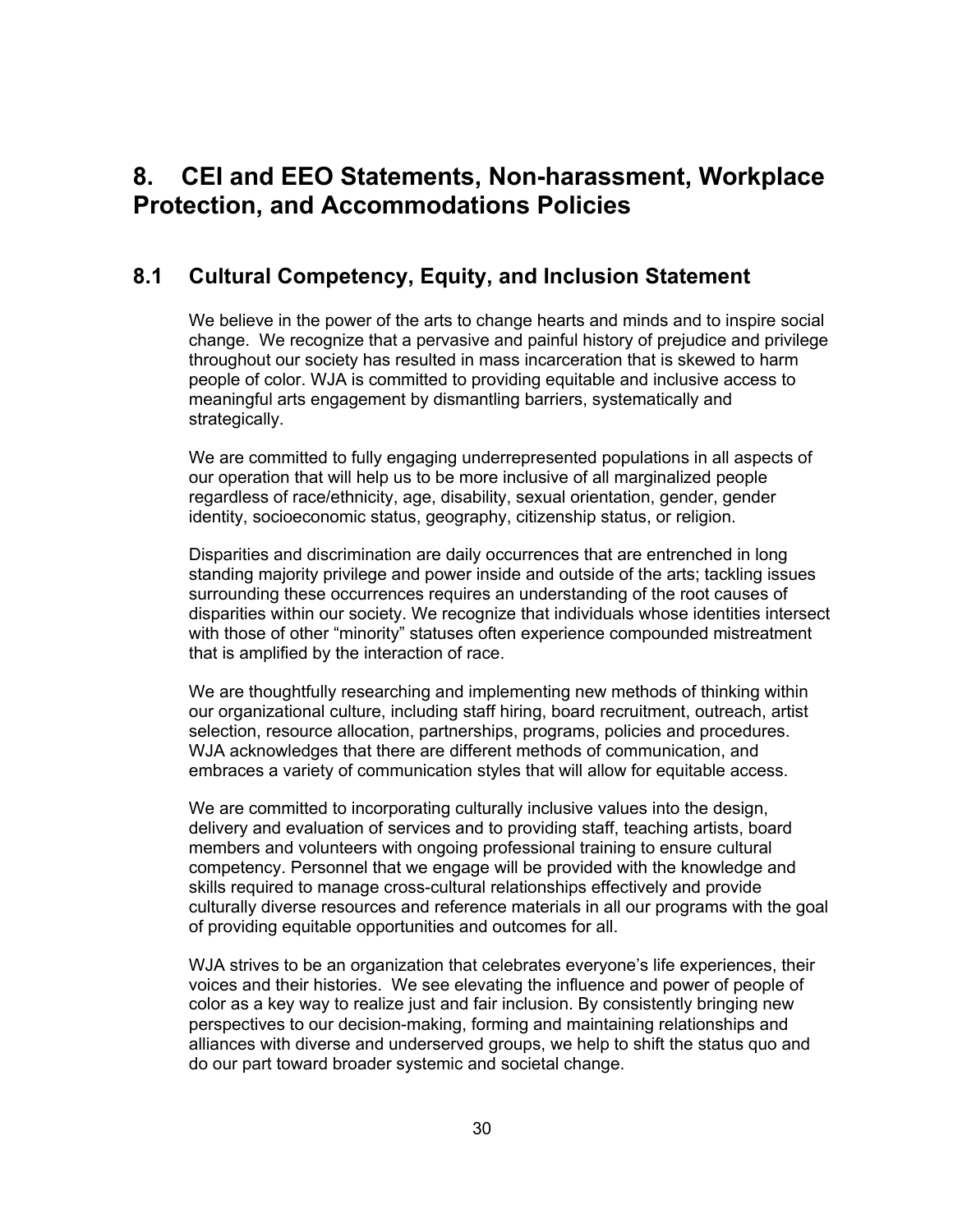# 8. CEI and EEO Statements, Non-harassment, Workplace Protection, and Accommodations Policies

## 8.1 Cultural Competency, Equity, and Inclusion Statement

We believe in the power of the arts to change hearts and minds and to inspire social change. We recognize that a pervasive and painful history of prejudice and privilege throughout our society has resulted in mass incarceration that is skewed to harm people of color. WJA is committed to providing equitable and inclusive access to meaningful arts engagement by dismantling barriers, systematically and strategically.

We are committed to fully engaging underrepresented populations in all aspects of our operation that will help us to be more inclusive of all marginalized people regardless of race/ethnicity, age, disability, sexual orientation, gender, gender identity, socioeconomic status, geography, citizenship status, or religion.

Disparities and discrimination are daily occurrences that are entrenched in long standing majority privilege and power inside and outside of the arts; tackling issues surrounding these occurrences requires an understanding of the root causes of disparities within our society. We recognize that individuals whose identities intersect with those of other "minority" statuses often experience compounded mistreatment that is amplified by the interaction of race.

We are thoughtfully researching and implementing new methods of thinking within our organizational culture, including staff hiring, board recruitment, outreach, artist selection, resource allocation, partnerships, programs, policies and procedures. WJA acknowledges that there are different methods of communication, and embraces a variety of communication styles that will allow for equitable access.

We are committed to incorporating culturally inclusive values into the design, delivery and evaluation of services and to providing staff, teaching artists, board members and volunteers with ongoing professional training to ensure cultural competency. Personnel that we engage will be provided with the knowledge and skills required to manage cross-cultural relationships effectively and provide culturally diverse resources and reference materials in all our programs with the goal of providing equitable opportunities and outcomes for all.

WJA strives to be an organization that celebrates everyone's life experiences, their voices and their histories. We see elevating the influence and power of people of color as a key way to realize just and fair inclusion. By consistently bringing new perspectives to our decision-making, forming and maintaining relationships and alliances with diverse and underserved groups, we help to shift the status quo and do our part toward broader systemic and societal change.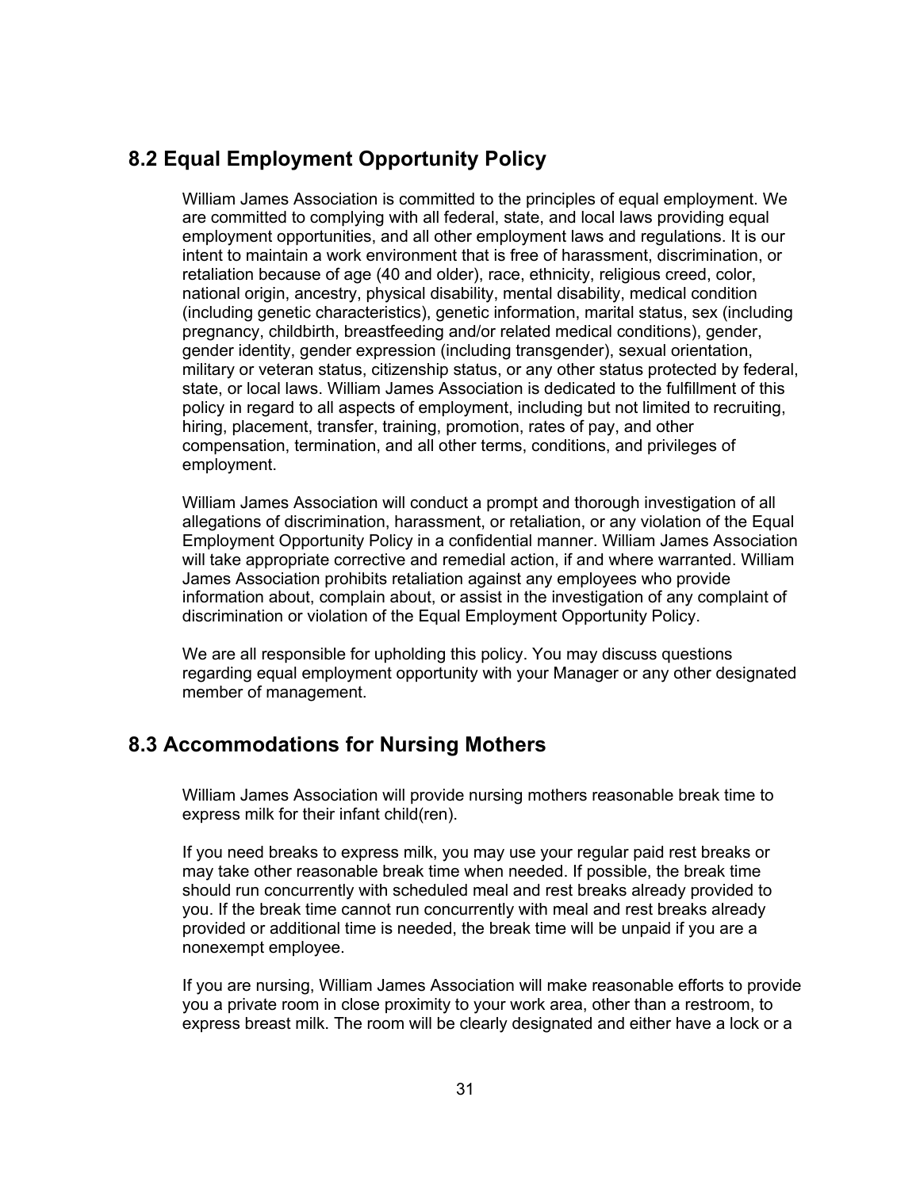## 8.2 Equal Employment Opportunity Policy

William James Association is committed to the principles of equal employment. We are committed to complying with all federal, state, and local laws providing equal employment opportunities, and all other employment laws and regulations. It is our intent to maintain a work environment that is free of harassment, discrimination, or retaliation because of age (40 and older), race, ethnicity, religious creed, color, national origin, ancestry, physical disability, mental disability, medical condition (including genetic characteristics), genetic information, marital status, sex (including pregnancy, childbirth, breastfeeding and/or related medical conditions), gender, gender identity, gender expression (including transgender), sexual orientation, military or veteran status, citizenship status, or any other status protected by federal, state, or local laws. William James Association is dedicated to the fulfillment of this policy in regard to all aspects of employment, including but not limited to recruiting, hiring, placement, transfer, training, promotion, rates of pay, and other compensation, termination, and all other terms, conditions, and privileges of employment.

William James Association will conduct a prompt and thorough investigation of all allegations of discrimination, harassment, or retaliation, or any violation of the Equal Employment Opportunity Policy in a confidential manner. William James Association will take appropriate corrective and remedial action, if and where warranted. William James Association prohibits retaliation against any employees who provide information about, complain about, or assist in the investigation of any complaint of discrimination or violation of the Equal Employment Opportunity Policy.

We are all responsible for upholding this policy. You may discuss questions regarding equal employment opportunity with your Manager or any other designated member of management.

## 8.3 Accommodations for Nursing Mothers

William James Association will provide nursing mothers reasonable break time to express milk for their infant child(ren).

If you need breaks to express milk, you may use your regular paid rest breaks or may take other reasonable break time when needed. If possible, the break time should run concurrently with scheduled meal and rest breaks already provided to you. If the break time cannot run concurrently with meal and rest breaks already provided or additional time is needed, the break time will be unpaid if you are a nonexempt employee.

If you are nursing, William James Association will make reasonable efforts to provide you a private room in close proximity to your work area, other than a restroom, to express breast milk. The room will be clearly designated and either have a lock or a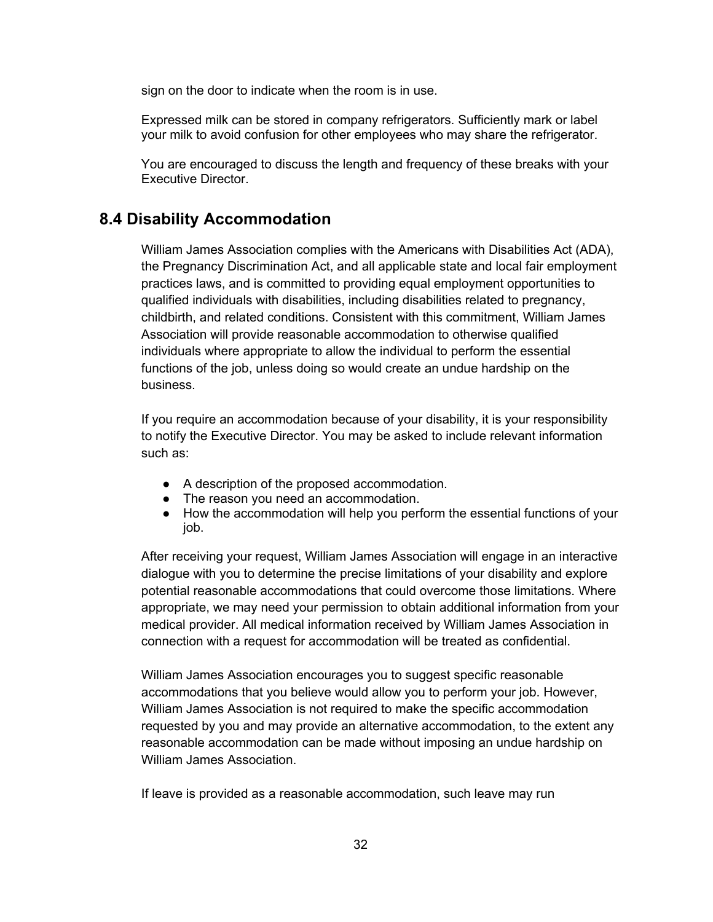sign on the door to indicate when the room is in use.

Expressed milk can be stored in company refrigerators. Sufficiently mark or label your milk to avoid confusion for other employees who may share the refrigerator.

You are encouraged to discuss the length and frequency of these breaks with your Executive Director.

## 8.4 Disability Accommodation

William James Association complies with the Americans with Disabilities Act (ADA), the Pregnancy Discrimination Act, and all applicable state and local fair employment practices laws, and is committed to providing equal employment opportunities to qualified individuals with disabilities, including disabilities related to pregnancy, childbirth, and related conditions. Consistent with this commitment, William James Association will provide reasonable accommodation to otherwise qualified individuals where appropriate to allow the individual to perform the essential functions of the job, unless doing so would create an undue hardship on the business.

If you require an accommodation because of your disability, it is your responsibility to notify the Executive Director. You may be asked to include relevant information such as:

- A description of the proposed accommodation.
- The reason you need an accommodation.
- How the accommodation will help you perform the essential functions of your job.

After receiving your request, William James Association will engage in an interactive dialogue with you to determine the precise limitations of your disability and explore potential reasonable accommodations that could overcome those limitations. Where appropriate, we may need your permission to obtain additional information from your medical provider. All medical information received by William James Association in connection with a request for accommodation will be treated as confidential.

William James Association encourages you to suggest specific reasonable accommodations that you believe would allow you to perform your job. However, William James Association is not required to make the specific accommodation requested by you and may provide an alternative accommodation, to the extent any reasonable accommodation can be made without imposing an undue hardship on William James Association.

If leave is provided as a reasonable accommodation, such leave may run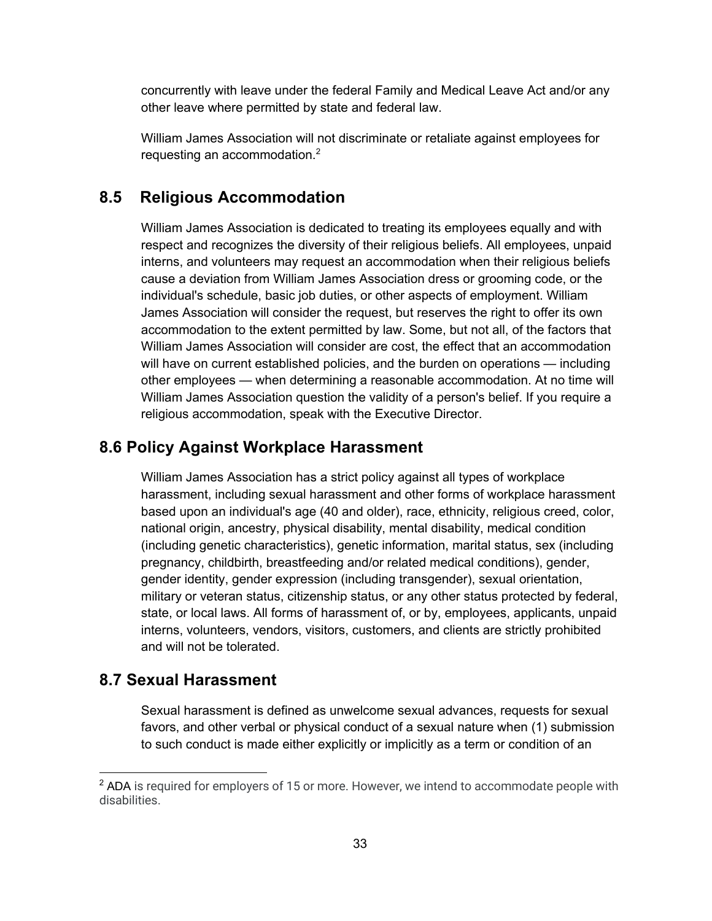concurrently with leave under the federal Family and Medical Leave Act and/or any other leave where permitted by state and federal law.

William James Association will not discriminate or retaliate against employees for requesting an accommodation.[2]

## 8.5 Religious Accommodation

William James Association is dedicated to treating its employees equally and with respect and recognizes the diversity of their religious beliefs. All employees, unpaid interns, and volunteers may request an accommodation when their religious beliefs cause a deviation from William James Association dress or grooming code, or the individual's schedule, basic job duties, or other aspects of employment. William James Association will consider the request, but reserves the right to offer its own accommodation to the extent permitted by law. Some, but not all, of the factors that William James Association will consider are cost, the effect that an accommodation will have on current established policies, and the burden on operations — including other employees — when determining a reasonable accommodation. At no time will William James Association question the validity of a person's belief. If you require a religious accommodation, speak with the Executive Director.

## 8.6 Policy Against Workplace Harassment

William James Association has a strict policy against all types of workplace harassment, including sexual harassment and other forms of workplace harassment based upon an individual's age (40 and older), race, ethnicity, religious creed, color, national origin, ancestry, physical disability, mental disability, medical condition (including genetic characteristics), genetic information, marital status, sex (including pregnancy, childbirth, breastfeeding and/or related medical conditions), gender, gender identity, gender expression (including transgender), sexual orientation, military or veteran status, citizenship status, or any other status protected by federal, state, or local laws. All forms of harassment of, or by, employees, applicants, unpaid interns, volunteers, vendors, visitors, customers, and clients are strictly prohibited and will not be tolerated.

## 8.7 Sexual Harassment

Sexual harassment is defined as unwelcome sexual advances, requests for sexual favors, and other verbal or physical conduct of a sexual nature when (1) submission to such conduct is made either explicitly or implicitly as a term or condition of an

---

[2] ADA is required for employers of 15 or more. However, we intend to accommodate people with disabilities.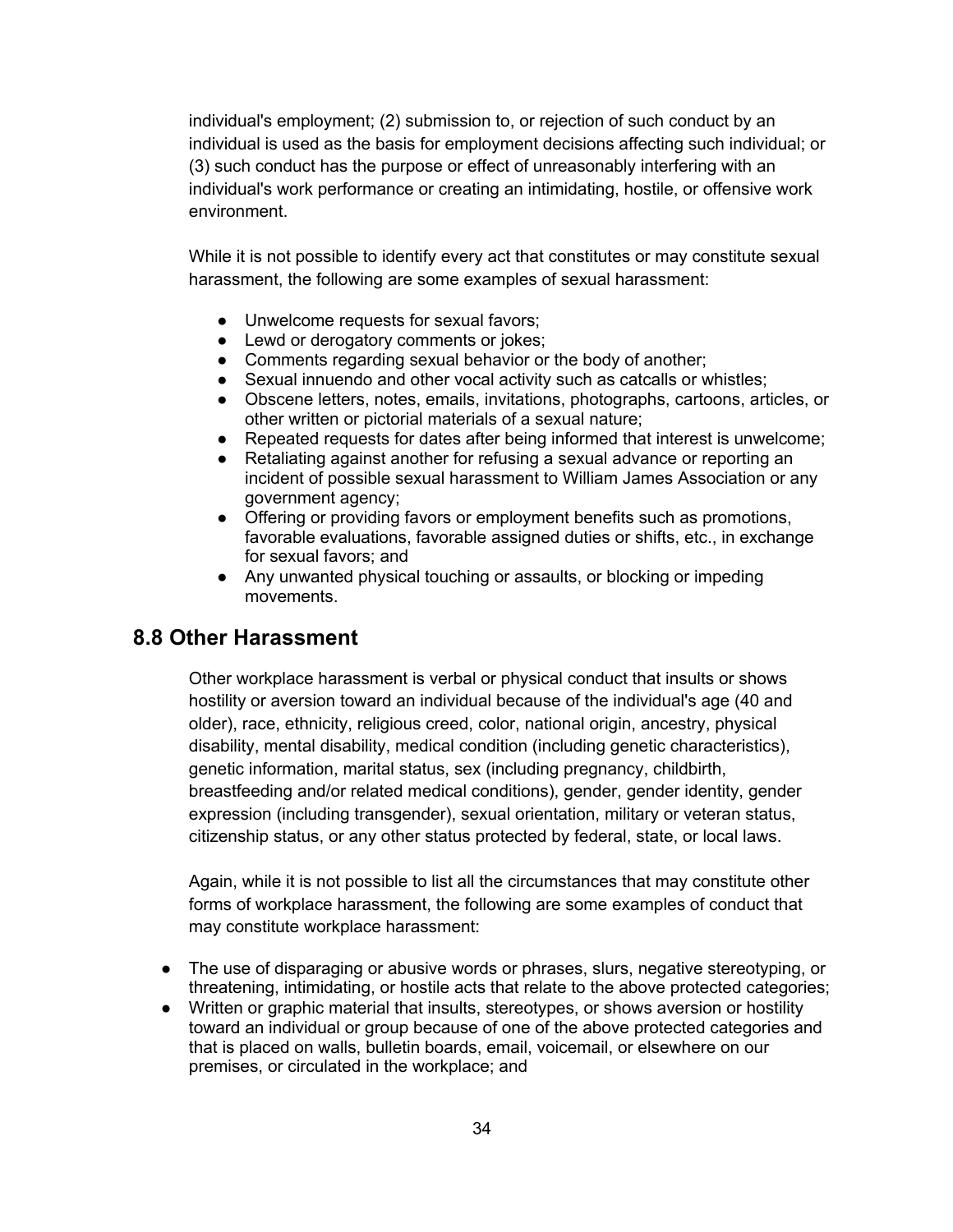individual's employment; (2) submission to, or rejection of such conduct by an individual is used as the basis for employment decisions affecting such individual; or (3) such conduct has the purpose or effect of unreasonably interfering with an individual's work performance or creating an intimidating, hostile, or offensive work environment.

While it is not possible to identify every act that constitutes or may constitute sexual harassment, the following are some examples of sexual harassment:

- Unwelcome requests for sexual favors;
- Lewd or derogatory comments or jokes;
- Comments regarding sexual behavior or the body of another;
- Sexual innuendo and other vocal activity such as catcalls or whistles;
- Obscene letters, notes, emails, invitations, photographs, cartoons, articles, or other written or pictorial materials of a sexual nature;
- Repeated requests for dates after being informed that interest is unwelcome;
- Retaliating against another for refusing a sexual advance or reporting an incident of possible sexual harassment to William James Association or any government agency;
- Offering or providing favors or employment benefits such as promotions, favorable evaluations, favorable assigned duties or shifts, etc., in exchange for sexual favors; and
- Any unwanted physical touching or assaults, or blocking or impeding movements.

## 8.8 Other Harassment

Other workplace harassment is verbal or physical conduct that insults or shows hostility or aversion toward an individual because of the individual's age (40 and older), race, ethnicity, religious creed, color, national origin, ancestry, physical disability, mental disability, medical condition (including genetic characteristics), genetic information, marital status, sex (including pregnancy, childbirth, breastfeeding and/or related medical conditions), gender, gender identity, gender expression (including transgender), sexual orientation, military or veteran status, citizenship status, or any other status protected by federal, state, or local laws.

Again, while it is not possible to list all the circumstances that may constitute other forms of workplace harassment, the following are some examples of conduct that may constitute workplace harassment:

- The use of disparaging or abusive words or phrases, slurs, negative stereotyping, or threatening, intimidating, or hostile acts that relate to the above protected categories;
- Written or graphic material that insults, stereotypes, or shows aversion or hostility toward an individual or group because of one of the above protected categories and that is placed on walls, bulletin boards, email, voicemail, or elsewhere on our premises, or circulated in the workplace; and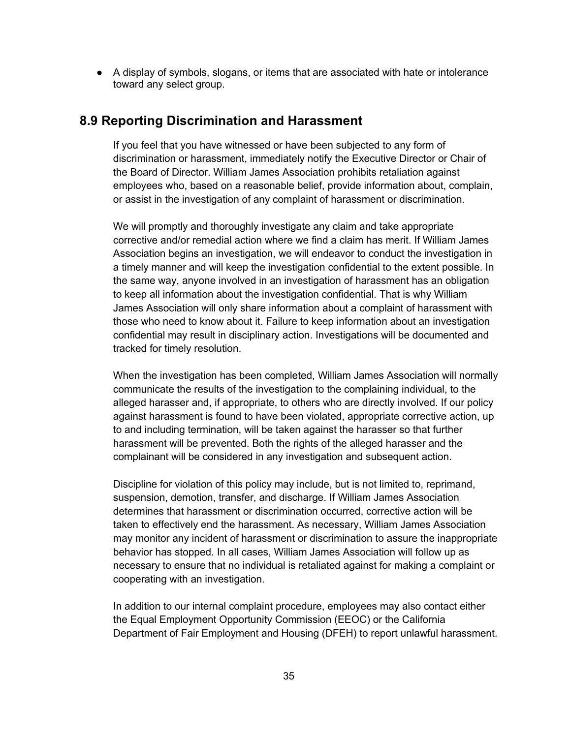- A display of symbols, slogans, or items that are associated with hate or intolerance toward any select group.

## 8.9 Reporting Discrimination and Harassment

If you feel that you have witnessed or have been subjected to any form of discrimination or harassment, immediately notify the Executive Director or Chair of the Board of Director. William James Association prohibits retaliation against employees who, based on a reasonable belief, provide information about, complain, or assist in the investigation of any complaint of harassment or discrimination.

We will promptly and thoroughly investigate any claim and take appropriate corrective and/or remedial action where we find a claim has merit. If William James Association begins an investigation, we will endeavor to conduct the investigation in a timely manner and will keep the investigation confidential to the extent possible. In the same way, anyone involved in an investigation of harassment has an obligation to keep all information about the investigation confidential. That is why William James Association will only share information about a complaint of harassment with those who need to know about it. Failure to keep information about an investigation confidential may result in disciplinary action. Investigations will be documented and tracked for timely resolution.

When the investigation has been completed, William James Association will normally communicate the results of the investigation to the complaining individual, to the alleged harasser and, if appropriate, to others who are directly involved. If our policy against harassment is found to have been violated, appropriate corrective action, up to and including termination, will be taken against the harasser so that further harassment will be prevented. Both the rights of the alleged harasser and the complainant will be considered in any investigation and subsequent action.

Discipline for violation of this policy may include, but is not limited to, reprimand, suspension, demotion, transfer, and discharge. If William James Association determines that harassment or discrimination occurred, corrective action will be taken to effectively end the harassment. As necessary, William James Association may monitor any incident of harassment or discrimination to assure the inappropriate behavior has stopped. In all cases, William James Association will follow up as necessary to ensure that no individual is retaliated against for making a complaint or cooperating with an investigation.

In addition to our internal complaint procedure, employees may also contact either the Equal Employment Opportunity Commission (EEOC) or the California Department of Fair Employment and Housing (DFEH) to report unlawful harassment.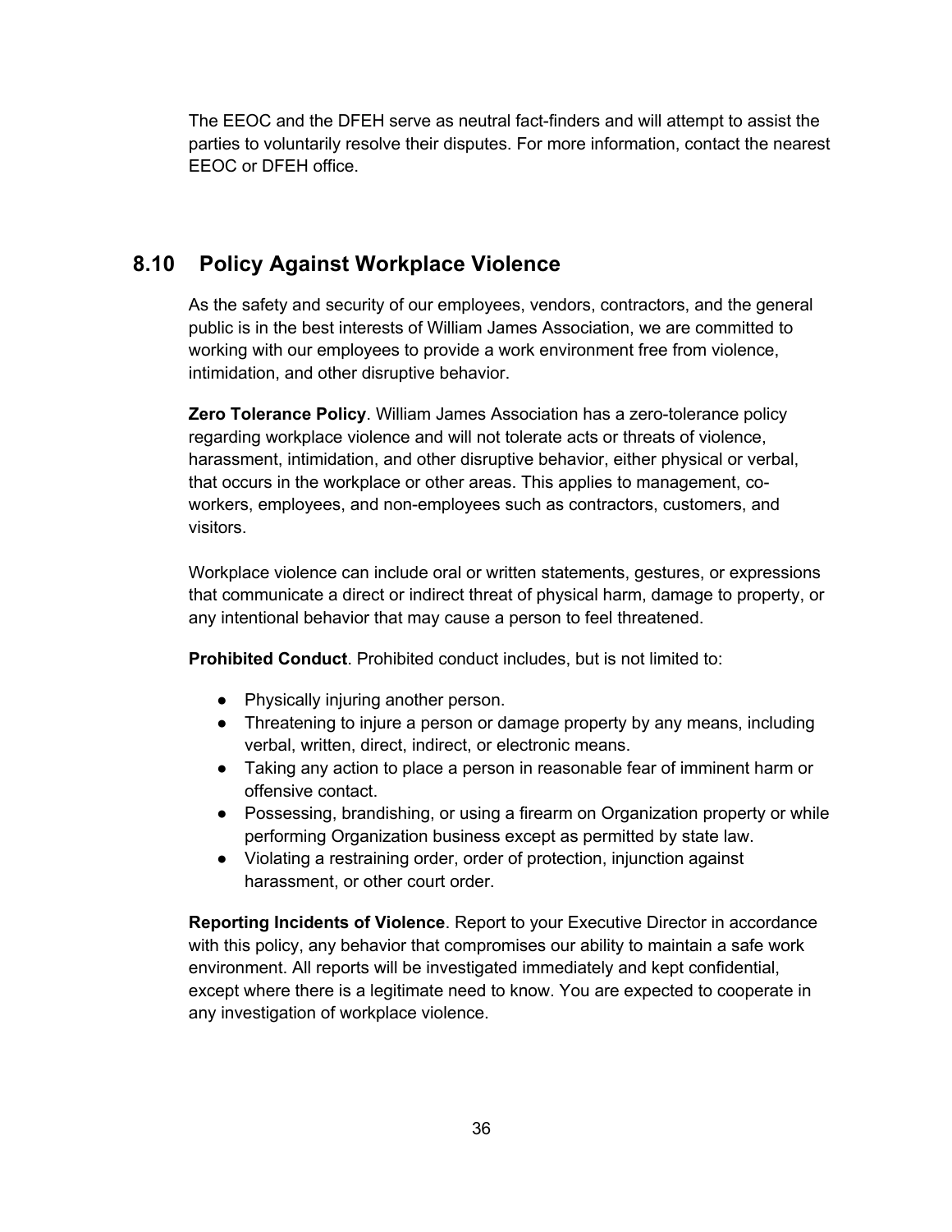The EEOC and the DFEH serve as neutral fact-finders and will attempt to assist the parties to voluntarily resolve their disputes. For more information, contact the nearest EEOC or DFEH office.

## 8.10 Policy Against Workplace Violence

As the safety and security of our employees, vendors, contractors, and the general public is in the best interests of William James Association, we are committed to working with our employees to provide a work environment free from violence, intimidation, and other disruptive behavior.

**Zero Tolerance Policy**. William James Association has a zero-tolerance policy regarding workplace violence and will not tolerate acts or threats of violence, harassment, intimidation, and other disruptive behavior, either physical or verbal, that occurs in the workplace or other areas. This applies to management, co-workers, employees, and non-employees such as contractors, customers, and visitors.

Workplace violence can include oral or written statements, gestures, or expressions that communicate a direct or indirect threat of physical harm, damage to property, or any intentional behavior that may cause a person to feel threatened.

**Prohibited Conduct**. Prohibited conduct includes, but is not limited to:

- Physically injuring another person.
- Threatening to injure a person or damage property by any means, including verbal, written, direct, indirect, or electronic means.
- Taking any action to place a person in reasonable fear of imminent harm or offensive contact.
- Possessing, brandishing, or using a firearm on Organization property or while performing Organization business except as permitted by state law.
- Violating a restraining order, order of protection, injunction against harassment, or other court order.

**Reporting Incidents of Violence**. Report to your Executive Director in accordance with this policy, any behavior that compromises our ability to maintain a safe work environment. All reports will be investigated immediately and kept confidential, except where there is a legitimate need to know. You are expected to cooperate in any investigation of workplace violence.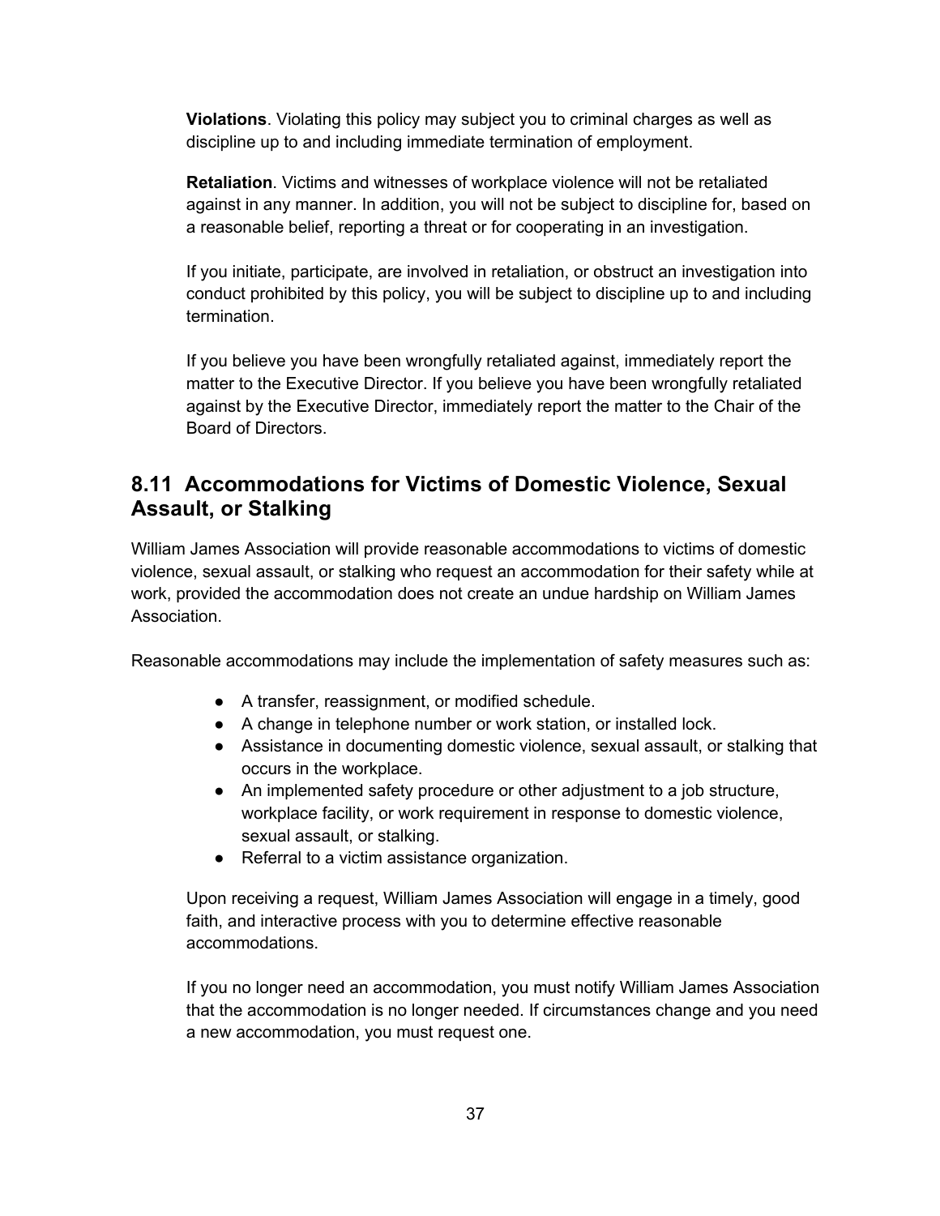**Violations**. Violating this policy may subject you to criminal charges as well as discipline up to and including immediate termination of employment.

**Retaliation**. Victims and witnesses of workplace violence will not be retaliated against in any manner. In addition, you will not be subject to discipline for, based on a reasonable belief, reporting a threat or for cooperating in an investigation.

If you initiate, participate, are involved in retaliation, or obstruct an investigation into conduct prohibited by this policy, you will be subject to discipline up to and including termination.

If you believe you have been wrongfully retaliated against, immediately report the matter to the Executive Director. If you believe you have been wrongfully retaliated against by the Executive Director, immediately report the matter to the Chair of the Board of Directors.

## 8.11 Accommodations for Victims of Domestic Violence, Sexual Assault, or Stalking

William James Association will provide reasonable accommodations to victims of domestic violence, sexual assault, or stalking who request an accommodation for their safety while at work, provided the accommodation does not create an undue hardship on William James Association.

Reasonable accommodations may include the implementation of safety measures such as:

- A transfer, reassignment, or modified schedule.
- A change in telephone number or work station, or installed lock.
- Assistance in documenting domestic violence, sexual assault, or stalking that occurs in the workplace.
- An implemented safety procedure or other adjustment to a job structure, workplace facility, or work requirement in response to domestic violence, sexual assault, or stalking.
- Referral to a victim assistance organization.

Upon receiving a request, William James Association will engage in a timely, good faith, and interactive process with you to determine effective reasonable accommodations.

If you no longer need an accommodation, you must notify William James Association that the accommodation is no longer needed. If circumstances change and you need a new accommodation, you must request one.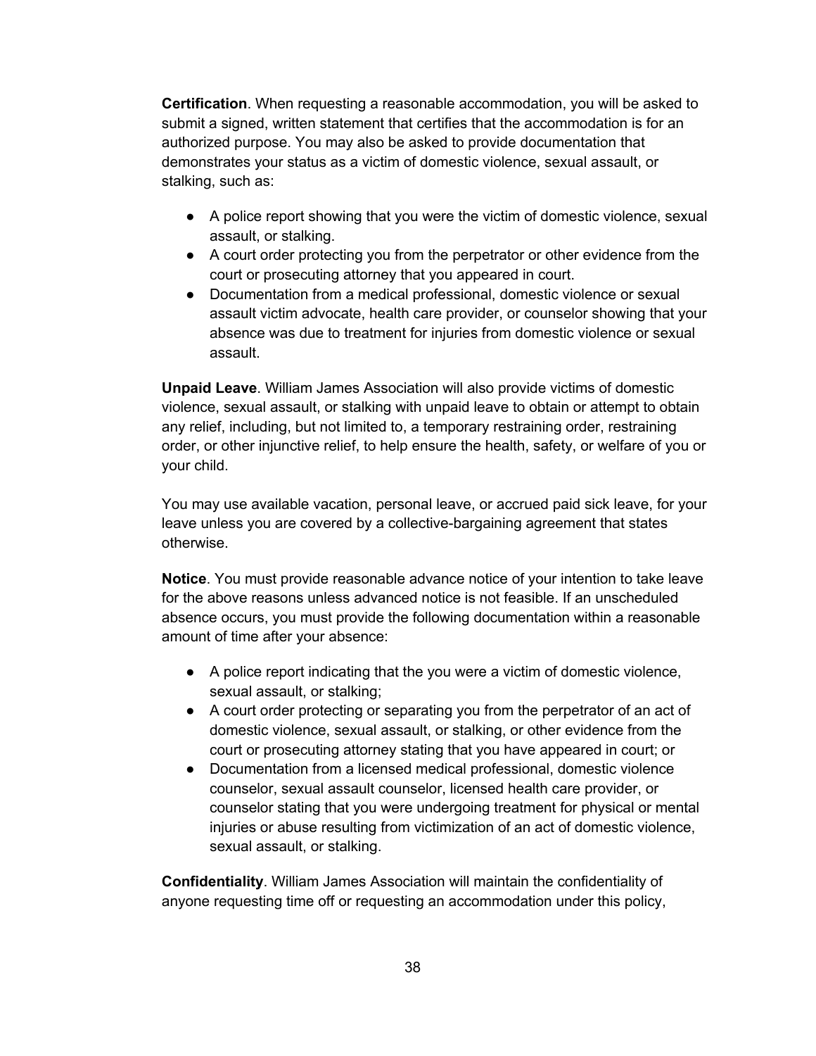**Certification**. When requesting a reasonable accommodation, you will be asked to submit a signed, written statement that certifies that the accommodation is for an authorized purpose. You may also be asked to provide documentation that demonstrates your status as a victim of domestic violence, sexual assault, or stalking, such as:

- A police report showing that you were the victim of domestic violence, sexual assault, or stalking.
- A court order protecting you from the perpetrator or other evidence from the court or prosecuting attorney that you appeared in court.
- Documentation from a medical professional, domestic violence or sexual assault victim advocate, health care provider, or counselor showing that your absence was due to treatment for injuries from domestic violence or sexual assault.

**Unpaid Leave**. William James Association will also provide victims of domestic violence, sexual assault, or stalking with unpaid leave to obtain or attempt to obtain any relief, including, but not limited to, a temporary restraining order, restraining order, or other injunctive relief, to help ensure the health, safety, or welfare of you or your child.

You may use available vacation, personal leave, or accrued paid sick leave, for your leave unless you are covered by a collective-bargaining agreement that states otherwise.

**Notice**. You must provide reasonable advance notice of your intention to take leave for the above reasons unless advanced notice is not feasible. If an unscheduled absence occurs, you must provide the following documentation within a reasonable amount of time after your absence:

- A police report indicating that the you were a victim of domestic violence, sexual assault, or stalking;
- A court order protecting or separating you from the perpetrator of an act of domestic violence, sexual assault, or stalking, or other evidence from the court or prosecuting attorney stating that you have appeared in court; or
- Documentation from a licensed medical professional, domestic violence counselor, sexual assault counselor, licensed health care provider, or counselor stating that you were undergoing treatment for physical or mental injuries or abuse resulting from victimization of an act of domestic violence, sexual assault, or stalking.

**Confidentiality**. William James Association will maintain the confidentiality of anyone requesting time off or requesting an accommodation under this policy,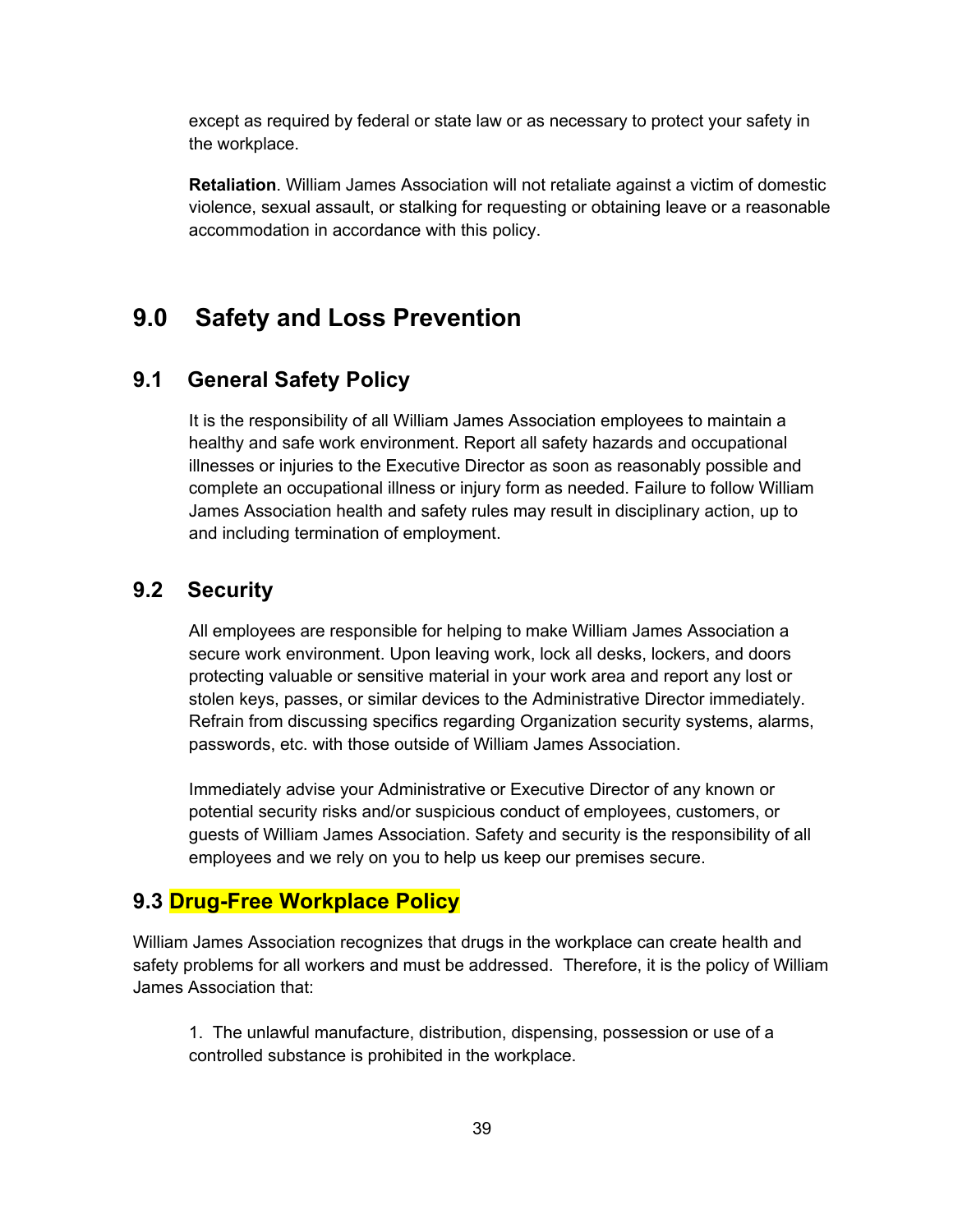except as required by federal or state law or as necessary to protect your safety in the workplace.

**Retaliation**. William James Association will not retaliate against a victim of domestic violence, sexual assault, or stalking for requesting or obtaining leave or a reasonable accommodation in accordance with this policy.

# 9.0 Safety and Loss Prevention

## 9.1 General Safety Policy

It is the responsibility of all William James Association employees to maintain a healthy and safe work environment. Report all safety hazards and occupational illnesses or injuries to the Executive Director as soon as reasonably possible and complete an occupational illness or injury form as needed. Failure to follow William James Association health and safety rules may result in disciplinary action, up to and including termination of employment.

## 9.2 Security

All employees are responsible for helping to make William James Association a secure work environment. Upon leaving work, lock all desks, lockers, and doors protecting valuable or sensitive material in your work area and report any lost or stolen keys, passes, or similar devices to the Administrative Director immediately. Refrain from discussing specifics regarding Organization security systems, alarms, passwords, etc. with those outside of William James Association.

Immediately advise your Administrative or Executive Director of any known or potential security risks and/or suspicious conduct of employees, customers, or guests of William James Association. Safety and security is the responsibility of all employees and we rely on you to help us keep our premises secure.

## 9.3 Drug-Free Workplace Policy

William James Association recognizes that drugs in the workplace can create health and safety problems for all workers and must be addressed. Therefore, it is the policy of William James Association that:

1. The unlawful manufacture, distribution, dispensing, possession or use of a controlled substance is prohibited in the workplace.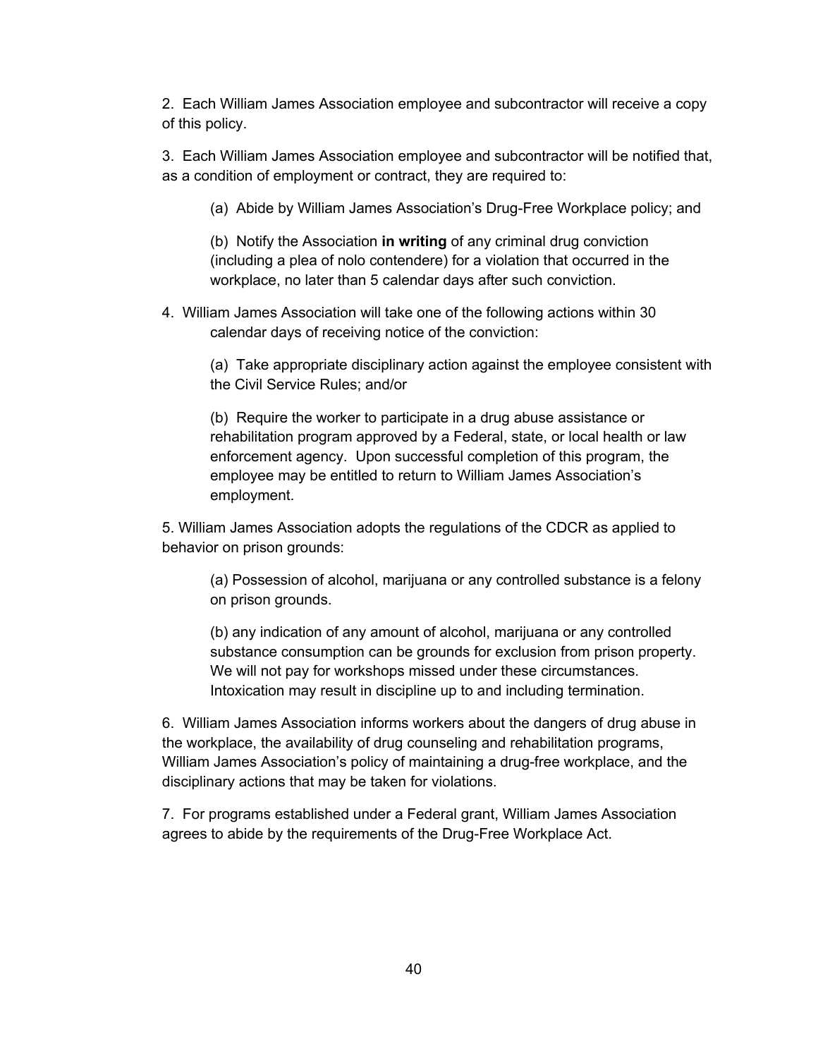2. Each William James Association employee and subcontractor will receive a copy of this policy.

3. Each William James Association employee and subcontractor will be notified that, as a condition of employment or contract, they are required to:

> (a) Abide by William James Association's Drug-Free Workplace policy; and
>
> (b) Notify the Association **in writing** of any criminal drug conviction (including a plea of nolo contendere) for a violation that occurred in the workplace, no later than 5 calendar days after such conviction.

4. William James Association will take one of the following actions within 30 calendar days of receiving notice of the conviction:

> (a) Take appropriate disciplinary action against the employee consistent with the Civil Service Rules; and/or
>
> (b) Require the worker to participate in a drug abuse assistance or rehabilitation program approved by a Federal, state, or local health or law enforcement agency. Upon successful completion of this program, the employee may be entitled to return to William James Association's employment.

5. William James Association adopts the regulations of the CDCR as applied to behavior on prison grounds:

> (a) Possession of alcohol, marijuana or any controlled substance is a felony on prison grounds.
>
> (b) any indication of any amount of alcohol, marijuana or any controlled substance consumption can be grounds for exclusion from prison property. We will not pay for workshops missed under these circumstances. Intoxication may result in discipline up to and including termination.

6. William James Association informs workers about the dangers of drug abuse in the workplace, the availability of drug counseling and rehabilitation programs, William James Association's policy of maintaining a drug-free workplace, and the disciplinary actions that may be taken for violations.

7. For programs established under a Federal grant, William James Association agrees to abide by the requirements of the Drug-Free Workplace Act.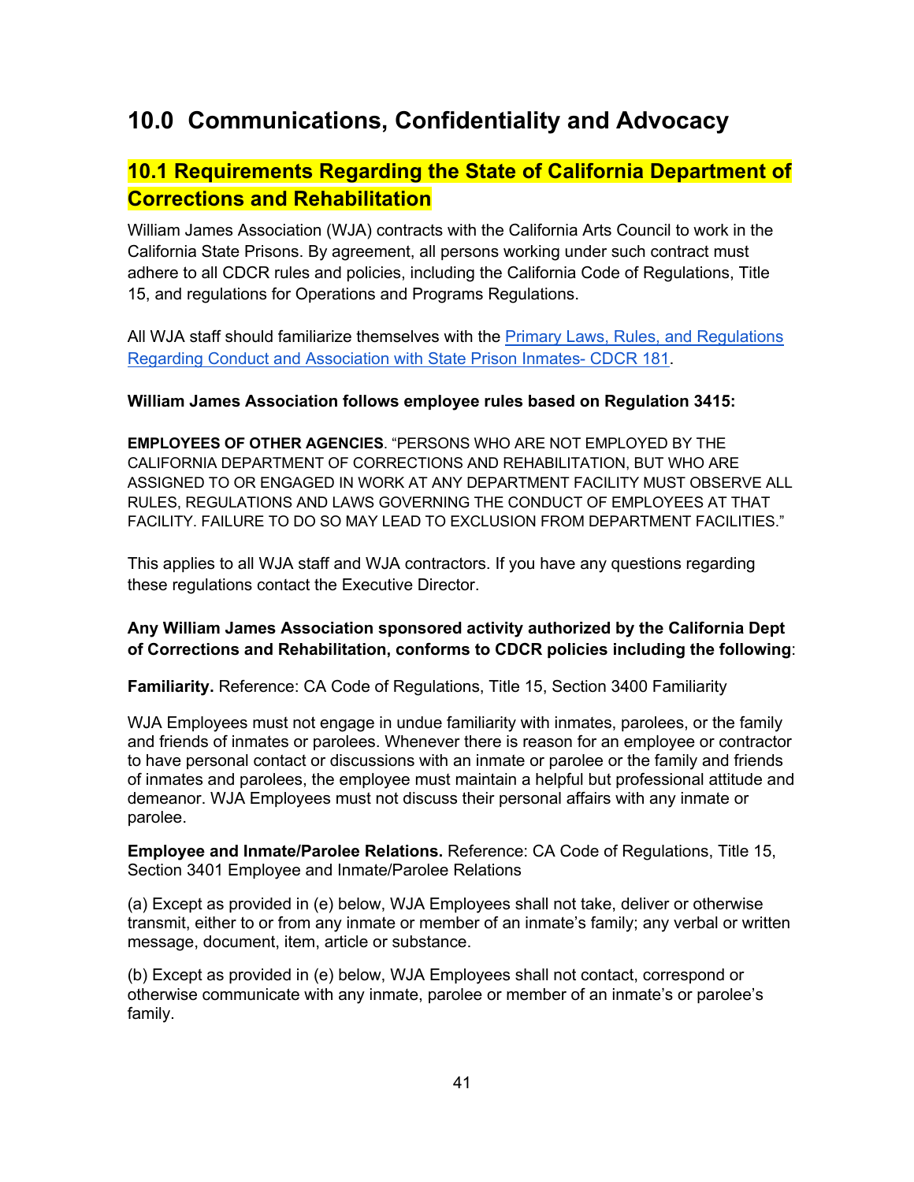# 10.0 Communications, Confidentiality and Advocacy

## 10.1 Requirements Regarding the State of California Department of Corrections and Rehabilitation

William James Association (WJA) contracts with the California Arts Council to work in the California State Prisons. By agreement, all persons working under such contract must adhere to all CDCR rules and policies, including the California Code of Regulations, Title 15, and regulations for Operations and Programs Regulations.

All WJA staff should familiarize themselves with the [Primary Laws, Rules, and Regulations Regarding Conduct and Association with State Prison Inmates- CDCR 181](#).

**William James Association follows employee rules based on Regulation 3415:**

**EMPLOYEES OF OTHER AGENCIES**. "PERSONS WHO ARE NOT EMPLOYED BY THE CALIFORNIA DEPARTMENT OF CORRECTIONS AND REHABILITATION, BUT WHO ARE ASSIGNED TO OR ENGAGED IN WORK AT ANY DEPARTMENT FACILITY MUST OBSERVE ALL RULES, REGULATIONS AND LAWS GOVERNING THE CONDUCT OF EMPLOYEES AT THAT FACILITY. FAILURE TO DO SO MAY LEAD TO EXCLUSION FROM DEPARTMENT FACILITIES."

This applies to all WJA staff and WJA contractors. If you have any questions regarding these regulations contact the Executive Director.

**Any William James Association sponsored activity authorized by the California Dept of Corrections and Rehabilitation, conforms to CDCR policies including the following**:

**Familiarity.** Reference: CA Code of Regulations, Title 15, Section 3400 Familiarity

WJA Employees must not engage in undue familiarity with inmates, parolees, or the family and friends of inmates or parolees. Whenever there is reason for an employee or contractor to have personal contact or discussions with an inmate or parolee or the family and friends of inmates and parolees, the employee must maintain a helpful but professional attitude and demeanor. WJA Employees must not discuss their personal affairs with any inmate or parolee.

**Employee and Inmate/Parolee Relations.** Reference: CA Code of Regulations, Title 15, Section 3401 Employee and Inmate/Parolee Relations

(a) Except as provided in (e) below, WJA Employees shall not take, deliver or otherwise transmit, either to or from any inmate or member of an inmate's family; any verbal or written message, document, item, article or substance.

(b) Except as provided in (e) below, WJA Employees shall not contact, correspond or otherwise communicate with any inmate, parolee or member of an inmate's or parolee's family.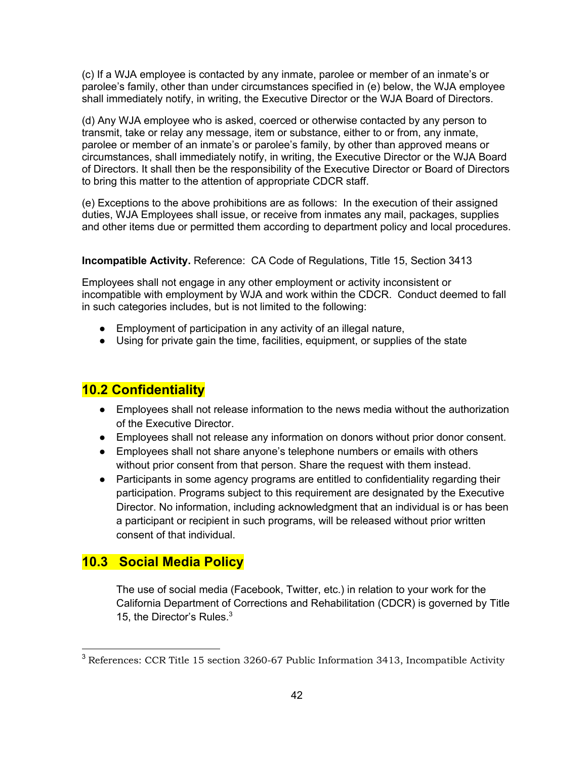(c) If a WJA employee is contacted by any inmate, parolee or member of an inmate's or parolee's family, other than under circumstances specified in (e) below, the WJA employee shall immediately notify, in writing, the Executive Director or the WJA Board of Directors.

(d) Any WJA employee who is asked, coerced or otherwise contacted by any person to transmit, take or relay any message, item or substance, either to or from, any inmate, parolee or member of an inmate's or parolee's family, by other than approved means or circumstances, shall immediately notify, in writing, the Executive Director or the WJA Board of Directors. It shall then be the responsibility of the Executive Director or Board of Directors to bring this matter to the attention of appropriate CDCR staff.

(e) Exceptions to the above prohibitions are as follows: In the execution of their assigned duties, WJA Employees shall issue, or receive from inmates any mail, packages, supplies and other items due or permitted them according to department policy and local procedures.

**Incompatible Activity.** Reference: CA Code of Regulations, Title 15, Section 3413

Employees shall not engage in any other employment or activity inconsistent or incompatible with employment by WJA and work within the CDCR. Conduct deemed to fall in such categories includes, but is not limited to the following:

- Employment of participation in any activity of an illegal nature,
- Using for private gain the time, facilities, equipment, or supplies of the state

## 10.2 Confidentiality

- Employees shall not release information to the news media without the authorization of the Executive Director.
- Employees shall not release any information on donors without prior donor consent.
- Employees shall not share anyone's telephone numbers or emails with others without prior consent from that person. Share the request with them instead.
- Participants in some agency programs are entitled to confidentiality regarding their participation. Programs subject to this requirement are designated by the Executive Director. No information, including acknowledgment that an individual is or has been a participant or recipient in such programs, will be released without prior written consent of that individual.

## 10.3 Social Media Policy

The use of social media (Facebook, Twitter, etc.) in relation to your work for the California Department of Corrections and Rehabilitation (CDCR) is governed by Title 15, the Director's Rules.[3]

[3] References: CCR Title 15 section 3260-67 Public Information 3413, Incompatible Activity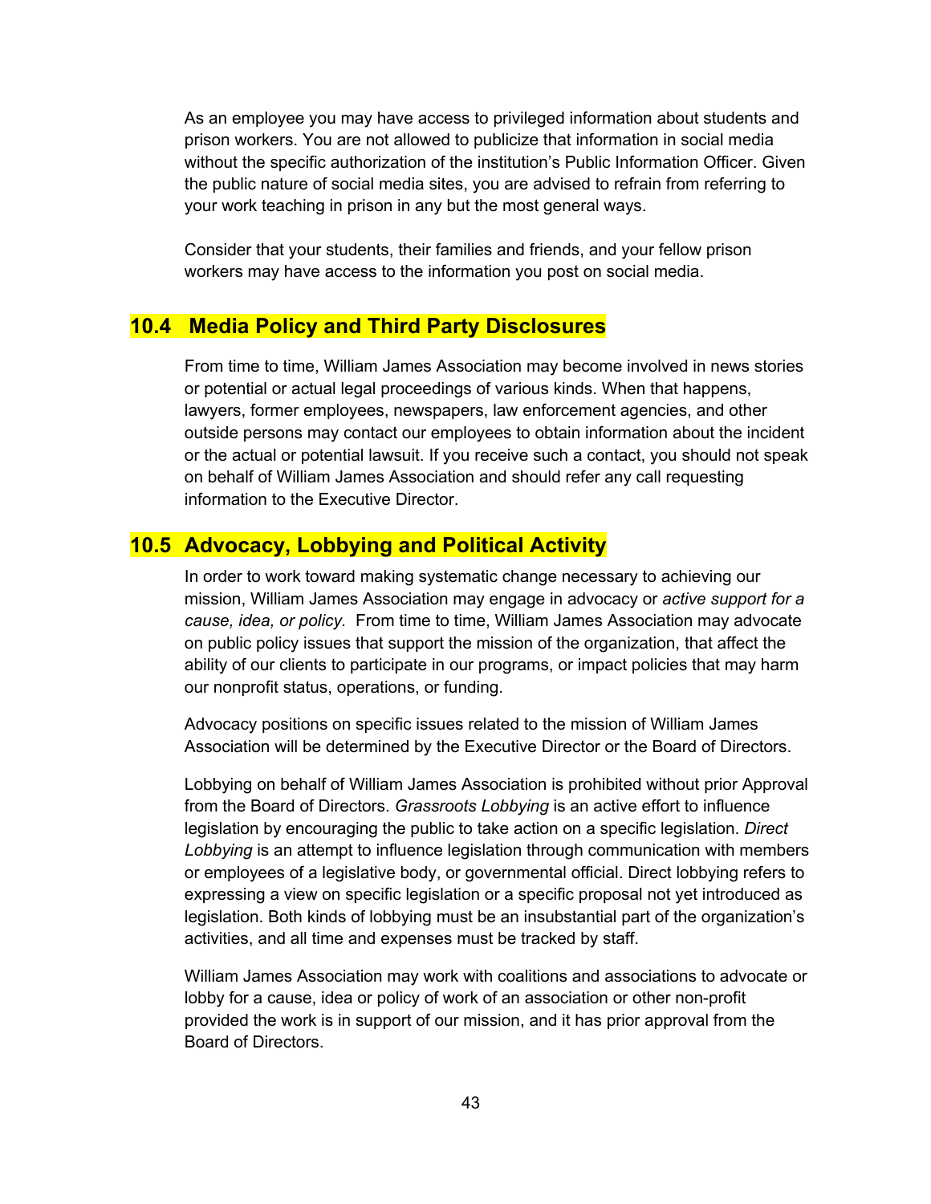As an employee you may have access to privileged information about students and prison workers. You are not allowed to publicize that information in social media without the specific authorization of the institution's Public Information Officer. Given the public nature of social media sites, you are advised to refrain from referring to your work teaching in prison in any but the most general ways.

Consider that your students, their families and friends, and your fellow prison workers may have access to the information you post on social media.

## 10.4 Media Policy and Third Party Disclosures

From time to time, William James Association may become involved in news stories or potential or actual legal proceedings of various kinds. When that happens, lawyers, former employees, newspapers, law enforcement agencies, and other outside persons may contact our employees to obtain information about the incident or the actual or potential lawsuit. If you receive such a contact, you should not speak on behalf of William James Association and should refer any call requesting information to the Executive Director.

## 10.5 Advocacy, Lobbying and Political Activity

In order to work toward making systematic change necessary to achieving our mission, William James Association may engage in advocacy or *active support for a cause, idea, or policy.* From time to time, William James Association may advocate on public policy issues that support the mission of the organization, that affect the ability of our clients to participate in our programs, or impact policies that may harm our nonprofit status, operations, or funding.

Advocacy positions on specific issues related to the mission of William James Association will be determined by the Executive Director or the Board of Directors.

Lobbying on behalf of William James Association is prohibited without prior Approval from the Board of Directors. *Grassroots Lobbying* is an active effort to influence legislation by encouraging the public to take action on a specific legislation. *Direct Lobbying* is an attempt to influence legislation through communication with members or employees of a legislative body, or governmental official. Direct lobbying refers to expressing a view on specific legislation or a specific proposal not yet introduced as legislation. Both kinds of lobbying must be an insubstantial part of the organization's activities, and all time and expenses must be tracked by staff.

William James Association may work with coalitions and associations to advocate or lobby for a cause, idea or policy of work of an association or other non-profit provided the work is in support of our mission, and it has prior approval from the Board of Directors.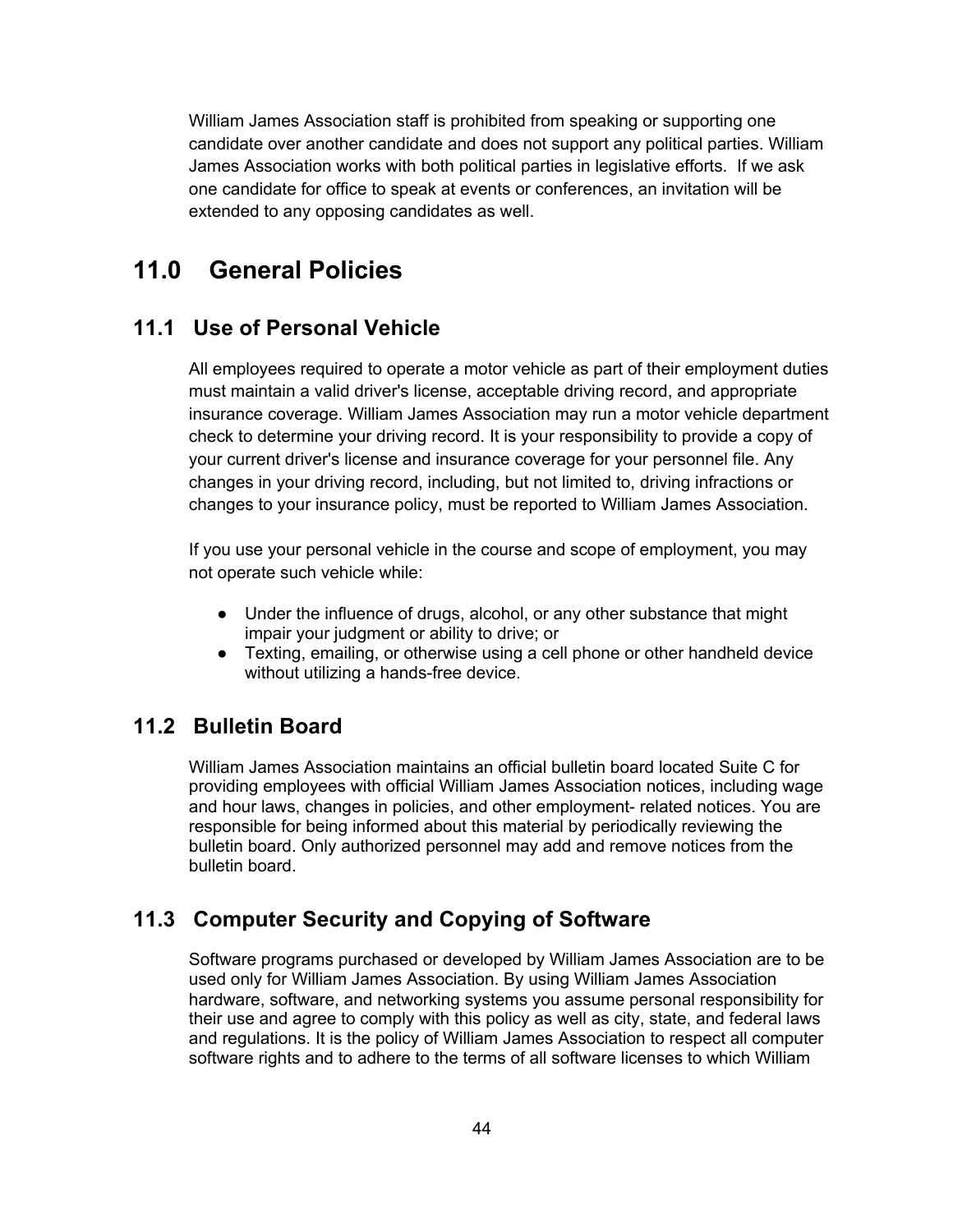William James Association staff is prohibited from speaking or supporting one candidate over another candidate and does not support any political parties. William James Association works with both political parties in legislative efforts. If we ask one candidate for office to speak at events or conferences, an invitation will be extended to any opposing candidates as well.

# 11.0 General Policies

## 11.1 Use of Personal Vehicle

All employees required to operate a motor vehicle as part of their employment duties must maintain a valid driver's license, acceptable driving record, and appropriate insurance coverage. William James Association may run a motor vehicle department check to determine your driving record. It is your responsibility to provide a copy of your current driver's license and insurance coverage for your personnel file. Any changes in your driving record, including, but not limited to, driving infractions or changes to your insurance policy, must be reported to William James Association.

If you use your personal vehicle in the course and scope of employment, you may not operate such vehicle while:

- Under the influence of drugs, alcohol, or any other substance that might impair your judgment or ability to drive; or
- Texting, emailing, or otherwise using a cell phone or other handheld device without utilizing a hands-free device.

## 11.2 Bulletin Board

William James Association maintains an official bulletin board located Suite C for providing employees with official William James Association notices, including wage and hour laws, changes in policies, and other employment- related notices. You are responsible for being informed about this material by periodically reviewing the bulletin board. Only authorized personnel may add and remove notices from the bulletin board.

## 11.3 Computer Security and Copying of Software

Software programs purchased or developed by William James Association are to be used only for William James Association. By using William James Association hardware, software, and networking systems you assume personal responsibility for their use and agree to comply with this policy as well as city, state, and federal laws and regulations. It is the policy of William James Association to respect all computer software rights and to adhere to the terms of all software licenses to which William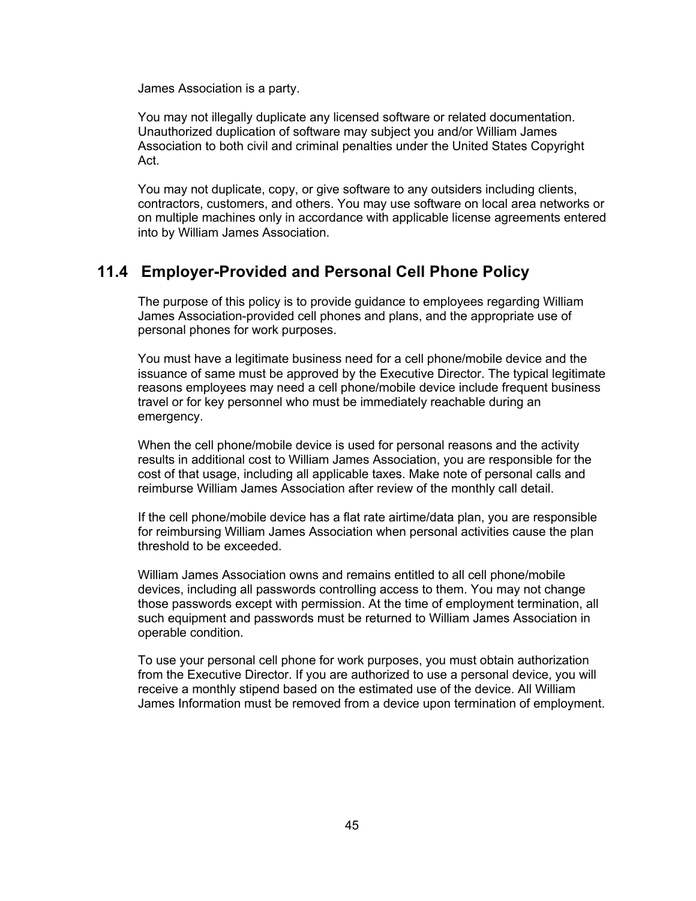James Association is a party.

You may not illegally duplicate any licensed software or related documentation. Unauthorized duplication of software may subject you and/or William James Association to both civil and criminal penalties under the United States Copyright Act.

You may not duplicate, copy, or give software to any outsiders including clients, contractors, customers, and others. You may use software on local area networks or on multiple machines only in accordance with applicable license agreements entered into by William James Association.

## 11.4 Employer-Provided and Personal Cell Phone Policy

The purpose of this policy is to provide guidance to employees regarding William James Association-provided cell phones and plans, and the appropriate use of personal phones for work purposes.

You must have a legitimate business need for a cell phone/mobile device and the issuance of same must be approved by the Executive Director. The typical legitimate reasons employees may need a cell phone/mobile device include frequent business travel or for key personnel who must be immediately reachable during an emergency.

When the cell phone/mobile device is used for personal reasons and the activity results in additional cost to William James Association, you are responsible for the cost of that usage, including all applicable taxes. Make note of personal calls and reimburse William James Association after review of the monthly call detail.

If the cell phone/mobile device has a flat rate airtime/data plan, you are responsible for reimbursing William James Association when personal activities cause the plan threshold to be exceeded.

William James Association owns and remains entitled to all cell phone/mobile devices, including all passwords controlling access to them. You may not change those passwords except with permission. At the time of employment termination, all such equipment and passwords must be returned to William James Association in operable condition.

To use your personal cell phone for work purposes, you must obtain authorization from the Executive Director. If you are authorized to use a personal device, you will receive a monthly stipend based on the estimated use of the device. All William James Information must be removed from a device upon termination of employment.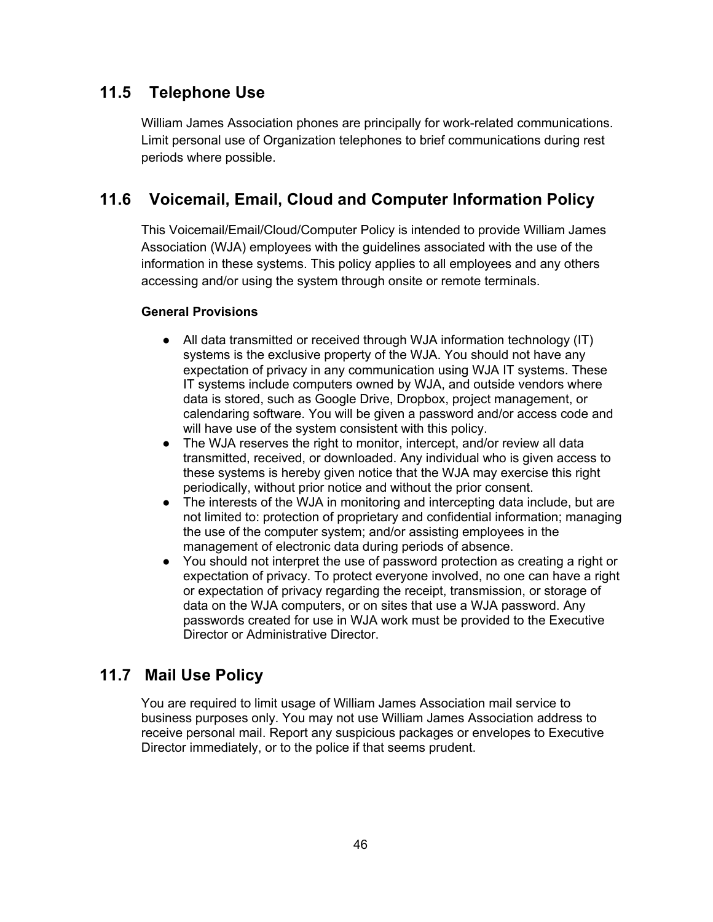## 11.5 Telephone Use

William James Association phones are principally for work-related communications. Limit personal use of Organization telephones to brief communications during rest periods where possible.

## 11.6 Voicemail, Email, Cloud and Computer Information Policy

This Voicemail/Email/Cloud/Computer Policy is intended to provide William James Association (WJA) employees with the guidelines associated with the use of the information in these systems. This policy applies to all employees and any others accessing and/or using the system through onsite or remote terminals.

**General Provisions**

- All data transmitted or received through WJA information technology (IT) systems is the exclusive property of the WJA. You should not have any expectation of privacy in any communication using WJA IT systems. These IT systems include computers owned by WJA, and outside vendors where data is stored, such as Google Drive, Dropbox, project management, or calendaring software. You will be given a password and/or access code and will have use of the system consistent with this policy.
- The WJA reserves the right to monitor, intercept, and/or review all data transmitted, received, or downloaded. Any individual who is given access to these systems is hereby given notice that the WJA may exercise this right periodically, without prior notice and without the prior consent.
- The interests of the WJA in monitoring and intercepting data include, but are not limited to: protection of proprietary and confidential information; managing the use of the computer system; and/or assisting employees in the management of electronic data during periods of absence.
- You should not interpret the use of password protection as creating a right or expectation of privacy. To protect everyone involved, no one can have a right or expectation of privacy regarding the receipt, transmission, or storage of data on the WJA computers, or on sites that use a WJA password. Any passwords created for use in WJA work must be provided to the Executive Director or Administrative Director.

## 11.7 Mail Use Policy

You are required to limit usage of William James Association mail service to business purposes only. You may not use William James Association address to receive personal mail. Report any suspicious packages or envelopes to Executive Director immediately, or to the police if that seems prudent.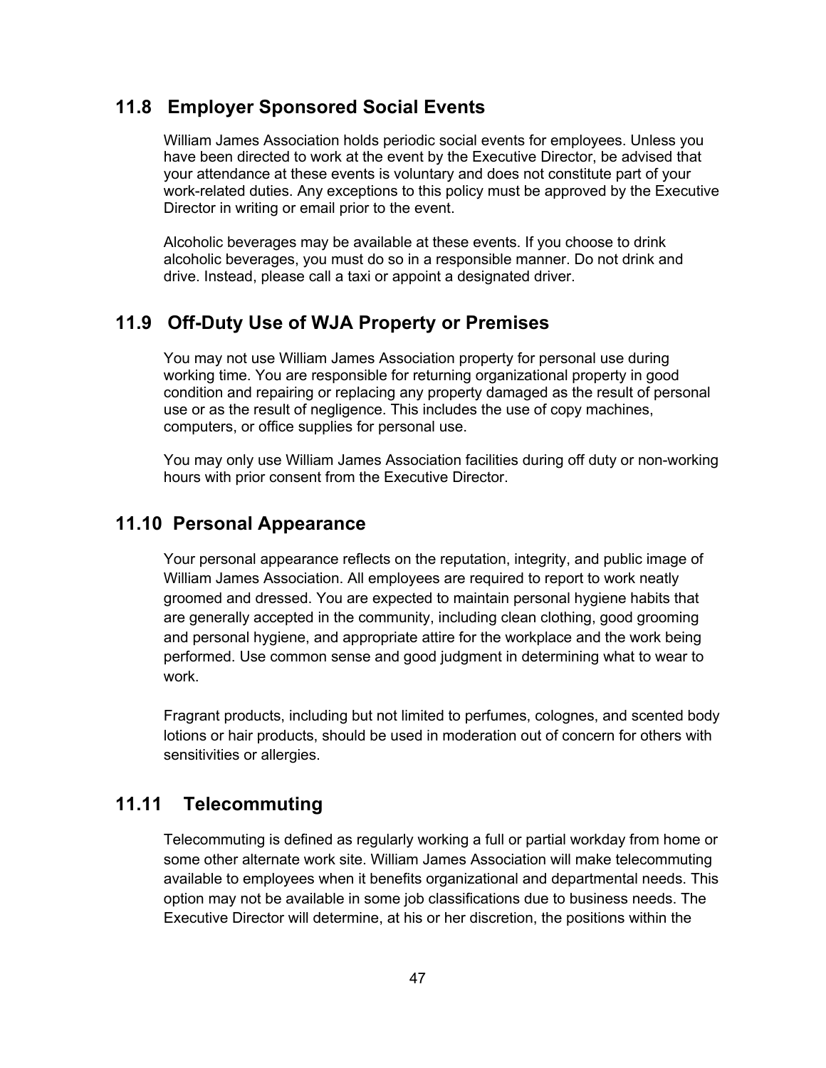## 11.8 Employer Sponsored Social Events

William James Association holds periodic social events for employees. Unless you have been directed to work at the event by the Executive Director, be advised that your attendance at these events is voluntary and does not constitute part of your work-related duties. Any exceptions to this policy must be approved by the Executive Director in writing or email prior to the event.

Alcoholic beverages may be available at these events. If you choose to drink alcoholic beverages, you must do so in a responsible manner. Do not drink and drive. Instead, please call a taxi or appoint a designated driver.

## 11.9 Off-Duty Use of WJA Property or Premises

You may not use William James Association property for personal use during working time. You are responsible for returning organizational property in good condition and repairing or replacing any property damaged as the result of personal use or as the result of negligence. This includes the use of copy machines, computers, or office supplies for personal use.

You may only use William James Association facilities during off duty or non-working hours with prior consent from the Executive Director.

## 11.10 Personal Appearance

Your personal appearance reflects on the reputation, integrity, and public image of William James Association. All employees are required to report to work neatly groomed and dressed. You are expected to maintain personal hygiene habits that are generally accepted in the community, including clean clothing, good grooming and personal hygiene, and appropriate attire for the workplace and the work being performed. Use common sense and good judgment in determining what to wear to work.

Fragrant products, including but not limited to perfumes, colognes, and scented body lotions or hair products, should be used in moderation out of concern for others with sensitivities or allergies.

## 11.11 Telecommuting

Telecommuting is defined as regularly working a full or partial workday from home or some other alternate work site. William James Association will make telecommuting available to employees when it benefits organizational and departmental needs. This option may not be available in some job classifications due to business needs. The Executive Director will determine, at his or her discretion, the positions within the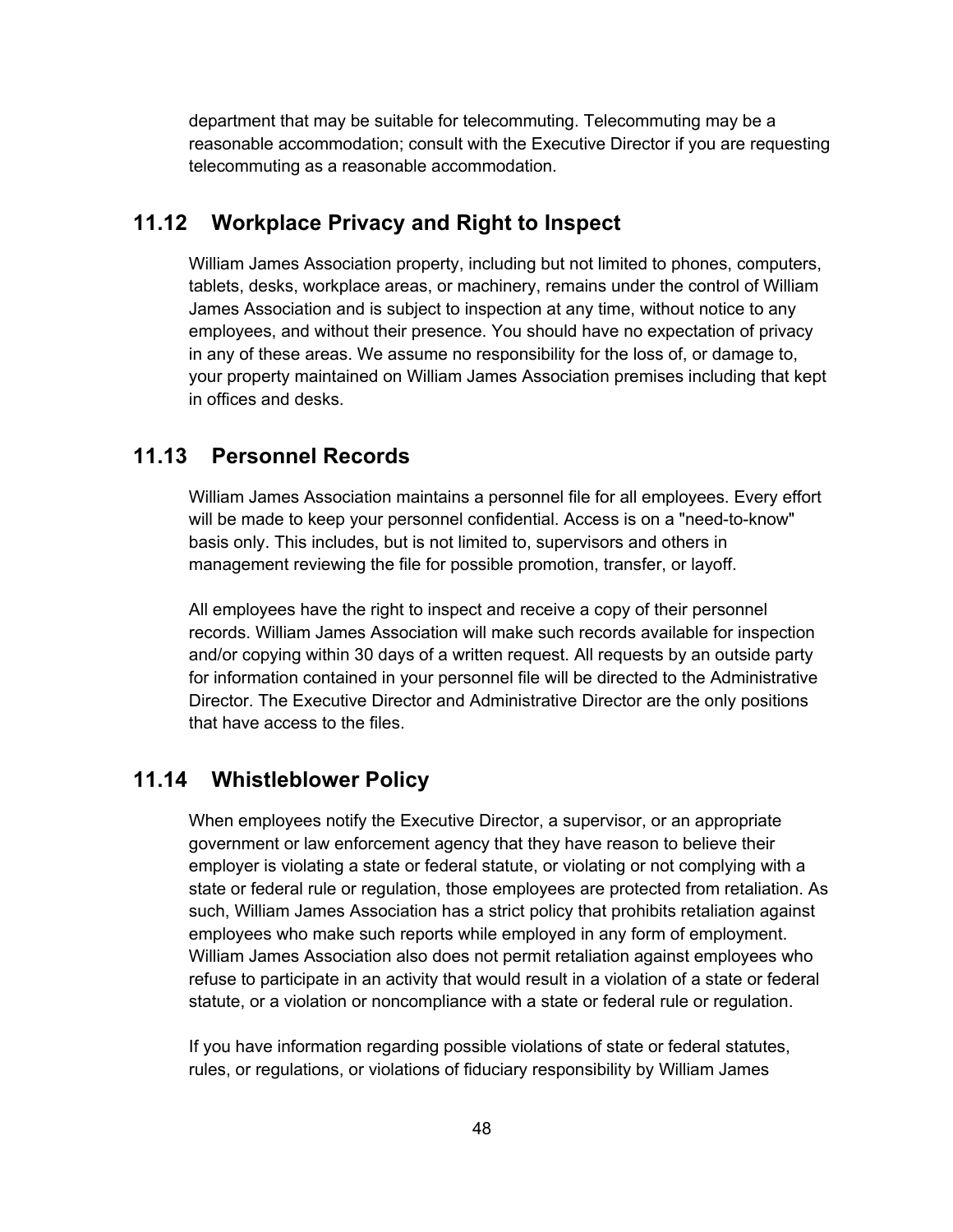department that may be suitable for telecommuting. Telecommuting may be a reasonable accommodation; consult with the Executive Director if you are requesting telecommuting as a reasonable accommodation.

## 11.12 Workplace Privacy and Right to Inspect

William James Association property, including but not limited to phones, computers, tablets, desks, workplace areas, or machinery, remains under the control of William James Association and is subject to inspection at any time, without notice to any employees, and without their presence. You should have no expectation of privacy in any of these areas. We assume no responsibility for the loss of, or damage to, your property maintained on William James Association premises including that kept in offices and desks.

## 11.13 Personnel Records

William James Association maintains a personnel file for all employees. Every effort will be made to keep your personnel confidential. Access is on a "need-to-know" basis only. This includes, but is not limited to, supervisors and others in management reviewing the file for possible promotion, transfer, or layoff.

All employees have the right to inspect and receive a copy of their personnel records. William James Association will make such records available for inspection and/or copying within 30 days of a written request. All requests by an outside party for information contained in your personnel file will be directed to the Administrative Director. The Executive Director and Administrative Director are the only positions that have access to the files.

## 11.14 Whistleblower Policy

When employees notify the Executive Director, a supervisor, or an appropriate government or law enforcement agency that they have reason to believe their employer is violating a state or federal statute, or violating or not complying with a state or federal rule or regulation, those employees are protected from retaliation. As such, William James Association has a strict policy that prohibits retaliation against employees who make such reports while employed in any form of employment. William James Association also does not permit retaliation against employees who refuse to participate in an activity that would result in a violation of a state or federal statute, or a violation or noncompliance with a state or federal rule or regulation.

If you have information regarding possible violations of state or federal statutes, rules, or regulations, or violations of fiduciary responsibility by William James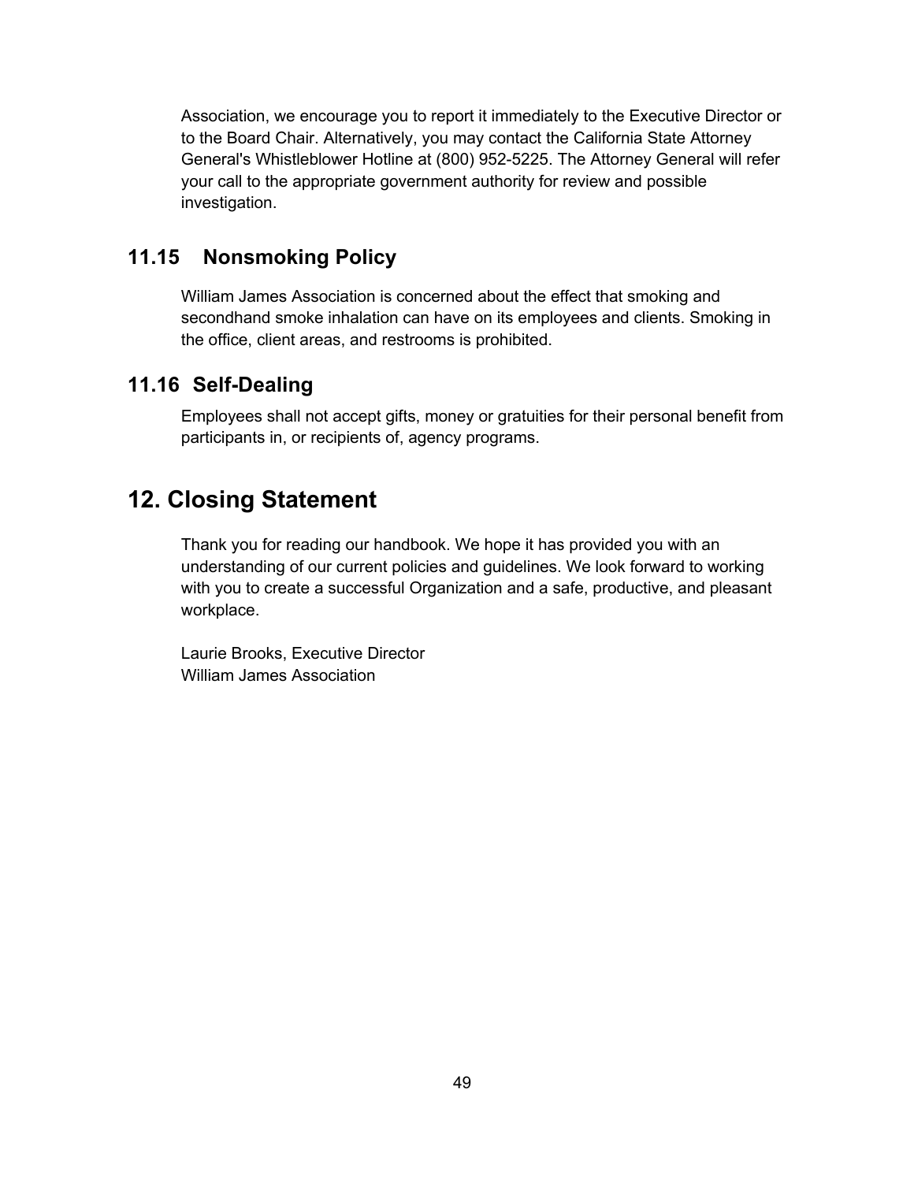Association, we encourage you to report it immediately to the Executive Director or to the Board Chair. Alternatively, you may contact the California State Attorney General's Whistleblower Hotline at (800) 952-5225. The Attorney General will refer your call to the appropriate government authority for review and possible investigation.

## 11.15 Nonsmoking Policy

William James Association is concerned about the effect that smoking and secondhand smoke inhalation can have on its employees and clients. Smoking in the office, client areas, and restrooms is prohibited.

## 11.16 Self-Dealing

Employees shall not accept gifts, money or gratuities for their personal benefit from participants in, or recipients of, agency programs.

# 12. Closing Statement

Thank you for reading our handbook. We hope it has provided you with an understanding of our current policies and guidelines. We look forward to working with you to create a successful Organization and a safe, productive, and pleasant workplace.

Laurie Brooks, Executive Director
William James Association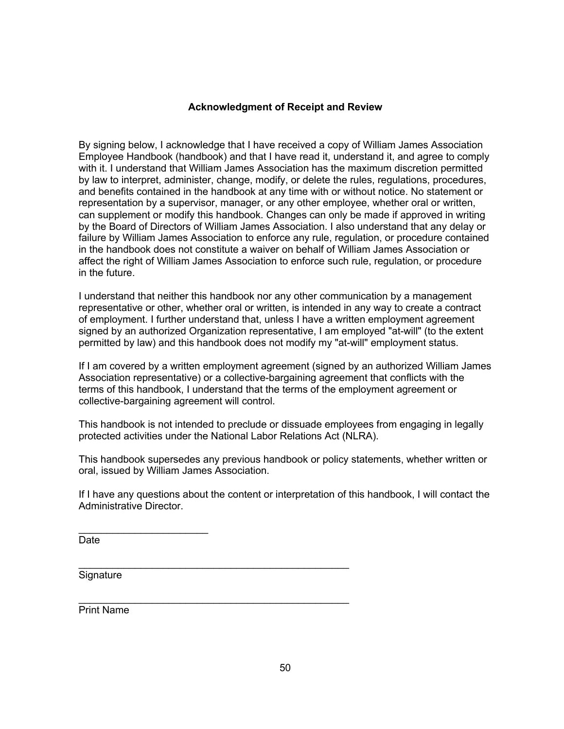## Acknowledgment of Receipt and Review

By signing below, I acknowledge that I have received a copy of William James Association Employee Handbook (handbook) and that I have read it, understand it, and agree to comply with it. I understand that William James Association has the maximum discretion permitted by law to interpret, administer, change, modify, or delete the rules, regulations, procedures, and benefits contained in the handbook at any time with or without notice. No statement or representation by a supervisor, manager, or any other employee, whether oral or written, can supplement or modify this handbook. Changes can only be made if approved in writing by the Board of Directors of William James Association. I also understand that any delay or failure by William James Association to enforce any rule, regulation, or procedure contained in the handbook does not constitute a waiver on behalf of William James Association or affect the right of William James Association to enforce such rule, regulation, or procedure in the future.

I understand that neither this handbook nor any other communication by a management representative or other, whether oral or written, is intended in any way to create a contract of employment. I further understand that, unless I have a written employment agreement signed by an authorized Organization representative, I am employed "at-will" (to the extent permitted by law) and this handbook does not modify my "at-will" employment status.

If I am covered by a written employment agreement (signed by an authorized William James Association representative) or a collective-bargaining agreement that conflicts with the terms of this handbook, I understand that the terms of the employment agreement or collective-bargaining agreement will control.

This handbook is not intended to preclude or dissuade employees from engaging in legally protected activities under the National Labor Relations Act (NLRA).

This handbook supersedes any previous handbook or policy statements, whether written or oral, issued by William James Association.

If I have any questions about the content or interpretation of this handbook, I will contact the Administrative Director.

_______________________
Date

________________________________________________
Signature

________________________________________________
Print Name